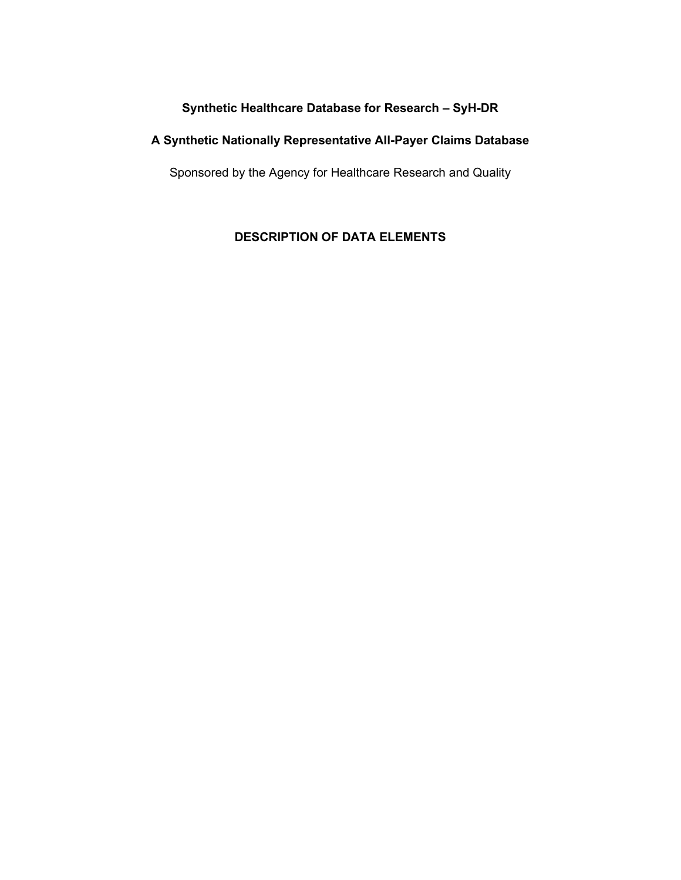# Synthetic Healthcare Database for Research – SyH-DR

## A Synthetic Nationally Representative All-Payer Claims Database

Sponsored by the Agency for Healthcare Research and Quality

## DESCRIPTION OF DATA ELEMENTS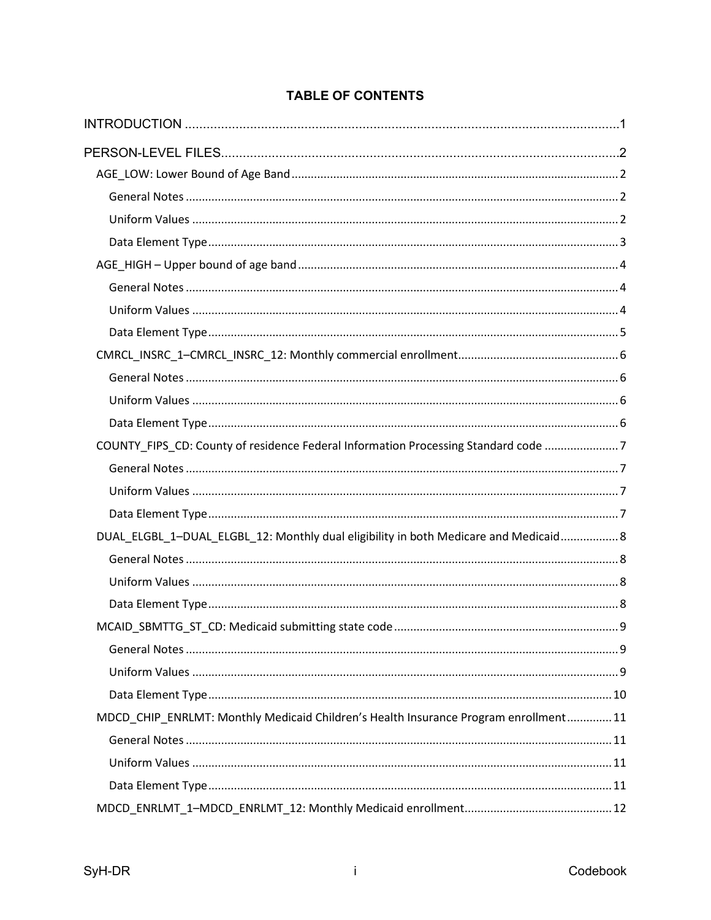**TABLE OF CONTENTS**

INTRODUCTION ........................................................................................................................1

PERSON-LEVEL FILES..............................................................................................................2

- AGE_LOW: Lower Bound of Age Band .................................................................................... 2
  - General Notes .................................................................................................................... 2
  - Uniform Values ................................................................................................................... 2
  - Data Element Type ............................................................................................................. 3
- AGE_HIGH – Upper bound of age band .................................................................................. 4
  - General Notes .................................................................................................................... 4
  - Uniform Values ................................................................................................................... 4
  - Data Element Type ............................................................................................................. 5
- CMRCL_INSRC_1–CMRCL_INSRC_12: Monthly commercial enrollment ................................................. 6
  - General Notes .................................................................................................................... 6
  - Uniform Values ................................................................................................................... 6
  - Data Element Type ............................................................................................................. 6
- COUNTY_FIPS_CD: County of residence Federal Information Processing Standard code ....................... 7
  - General Notes .................................................................................................................... 7
  - Uniform Values ................................................................................................................... 7
  - Data Element Type ............................................................................................................. 7
- DUAL_ELGBL_1–DUAL_ELGBL_12: Monthly dual eligibility in both Medicare and Medicaid .................. 8
  - General Notes .................................................................................................................... 8
  - Uniform Values ................................................................................................................... 8
  - Data Element Type ............................................................................................................. 8
- MCAID_SBMTTG_ST_CD: Medicaid submitting state code ..................................................................... 9
  - General Notes .................................................................................................................... 9
  - Uniform Values ................................................................................................................... 9
  - Data Element Type ........................................................................................................... 10
- MDCD_CHIP_ENRLMT: Monthly Medicaid Children's Health Insurance Program enrollment .............. 11
  - General Notes .................................................................................................................. 11
  - Uniform Values ................................................................................................................. 11
  - Data Element Type ........................................................................................................... 11
- MDCD_ENRLMT_1–MDCD_ENRLMT_12: Monthly Medicaid enrollment ............................................. 12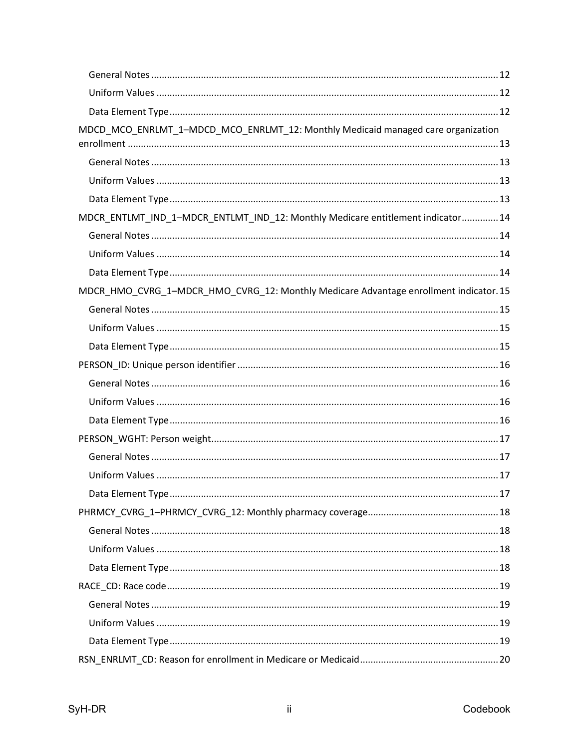General Notes ..... 12
Uniform Values ..... 12
Data Element Type ..... 12

MDCD_MCO_ENRLMT_1–MDCD_MCO_ENRLMT_12: Monthly Medicaid managed care organization enrollment ..... 13

General Notes ..... 13
Uniform Values ..... 13
Data Element Type ..... 13

MDCR_ENTLMT_IND_1–MDCR_ENTLMT_IND_12: Monthly Medicare entitlement indicator ..... 14

General Notes ..... 14
Uniform Values ..... 14
Data Element Type ..... 14

MDCR_HMO_CVRG_1–MDCR_HMO_CVRG_12: Monthly Medicare Advantage enrollment indicator ..... 15

General Notes ..... 15
Uniform Values ..... 15
Data Element Type ..... 15

PERSON_ID: Unique person identifier ..... 16

General Notes ..... 16
Uniform Values ..... 16
Data Element Type ..... 16

PERSON_WGHT: Person weight ..... 17

General Notes ..... 17
Uniform Values ..... 17
Data Element Type ..... 17

PHRMCY_CVRG_1–PHRMCY_CVRG_12: Monthly pharmacy coverage ..... 18

General Notes ..... 18
Uniform Values ..... 18
Data Element Type ..... 18

RACE_CD: Race code ..... 19

General Notes ..... 19
Uniform Values ..... 19
Data Element Type ..... 19

RSN_ENRLMT_CD: Reason for enrollment in Medicare or Medicaid ..... 20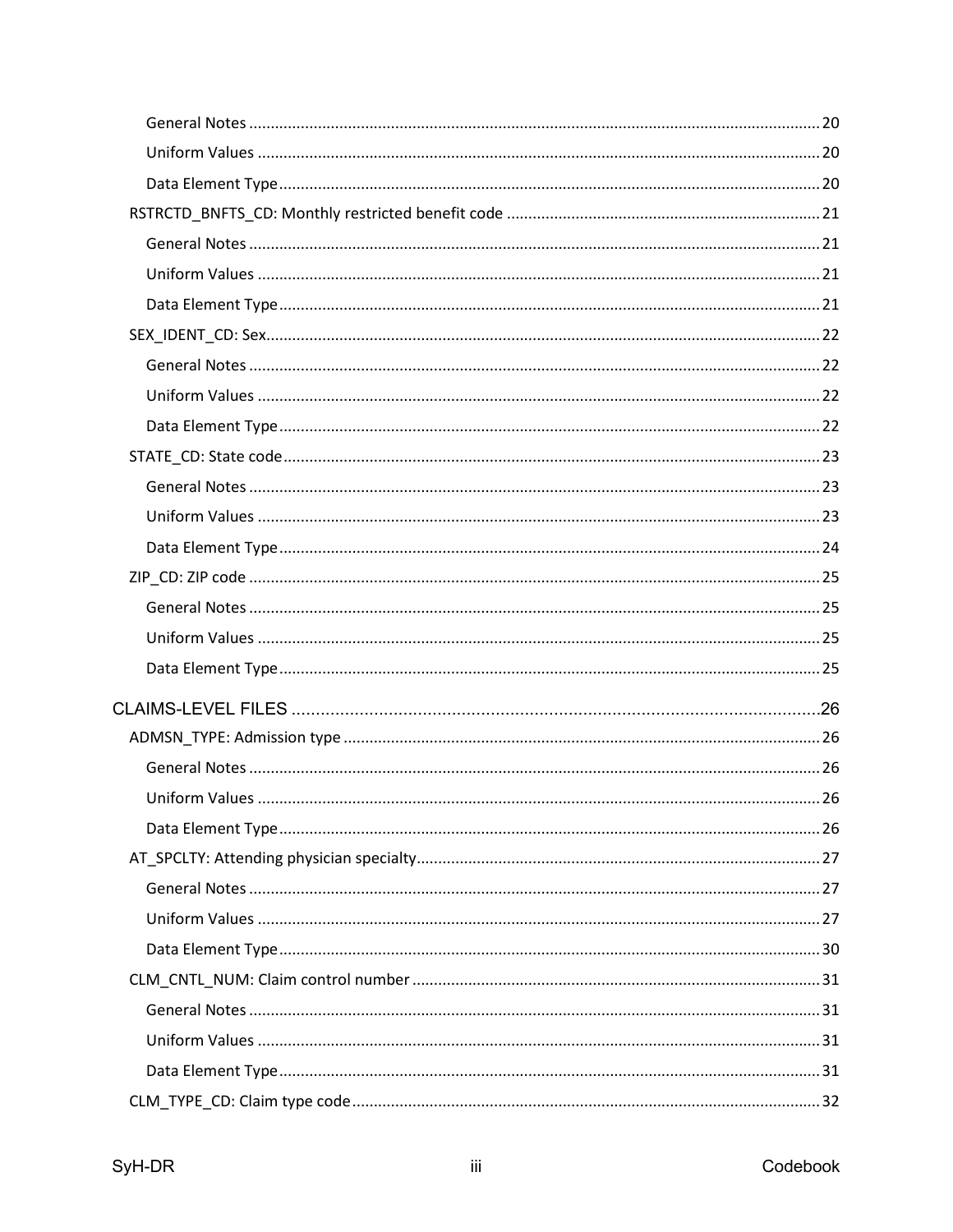- General Notes ... 20
- Uniform Values ... 20
- Data Element Type ... 20

RSTRCTD_BNFTS_CD: Monthly restricted benefit code ... 21

- General Notes ... 21
- Uniform Values ... 21
- Data Element Type ... 21

SEX_IDENT_CD: Sex ... 22

- General Notes ... 22
- Uniform Values ... 22
- Data Element Type ... 22

STATE_CD: State code ... 23

- General Notes ... 23
- Uniform Values ... 23
- Data Element Type ... 24

ZIP_CD: ZIP code ... 25

- General Notes ... 25
- Uniform Values ... 25
- Data Element Type ... 25

CLAIMS-LEVEL FILES ... 26

ADMSN_TYPE: Admission type ... 26

- General Notes ... 26
- Uniform Values ... 26
- Data Element Type ... 26

AT_SPCLTY: Attending physician specialty ... 27

- General Notes ... 27
- Uniform Values ... 27
- Data Element Type ... 30

CLM_CNTL_NUM: Claim control number ... 31

- General Notes ... 31
- Uniform Values ... 31
- Data Element Type ... 31

CLM_TYPE_CD: Claim type code ... 32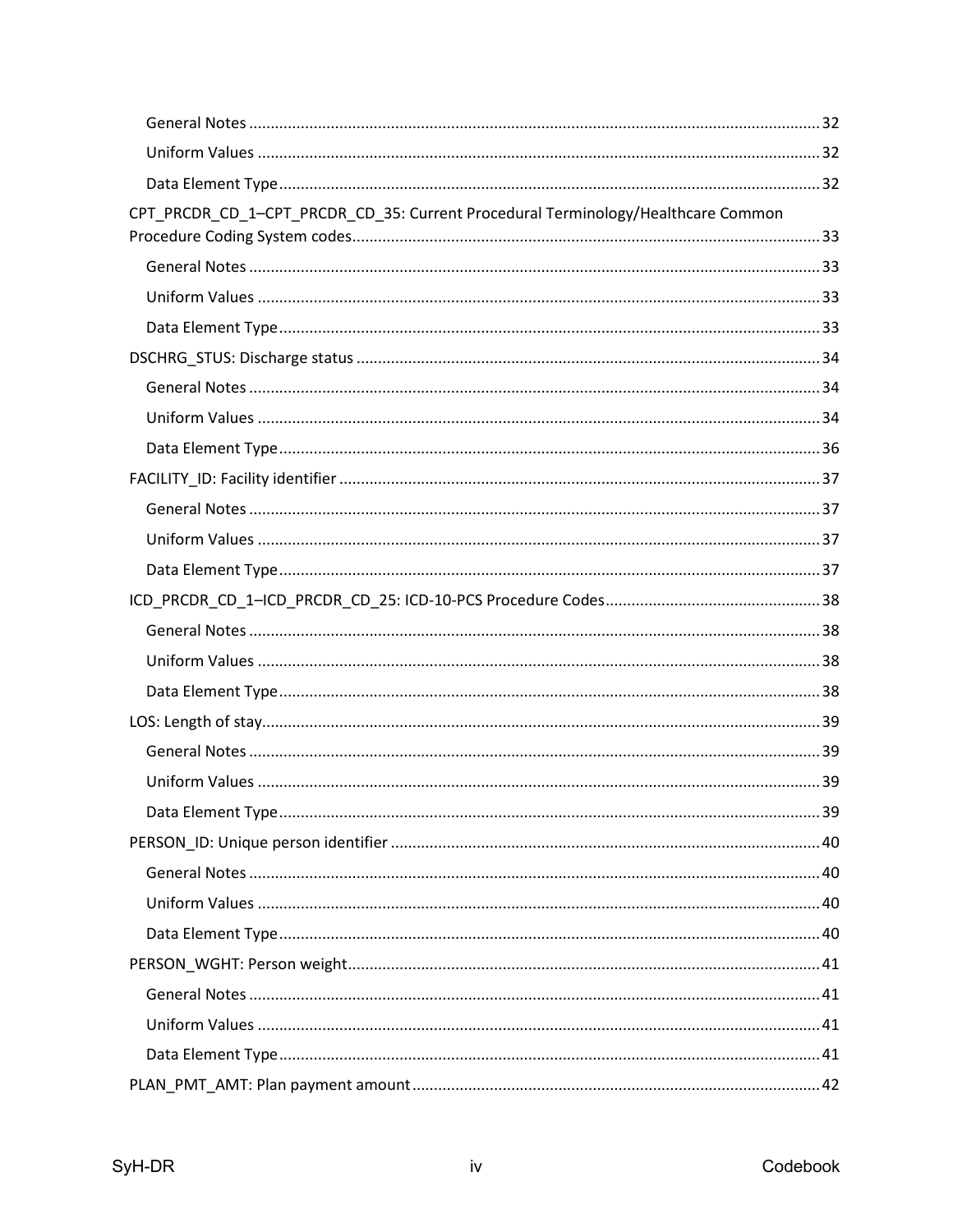- General Notes .... 32
- Uniform Values .... 32
- Data Element Type .... 32

CPT_PRCDR_CD_1–CPT_PRCDR_CD_35: Current Procedural Terminology/Healthcare Common Procedure Coding System codes .... 33

- General Notes .... 33
- Uniform Values .... 33
- Data Element Type .... 33

DSCHRG_STUS: Discharge status .... 34

- General Notes .... 34
- Uniform Values .... 34
- Data Element Type .... 36

FACILITY_ID: Facility identifier .... 37

- General Notes .... 37
- Uniform Values .... 37
- Data Element Type .... 37

ICD_PRCDR_CD_1–ICD_PRCDR_CD_25: ICD-10-PCS Procedure Codes .... 38

- General Notes .... 38
- Uniform Values .... 38
- Data Element Type .... 38

LOS: Length of stay .... 39

- General Notes .... 39
- Uniform Values .... 39
- Data Element Type .... 39

PERSON_ID: Unique person identifier .... 40

- General Notes .... 40
- Uniform Values .... 40
- Data Element Type .... 40

PERSON_WGHT: Person weight .... 41

- General Notes .... 41
- Uniform Values .... 41
- Data Element Type .... 41

PLAN_PMT_AMT: Plan payment amount .... 42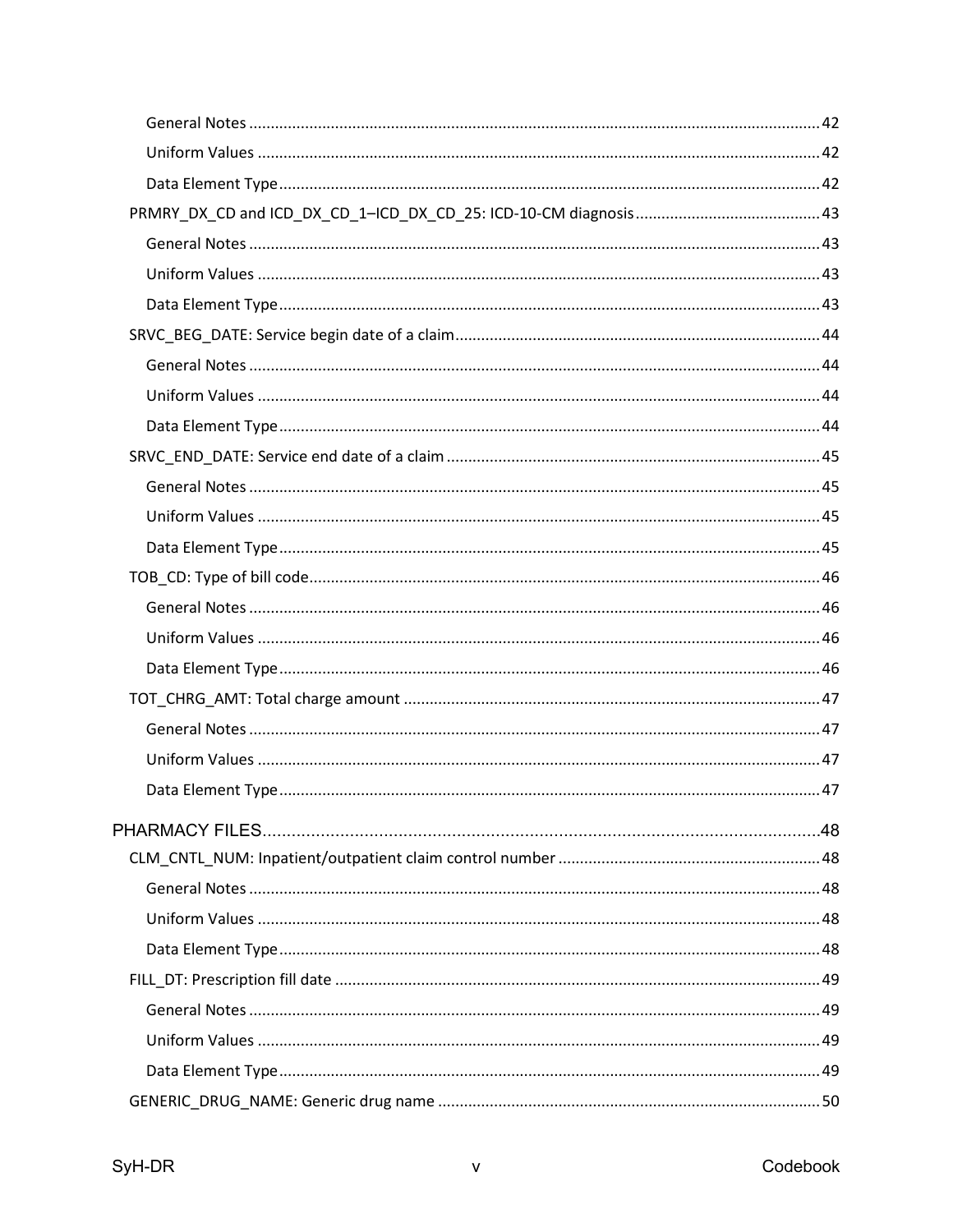General Notes ........................................................................................................................ 42

Uniform Values ...................................................................................................................... 42

Data Element Type ................................................................................................................. 42

PRMRY_DX_CD and ICD_DX_CD_1–ICD_DX_CD_25: ICD-10-CM diagnosis ........................................... 43

General Notes ........................................................................................................................ 43

Uniform Values ...................................................................................................................... 43

Data Element Type ................................................................................................................. 43

SRVC_BEG_DATE: Service begin date of a claim .................................................................................... 44

General Notes ........................................................................................................................ 44

Uniform Values ...................................................................................................................... 44

Data Element Type ................................................................................................................. 44

SRVC_END_DATE: Service end date of a claim ...................................................................................... 45

General Notes ........................................................................................................................ 45

Uniform Values ...................................................................................................................... 45

Data Element Type ................................................................................................................. 45

TOB_CD: Type of bill code ..................................................................................................................... 46

General Notes ........................................................................................................................ 46

Uniform Values ...................................................................................................................... 46

Data Element Type ................................................................................................................. 46

TOT_CHRG_AMT: Total charge amount ................................................................................................ 47

General Notes ........................................................................................................................ 47

Uniform Values ...................................................................................................................... 47

Data Element Type ................................................................................................................. 47

PHARMACY FILES ..................................................................................................................................... 48

CLM_CNTL_NUM: Inpatient/outpatient claim control number ............................................................. 48

General Notes ........................................................................................................................ 48

Uniform Values ...................................................................................................................... 48

Data Element Type ................................................................................................................. 48

FILL_DT: Prescription fill date ................................................................................................................ 49

General Notes ........................................................................................................................ 49

Uniform Values ...................................................................................................................... 49

Data Element Type ................................................................................................................. 49

GENERIC_DRUG_NAME: Generic drug name ........................................................................................ 50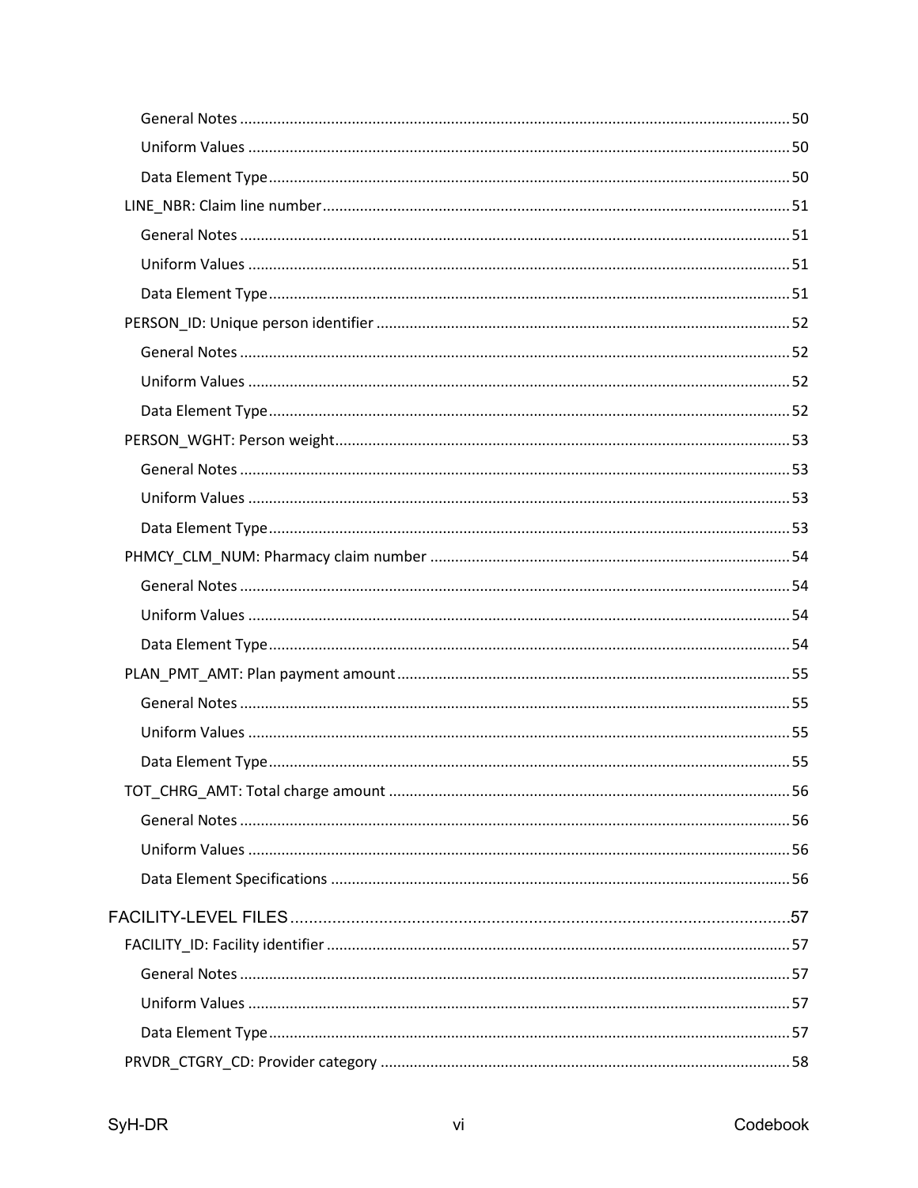General Notes ....................................................................................................................................50

Uniform Values ..................................................................................................................................50

Data Element Type.............................................................................................................................50

LINE_NBR: Claim line number..................................................................................................................51

General Notes ....................................................................................................................................51

Uniform Values ..................................................................................................................................51

Data Element Type.............................................................................................................................51

PERSON_ID: Unique person identifier ....................................................................................................52

General Notes ....................................................................................................................................52

Uniform Values ..................................................................................................................................52

Data Element Type.............................................................................................................................52

PERSON_WGHT: Person weight.............................................................................................................53

General Notes ....................................................................................................................................53

Uniform Values ..................................................................................................................................53

Data Element Type.............................................................................................................................53

PHMCY_CLM_NUM: Pharmacy claim number .......................................................................................54

General Notes ....................................................................................................................................54

Uniform Values ..................................................................................................................................54

Data Element Type.............................................................................................................................54

PLAN_PMT_AMT: Plan payment amount..............................................................................................55

General Notes ....................................................................................................................................55

Uniform Values ..................................................................................................................................55

Data Element Type.............................................................................................................................55

TOT_CHRG_AMT: Total charge amount .................................................................................................56

General Notes ....................................................................................................................................56

Uniform Values ..................................................................................................................................56

Data Element Specifications ..............................................................................................................56

FACILITY-LEVEL FILES..........................................................................................................57

FACILITY_ID: Facility identifier ................................................................................................................57

General Notes ....................................................................................................................................57

Uniform Values ..................................................................................................................................57

Data Element Type.............................................................................................................................57

PRVDR_CTGRY_CD: Provider category ..................................................................................................58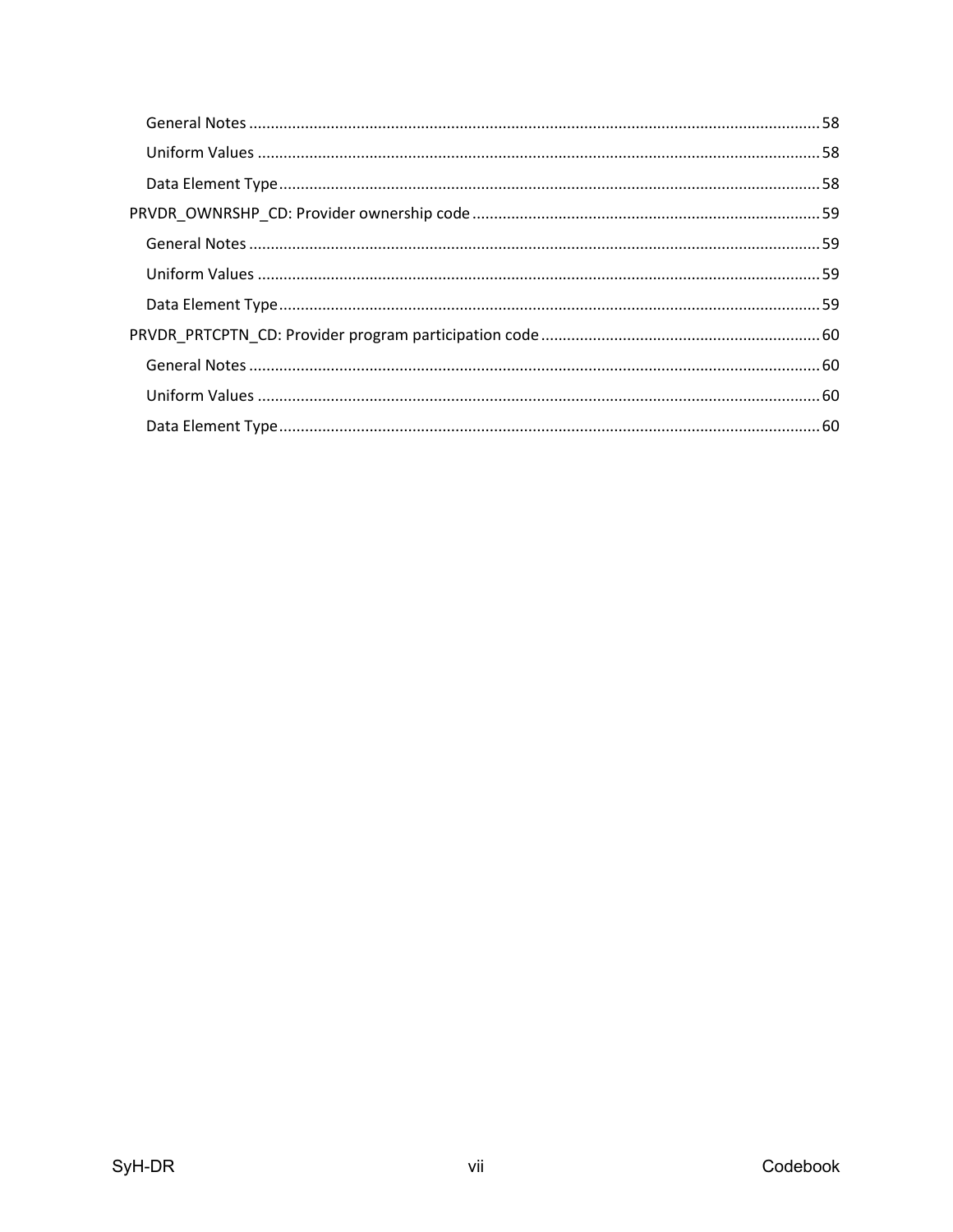- General Notes .... 58
- Uniform Values .... 58
- Data Element Type .... 58

PRVDR_OWNRSHP_CD: Provider ownership code .... 59

- General Notes .... 59
- Uniform Values .... 59
- Data Element Type .... 59

PRVDR_PRTCPTN_CD: Provider program participation code .... 60

- General Notes .... 60
- Uniform Values .... 60
- Data Element Type .... 60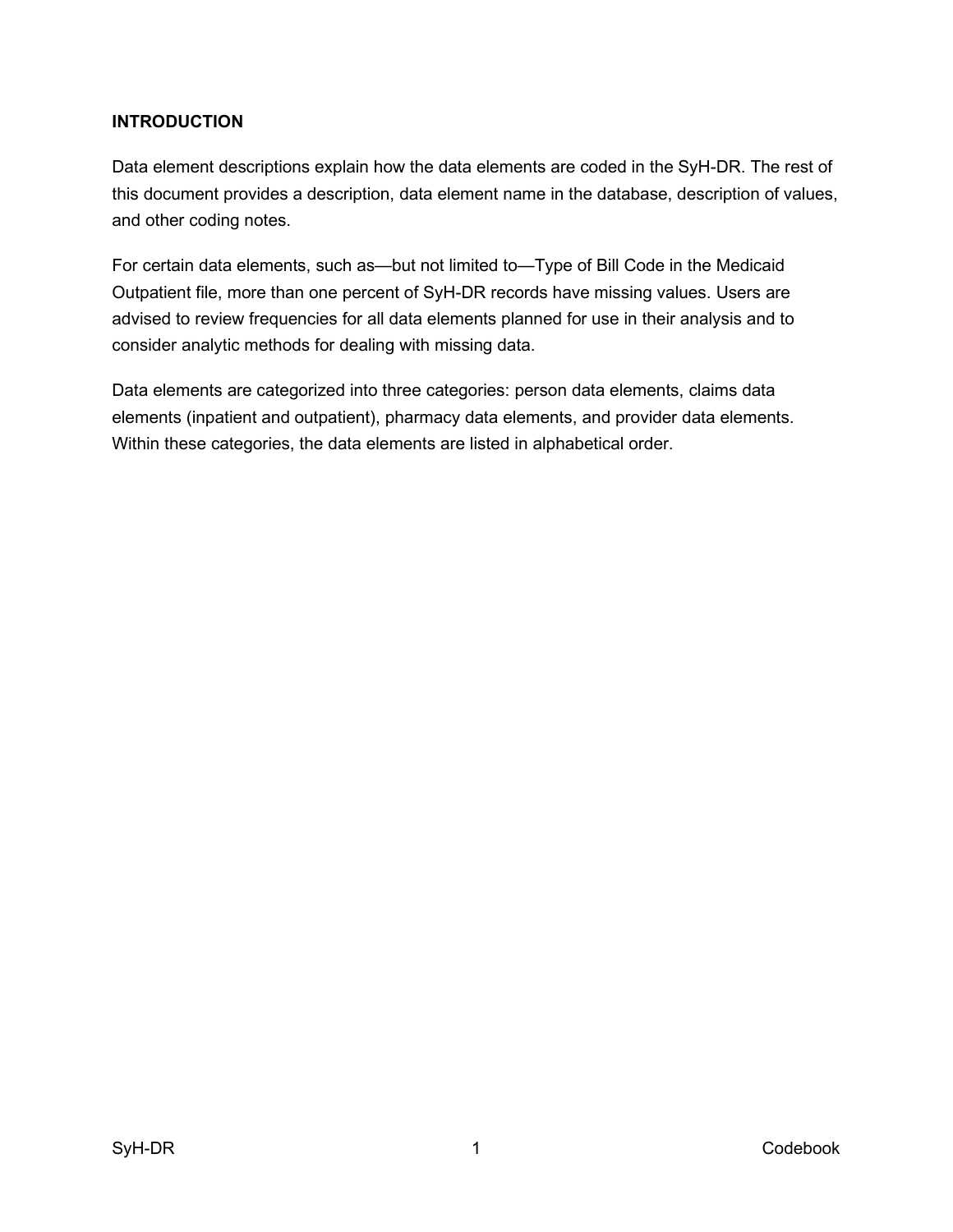## INTRODUCTION

Data element descriptions explain how the data elements are coded in the SyH-DR. The rest of this document provides a description, data element name in the database, description of values, and other coding notes.

For certain data elements, such as—but not limited to—Type of Bill Code in the Medicaid Outpatient file, more than one percent of SyH-DR records have missing values. Users are advised to review frequencies for all data elements planned for use in their analysis and to consider analytic methods for dealing with missing data.

Data elements are categorized into three categories: person data elements, claims data elements (inpatient and outpatient), pharmacy data elements, and provider data elements. Within these categories, the data elements are listed in alphabetical order.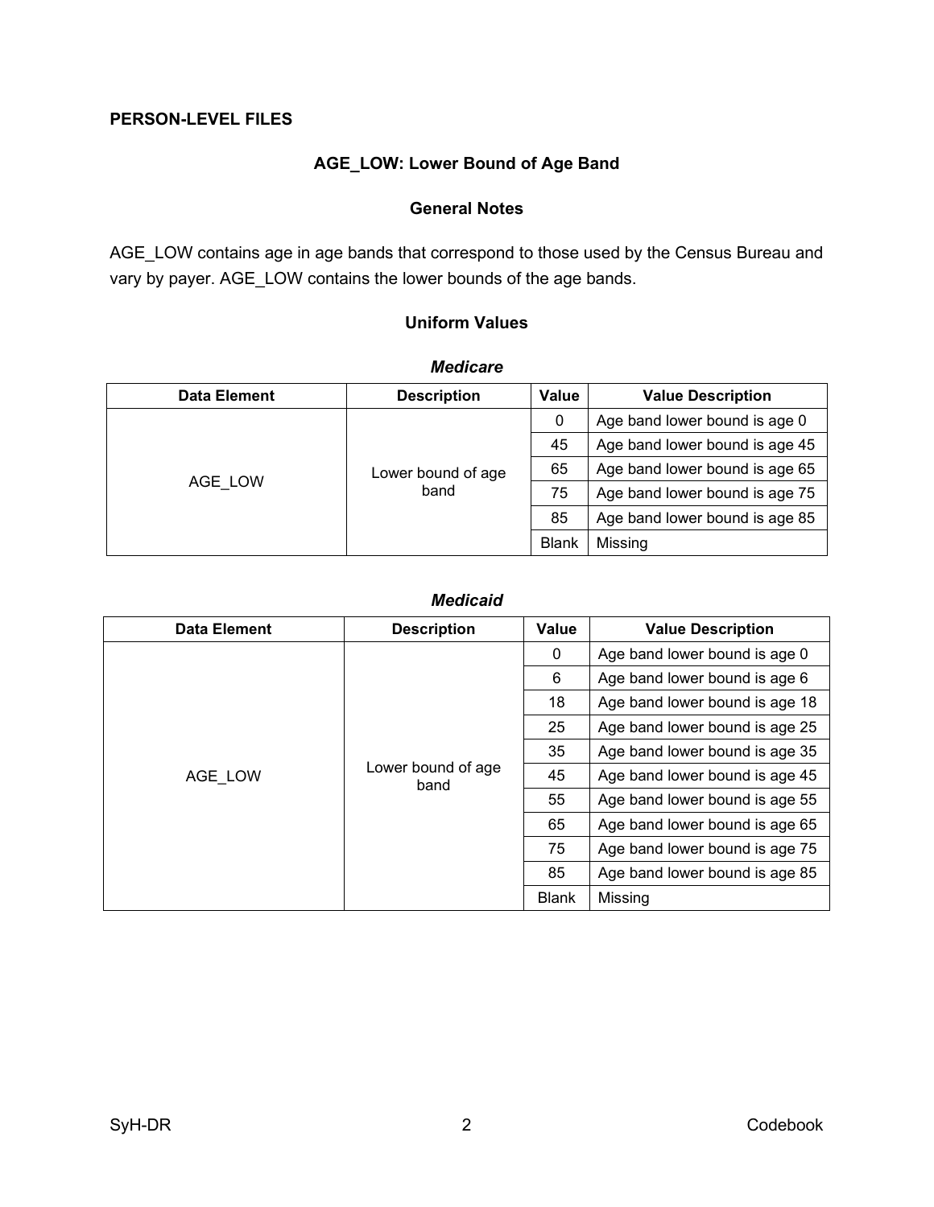**PERSON-LEVEL FILES**

## AGE_LOW: Lower Bound of Age Band

### General Notes

AGE_LOW contains age in age bands that correspond to those used by the Census Bureau and vary by payer. AGE_LOW contains the lower bounds of the age bands.

### Uniform Values

***Medicare***

| Data Element | Description | Value | Value Description |
|---|---|---|---|
| AGE_LOW | Lower bound of age band | 0 | Age band lower bound is age 0 |
| | | 45 | Age band lower bound is age 45 |
| | | 65 | Age band lower bound is age 65 |
| | | 75 | Age band lower bound is age 75 |
| | | 85 | Age band lower bound is age 85 |
| | | Blank | Missing |

***Medicaid***

| Data Element | Description | Value | Value Description |
|---|---|---|---|
| AGE_LOW | Lower bound of age band | 0 | Age band lower bound is age 0 |
| | | 6 | Age band lower bound is age 6 |
| | | 18 | Age band lower bound is age 18 |
| | | 25 | Age band lower bound is age 25 |
| | | 35 | Age band lower bound is age 35 |
| | | 45 | Age band lower bound is age 45 |
| | | 55 | Age band lower bound is age 55 |
| | | 65 | Age band lower bound is age 65 |
| | | 75 | Age band lower bound is age 75 |
| | | 85 | Age band lower bound is age 85 |
| | | Blank | Missing |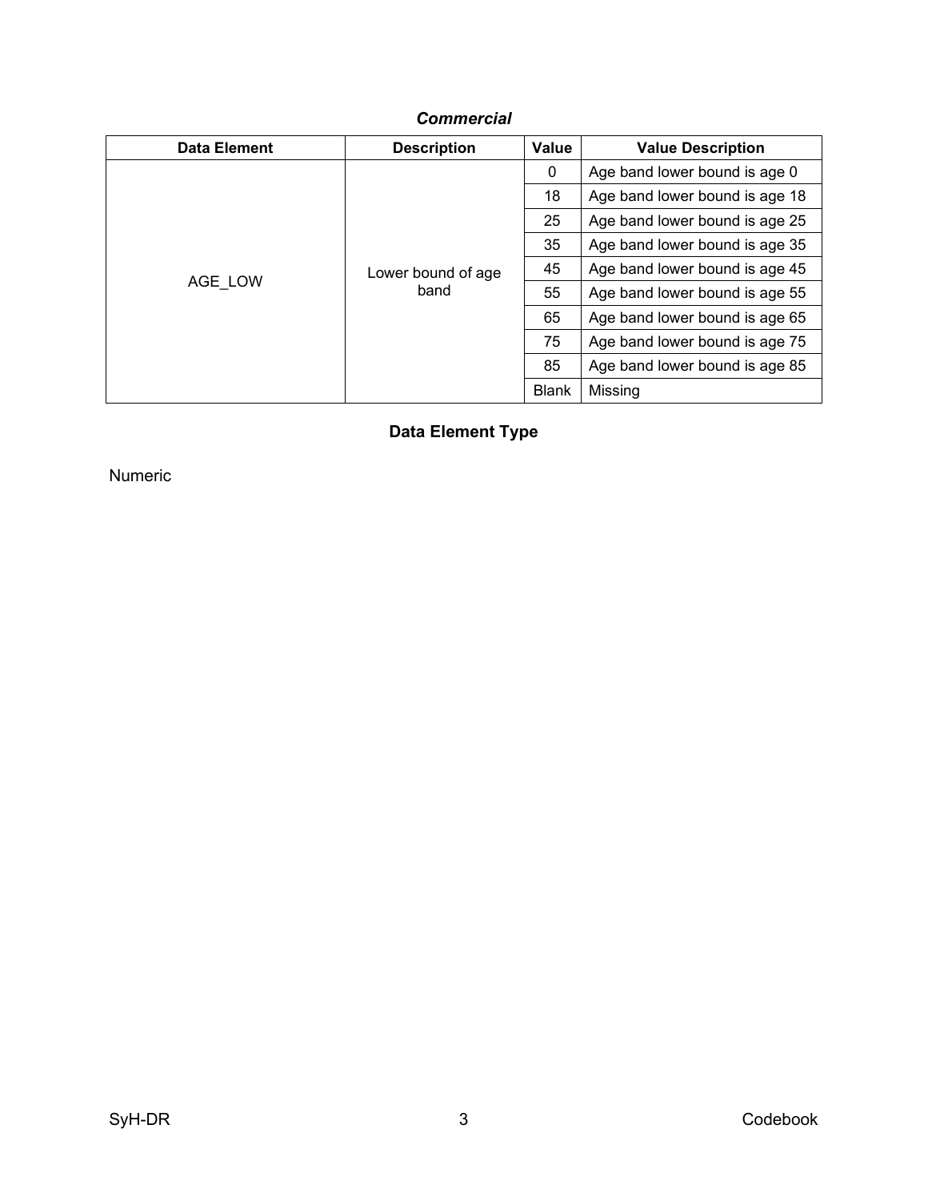***Commercial***

| Data Element | Description | Value | Value Description |
|---|---|---|---|
| AGE_LOW | Lower bound of age band | 0 | Age band lower bound is age 0 |
| | | 18 | Age band lower bound is age 18 |
| | | 25 | Age band lower bound is age 25 |
| | | 35 | Age band lower bound is age 35 |
| | | 45 | Age band lower bound is age 45 |
| | | 55 | Age band lower bound is age 55 |
| | | 65 | Age band lower bound is age 65 |
| | | 75 | Age band lower bound is age 75 |
| | | 85 | Age band lower bound is age 85 |
| | | Blank | Missing |

**Data Element Type**

Numeric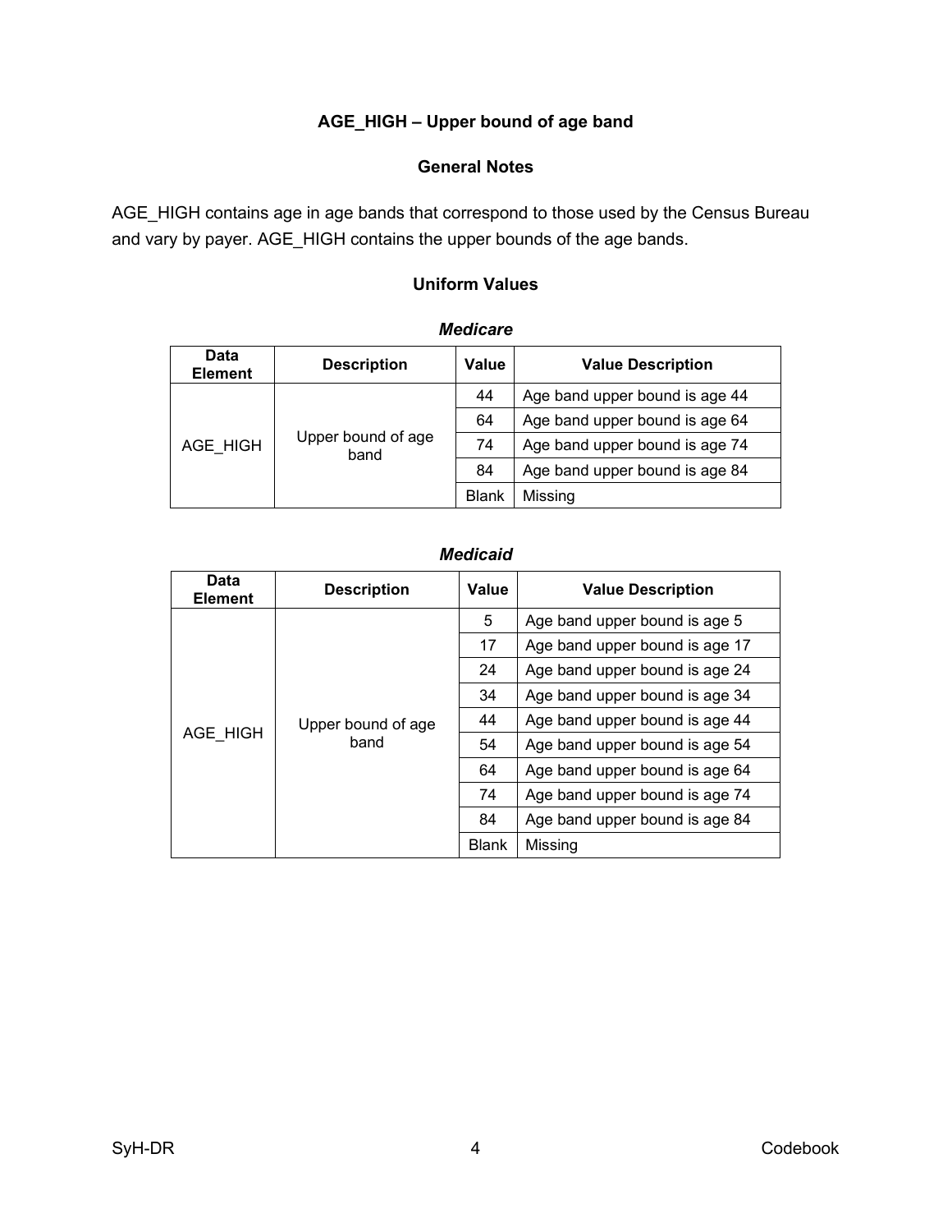## AGE_HIGH – Upper bound of age band

### General Notes

AGE_HIGH contains age in age bands that correspond to those used by the Census Bureau and vary by payer. AGE_HIGH contains the upper bounds of the age bands.

### Uniform Values

***Medicare***

| Data Element | Description | Value | Value Description |
|---|---|---|---|
| AGE_HIGH | Upper bound of age band | 44 | Age band upper bound is age 44 |
| | | 64 | Age band upper bound is age 64 |
| | | 74 | Age band upper bound is age 74 |
| | | 84 | Age band upper bound is age 84 |
| | | Blank | Missing |

***Medicaid***

| Data Element | Description | Value | Value Description |
|---|---|---|---|
| AGE_HIGH | Upper bound of age band | 5 | Age band upper bound is age 5 |
| | | 17 | Age band upper bound is age 17 |
| | | 24 | Age band upper bound is age 24 |
| | | 34 | Age band upper bound is age 34 |
| | | 44 | Age band upper bound is age 44 |
| | | 54 | Age band upper bound is age 54 |
| | | 64 | Age band upper bound is age 64 |
| | | 74 | Age band upper bound is age 74 |
| | | 84 | Age band upper bound is age 84 |
| | | Blank | Missing |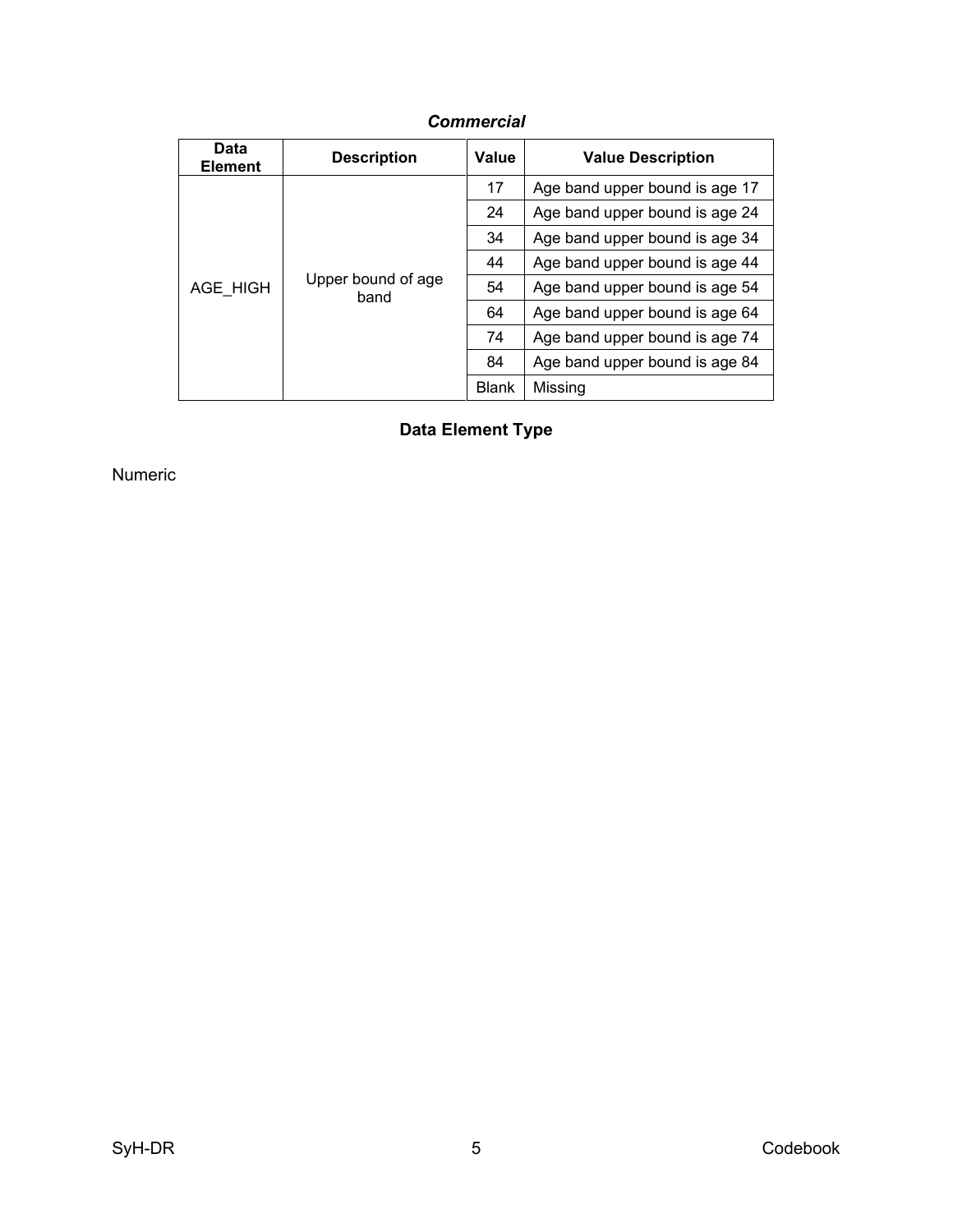***Commercial***

| Data Element | Description | Value | Value Description |
|---|---|---|---|
| AGE_HIGH | Upper bound of age band | 17 | Age band upper bound is age 17 |
| | | 24 | Age band upper bound is age 24 |
| | | 34 | Age band upper bound is age 34 |
| | | 44 | Age band upper bound is age 44 |
| | | 54 | Age band upper bound is age 54 |
| | | 64 | Age band upper bound is age 64 |
| | | 74 | Age band upper bound is age 74 |
| | | 84 | Age band upper bound is age 84 |
| | | Blank | Missing |

### Data Element Type

Numeric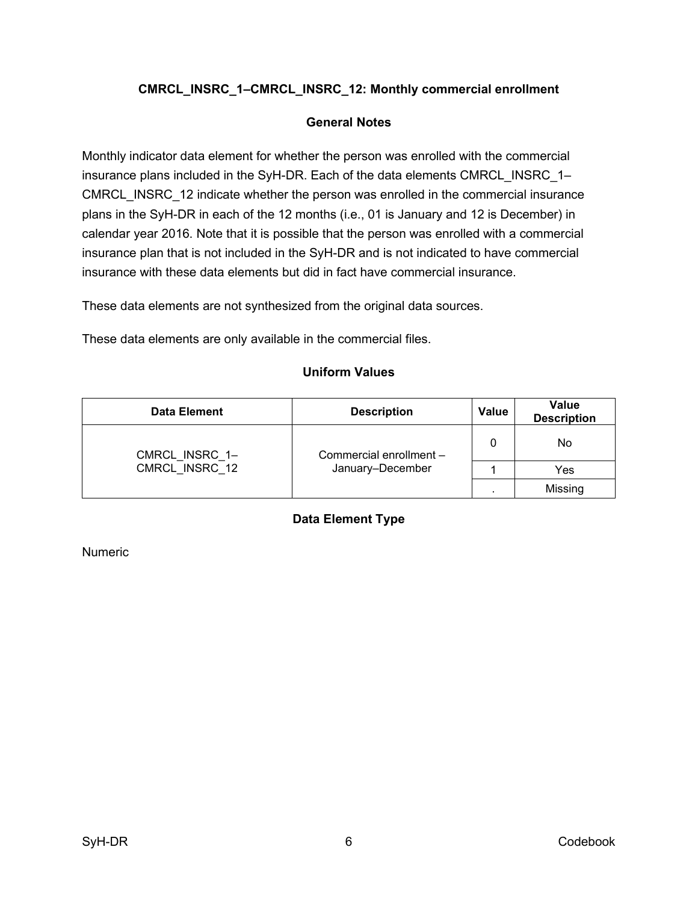## CMRCL_INSRC_1–CMRCL_INSRC_12: Monthly commercial enrollment

### General Notes

Monthly indicator data element for whether the person was enrolled with the commercial insurance plans included in the SyH-DR. Each of the data elements CMRCL_INSRC_1–CMRCL_INSRC_12 indicate whether the person was enrolled in the commercial insurance plans in the SyH-DR in each of the 12 months (i.e., 01 is January and 12 is December) in calendar year 2016. Note that it is possible that the person was enrolled with a commercial insurance plan that is not included in the SyH-DR and is not indicated to have commercial insurance with these data elements but did in fact have commercial insurance.

These data elements are not synthesized from the original data sources.

These data elements are only available in the commercial files.

### Uniform Values

| Data Element | Description | Value | Value Description |
|---|---|---|---|
| CMRCL_INSRC_1–CMRCL_INSRC_12 | Commercial enrollment – January–December | 0 | No |
| | | 1 | Yes |
| | | . | Missing |

### Data Element Type

Numeric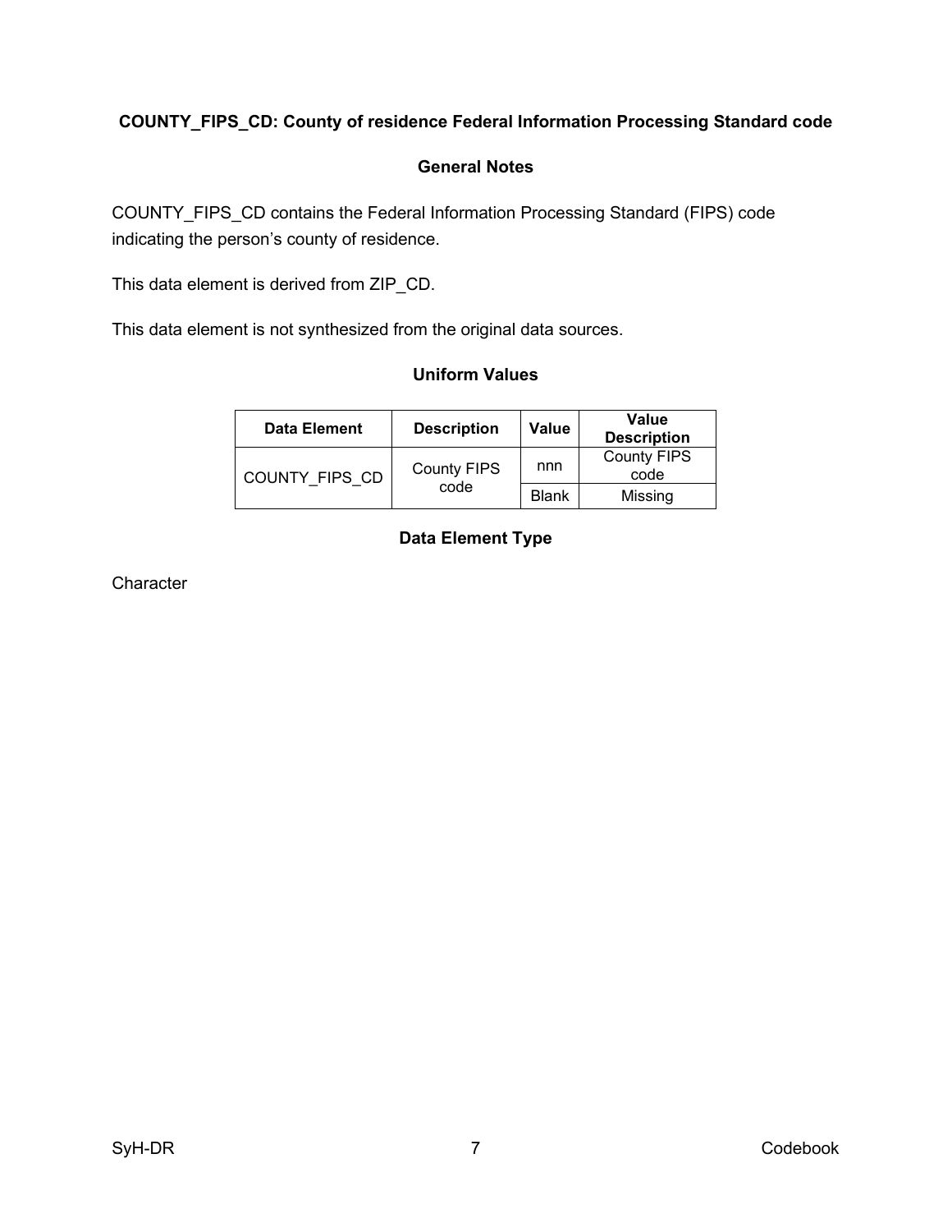## COUNTY_FIPS_CD: County of residence Federal Information Processing Standard code

### General Notes

COUNTY_FIPS_CD contains the Federal Information Processing Standard (FIPS) code indicating the person's county of residence.

This data element is derived from ZIP_CD.

This data element is not synthesized from the original data sources.

### Uniform Values

| Data Element | Description | Value | Value Description |
|---|---|---|---|
| COUNTY_FIPS_CD | County FIPS code | nnn | County FIPS code |
| | | Blank | Missing |

### Data Element Type

Character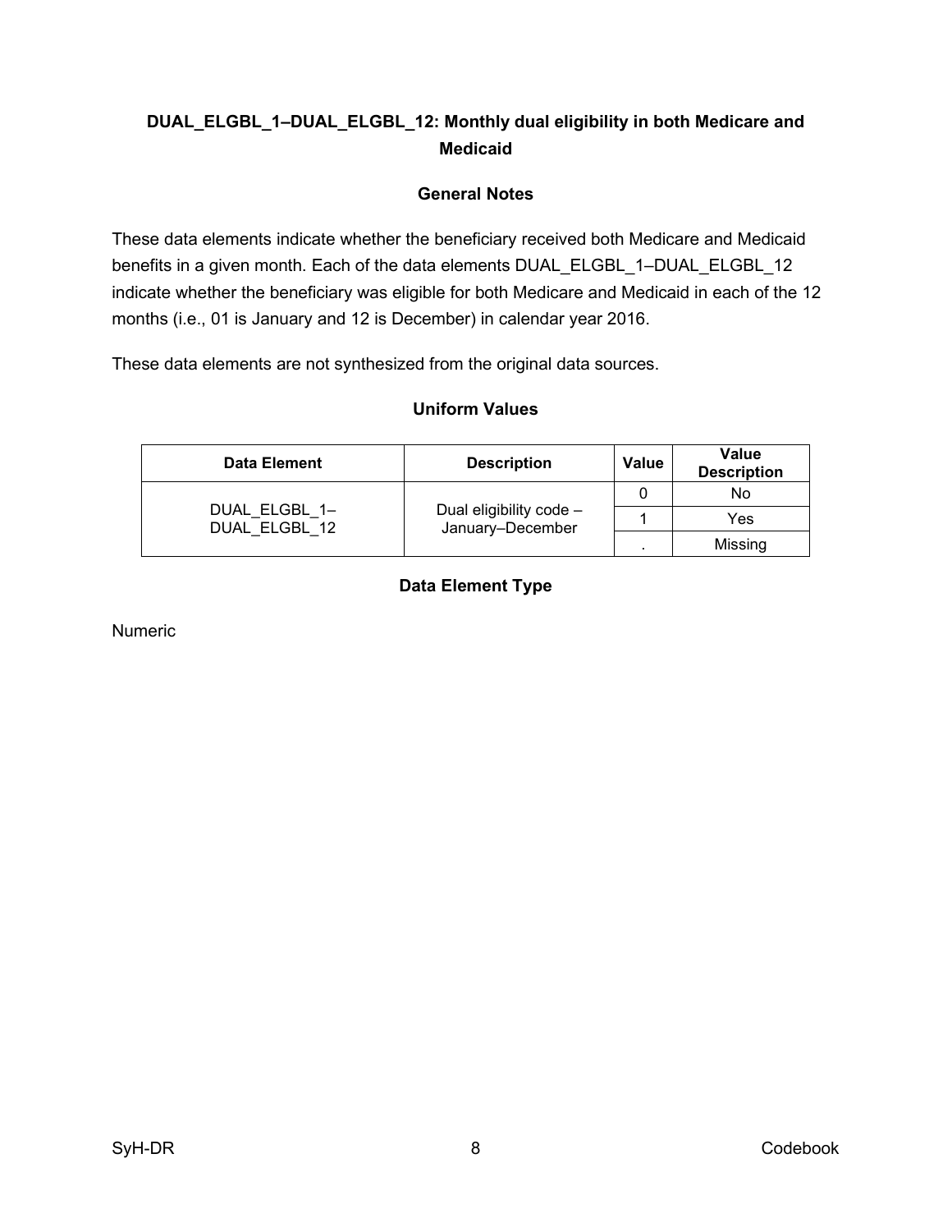## DUAL_ELGBL_1–DUAL_ELGBL_12: Monthly dual eligibility in both Medicare and Medicaid

### General Notes

These data elements indicate whether the beneficiary received both Medicare and Medicaid benefits in a given month. Each of the data elements DUAL_ELGBL_1–DUAL_ELGBL_12 indicate whether the beneficiary was eligible for both Medicare and Medicaid in each of the 12 months (i.e., 01 is January and 12 is December) in calendar year 2016.

These data elements are not synthesized from the original data sources.

### Uniform Values

| Data Element | Description | Value | Value Description |
|---|---|---|---|
| DUAL_ELGBL_1–DUAL_ELGBL_12 | Dual eligibility code – January–December | 0 | No |
| | | 1 | Yes |
| | | . | Missing |

### Data Element Type

Numeric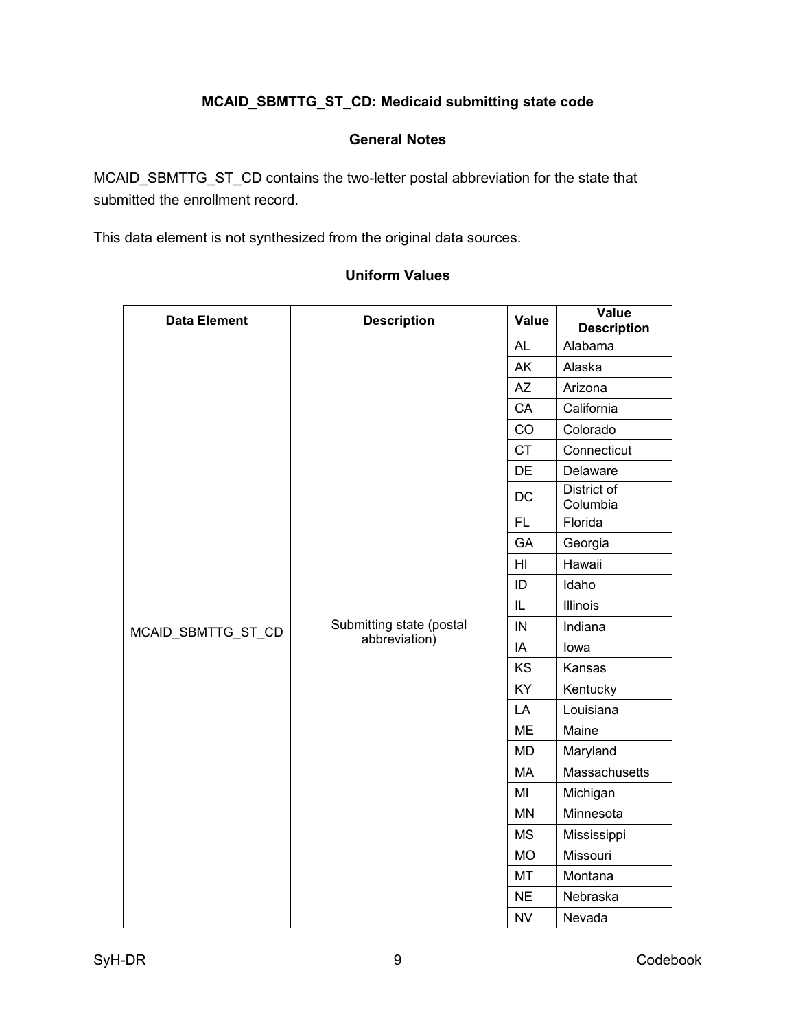## MCAID_SBMTTG_ST_CD: Medicaid submitting state code

### General Notes

MCAID_SBMTTG_ST_CD contains the two-letter postal abbreviation for the state that submitted the enrollment record.

This data element is not synthesized from the original data sources.

### Uniform Values

| Data Element | Description | Value | Value Description |
|---|---|---|---|
| MCAID_SBMTTG_ST_CD | Submitting state (postal abbreviation) | AL | Alabama |
| | | AK | Alaska |
| | | AZ | Arizona |
| | | CA | California |
| | | CO | Colorado |
| | | CT | Connecticut |
| | | DE | Delaware |
| | | DC | District of Columbia |
| | | FL | Florida |
| | | GA | Georgia |
| | | HI | Hawaii |
| | | ID | Idaho |
| | | IL | Illinois |
| | | IN | Indiana |
| | | IA | Iowa |
| | | KS | Kansas |
| | | KY | Kentucky |
| | | LA | Louisiana |
| | | ME | Maine |
| | | MD | Maryland |
| | | MA | Massachusetts |
| | | MI | Michigan |
| | | MN | Minnesota |
| | | MS | Mississippi |
| | | MO | Missouri |
| | | MT | Montana |
| | | NE | Nebraska |
| | | NV | Nevada |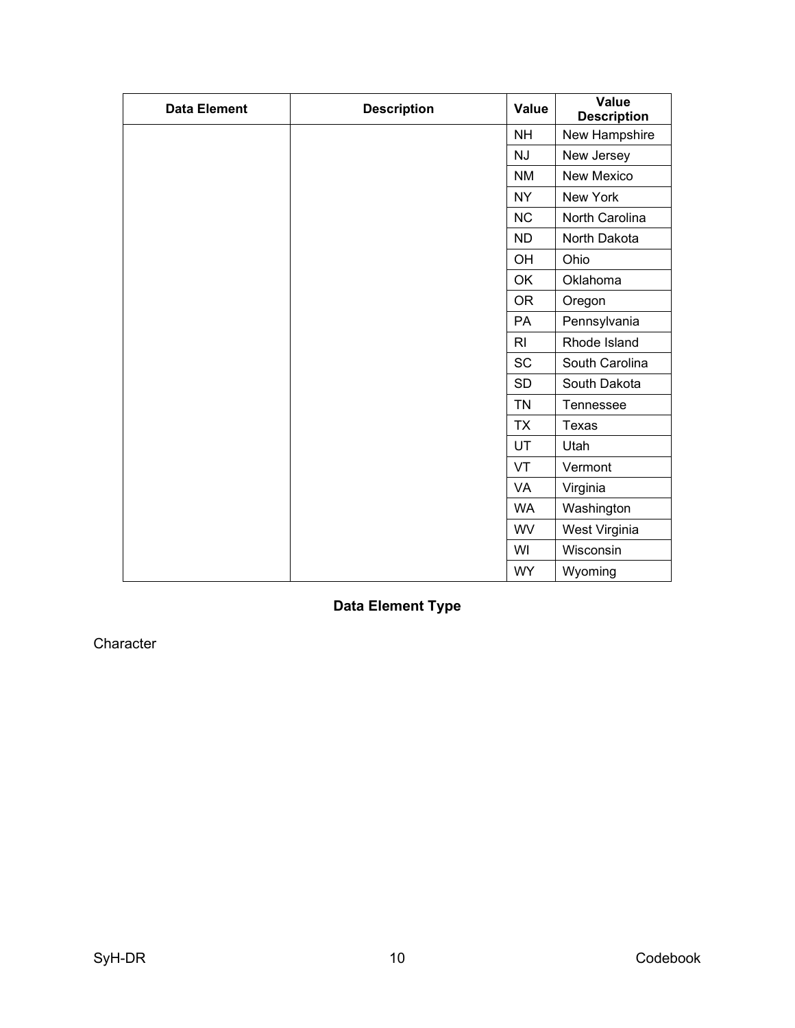| Data Element | Description | Value | Value Description |
|---|---|---|---|
| | | NH | New Hampshire |
| | | NJ | New Jersey |
| | | NM | New Mexico |
| | | NY | New York |
| | | NC | North Carolina |
| | | ND | North Dakota |
| | | OH | Ohio |
| | | OK | Oklahoma |
| | | OR | Oregon |
| | | PA | Pennsylvania |
| | | RI | Rhode Island |
| | | SC | South Carolina |
| | | SD | South Dakota |
| | | TN | Tennessee |
| | | TX | Texas |
| | | UT | Utah |
| | | VT | Vermont |
| | | VA | Virginia |
| | | WA | Washington |
| | | WV | West Virginia |
| | | WI | Wisconsin |
| | | WY | Wyoming |

**Data Element Type**

Character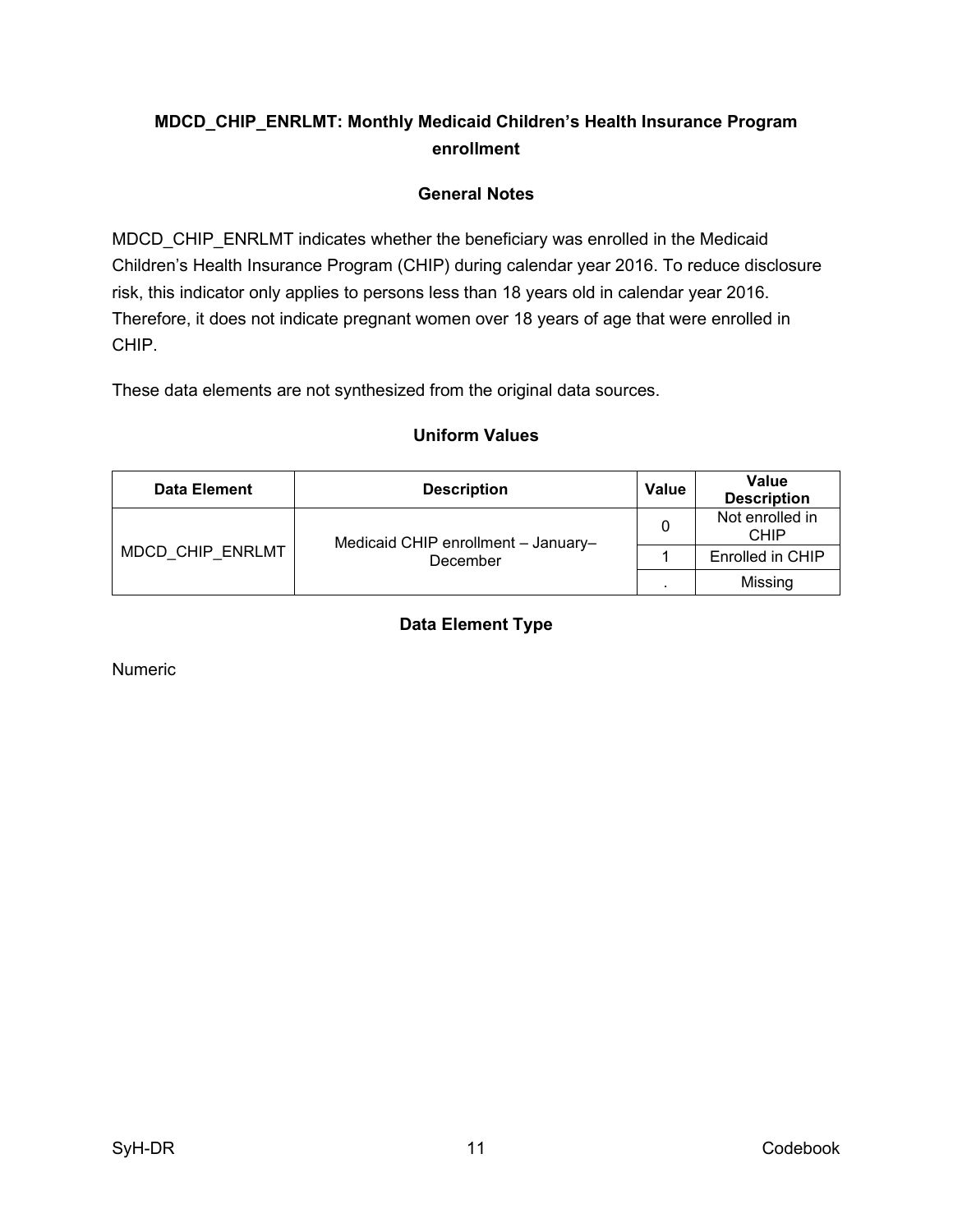## MDCD_CHIP_ENRLMT: Monthly Medicaid Children's Health Insurance Program enrollment

### General Notes

MDCD_CHIP_ENRLMT indicates whether the beneficiary was enrolled in the Medicaid Children's Health Insurance Program (CHIP) during calendar year 2016. To reduce disclosure risk, this indicator only applies to persons less than 18 years old in calendar year 2016. Therefore, it does not indicate pregnant women over 18 years of age that were enrolled in CHIP.

These data elements are not synthesized from the original data sources.

### Uniform Values

| Data Element | Description | Value | Value Description |
|---|---|---|---|
| MDCD_CHIP_ENRLMT | Medicaid CHIP enrollment – January–December | 0 | Not enrolled in CHIP |
| | | 1 | Enrolled in CHIP |
| | | . | Missing |

### Data Element Type

Numeric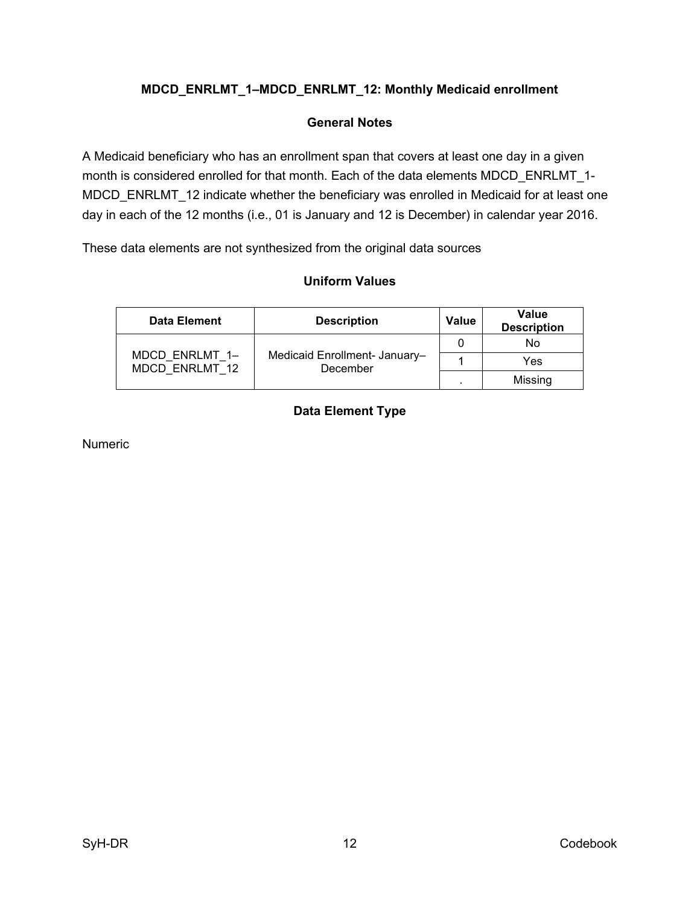## MDCD_ENRLMT_1–MDCD_ENRLMT_12: Monthly Medicaid enrollment

### General Notes

A Medicaid beneficiary who has an enrollment span that covers at least one day in a given month is considered enrolled for that month. Each of the data elements MDCD_ENRLMT_1-MDCD_ENRLMT_12 indicate whether the beneficiary was enrolled in Medicaid for at least one day in each of the 12 months (i.e., 01 is January and 12 is December) in calendar year 2016.

These data elements are not synthesized from the original data sources

### Uniform Values

| Data Element | Description | Value | Value Description |
|---|---|---|---|
| MDCD_ENRLMT_1–MDCD_ENRLMT_12 | Medicaid Enrollment- January–December | 0 | No |
| | | 1 | Yes |
| | | . | Missing |

### Data Element Type

Numeric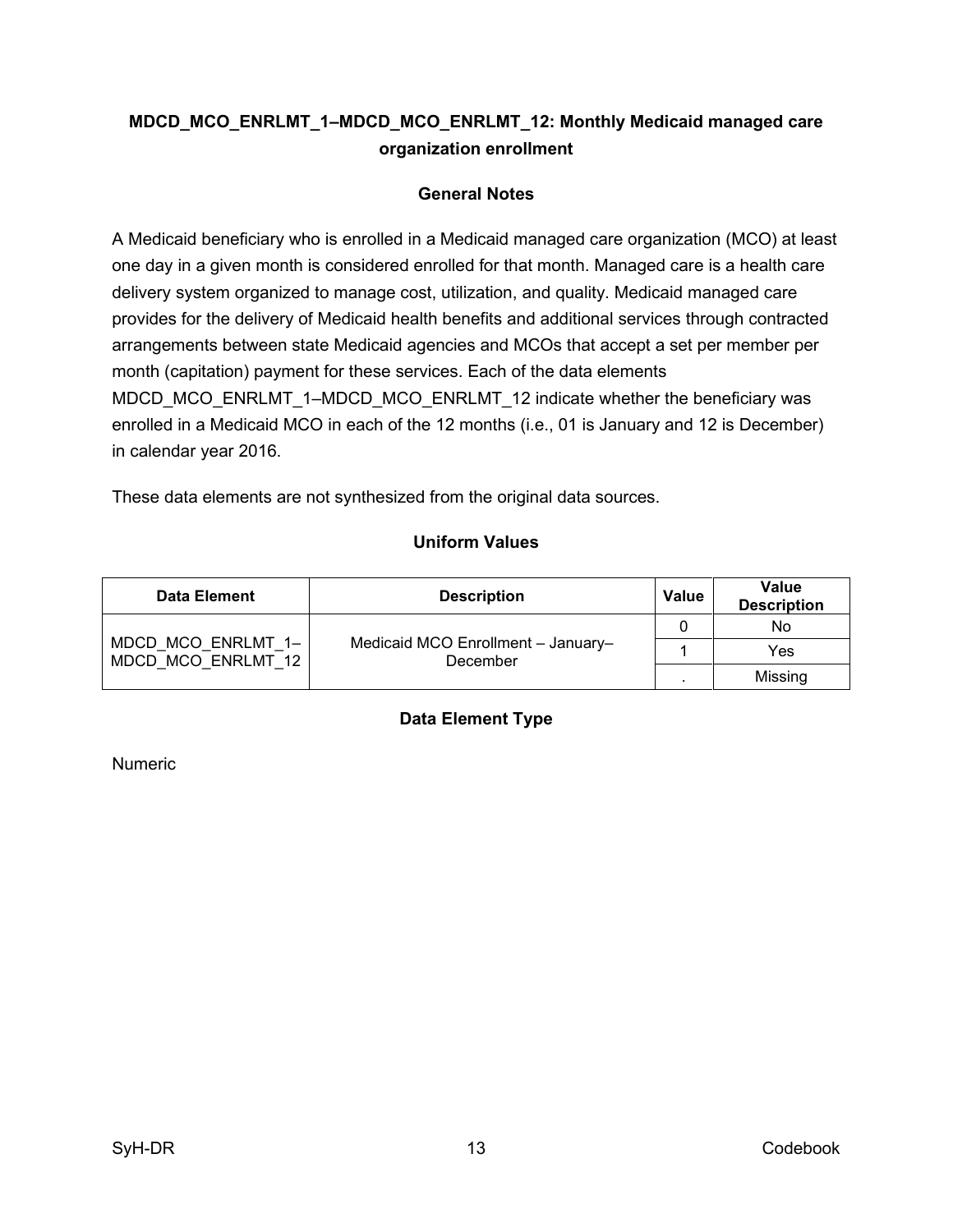### MDCD_MCO_ENRLMT_1–MDCD_MCO_ENRLMT_12: Monthly Medicaid managed care organization enrollment

#### General Notes

A Medicaid beneficiary who is enrolled in a Medicaid managed care organization (MCO) at least one day in a given month is considered enrolled for that month. Managed care is a health care delivery system organized to manage cost, utilization, and quality. Medicaid managed care provides for the delivery of Medicaid health benefits and additional services through contracted arrangements between state Medicaid agencies and MCOs that accept a set per member per month (capitation) payment for these services. Each of the data elements MDCD_MCO_ENRLMT_1–MDCD_MCO_ENRLMT_12 indicate whether the beneficiary was enrolled in a Medicaid MCO in each of the 12 months (i.e., 01 is January and 12 is December) in calendar year 2016.

These data elements are not synthesized from the original data sources.

#### Uniform Values

| Data Element | Description | Value | Value Description |
|---|---|---|---|
| MDCD_MCO_ENRLMT_1–MDCD_MCO_ENRLMT_12 | Medicaid MCO Enrollment – January–December | 0 | No |
| | | 1 | Yes |
| | | . | Missing |

#### Data Element Type

Numeric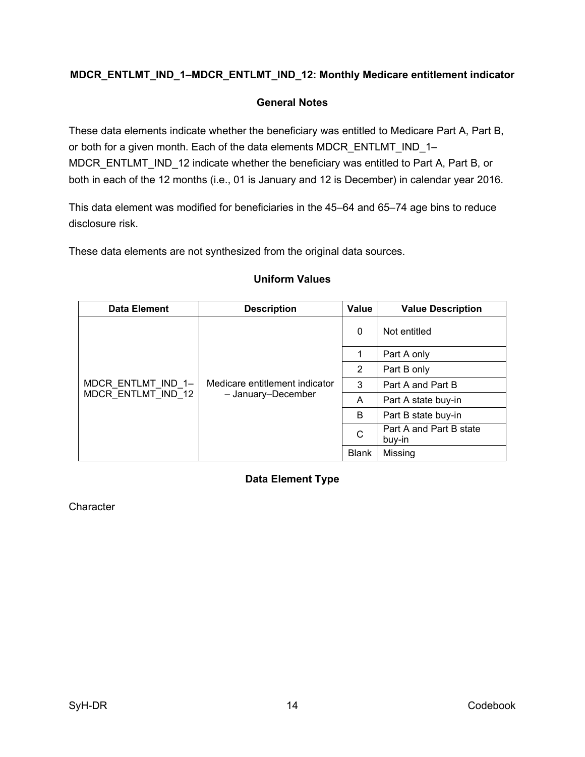### MDCR_ENTLMT_IND_1–MDCR_ENTLMT_IND_12: Monthly Medicare entitlement indicator

#### General Notes

These data elements indicate whether the beneficiary was entitled to Medicare Part A, Part B, or both for a given month. Each of the data elements MDCR_ENTLMT_IND_1–MDCR_ENTLMT_IND_12 indicate whether the beneficiary was entitled to Part A, Part B, or both in each of the 12 months (i.e., 01 is January and 12 is December) in calendar year 2016.

This data element was modified for beneficiaries in the 45–64 and 65–74 age bins to reduce disclosure risk.

These data elements are not synthesized from the original data sources.

#### Uniform Values

| Data Element | Description | Value | Value Description |
|---|---|---|---|
| MDCR_ENTLMT_IND_1–MDCR_ENTLMT_IND_12 | Medicare entitlement indicator – January–December | 0 | Not entitled |
| | | 1 | Part A only |
| | | 2 | Part B only |
| | | 3 | Part A and Part B |
| | | A | Part A state buy-in |
| | | B | Part B state buy-in |
| | | C | Part A and Part B state buy-in |
| | | Blank | Missing |

#### Data Element Type

Character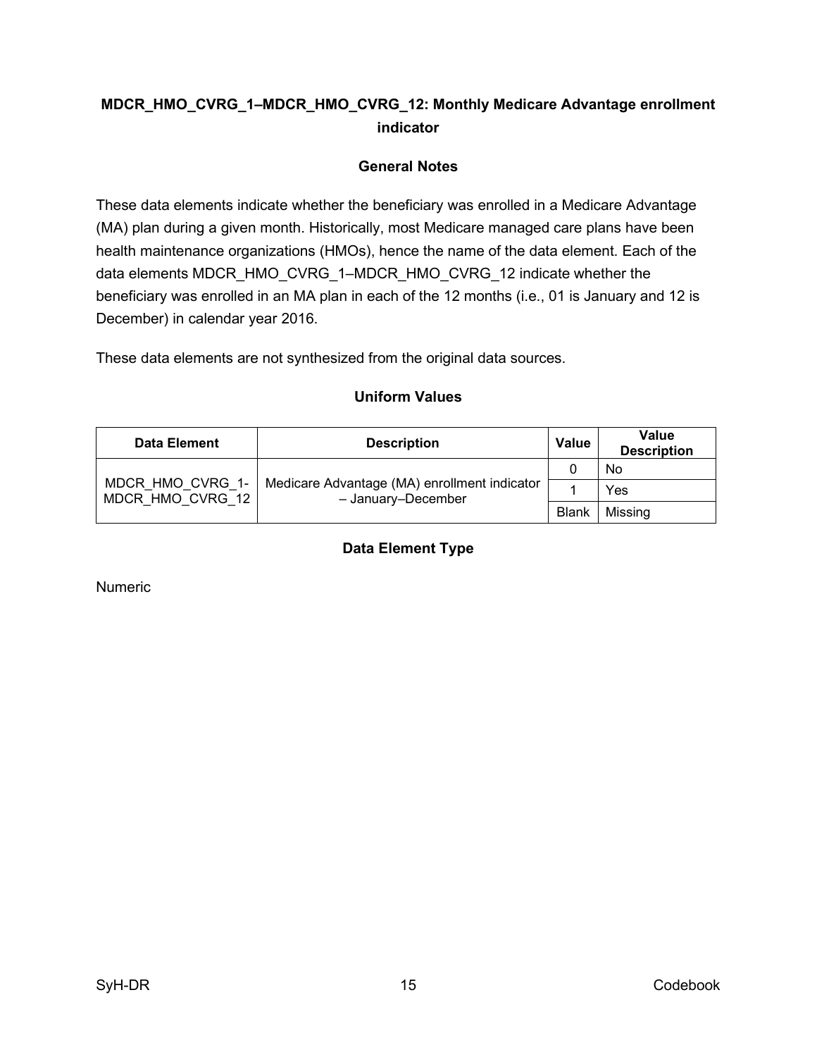## MDCR_HMO_CVRG_1–MDCR_HMO_CVRG_12: Monthly Medicare Advantage enrollment indicator

### General Notes

These data elements indicate whether the beneficiary was enrolled in a Medicare Advantage (MA) plan during a given month. Historically, most Medicare managed care plans have been health maintenance organizations (HMOs), hence the name of the data element. Each of the data elements MDCR_HMO_CVRG_1–MDCR_HMO_CVRG_12 indicate whether the beneficiary was enrolled in an MA plan in each of the 12 months (i.e., 01 is January and 12 is December) in calendar year 2016.

These data elements are not synthesized from the original data sources.

### Uniform Values

| Data Element | Description | Value | Value Description |
|---|---|---|---|
| MDCR_HMO_CVRG_1-MDCR_HMO_CVRG_12 | Medicare Advantage (MA) enrollment indicator – January–December | 0 | No |
| | | 1 | Yes |
| | | Blank | Missing |

### Data Element Type

Numeric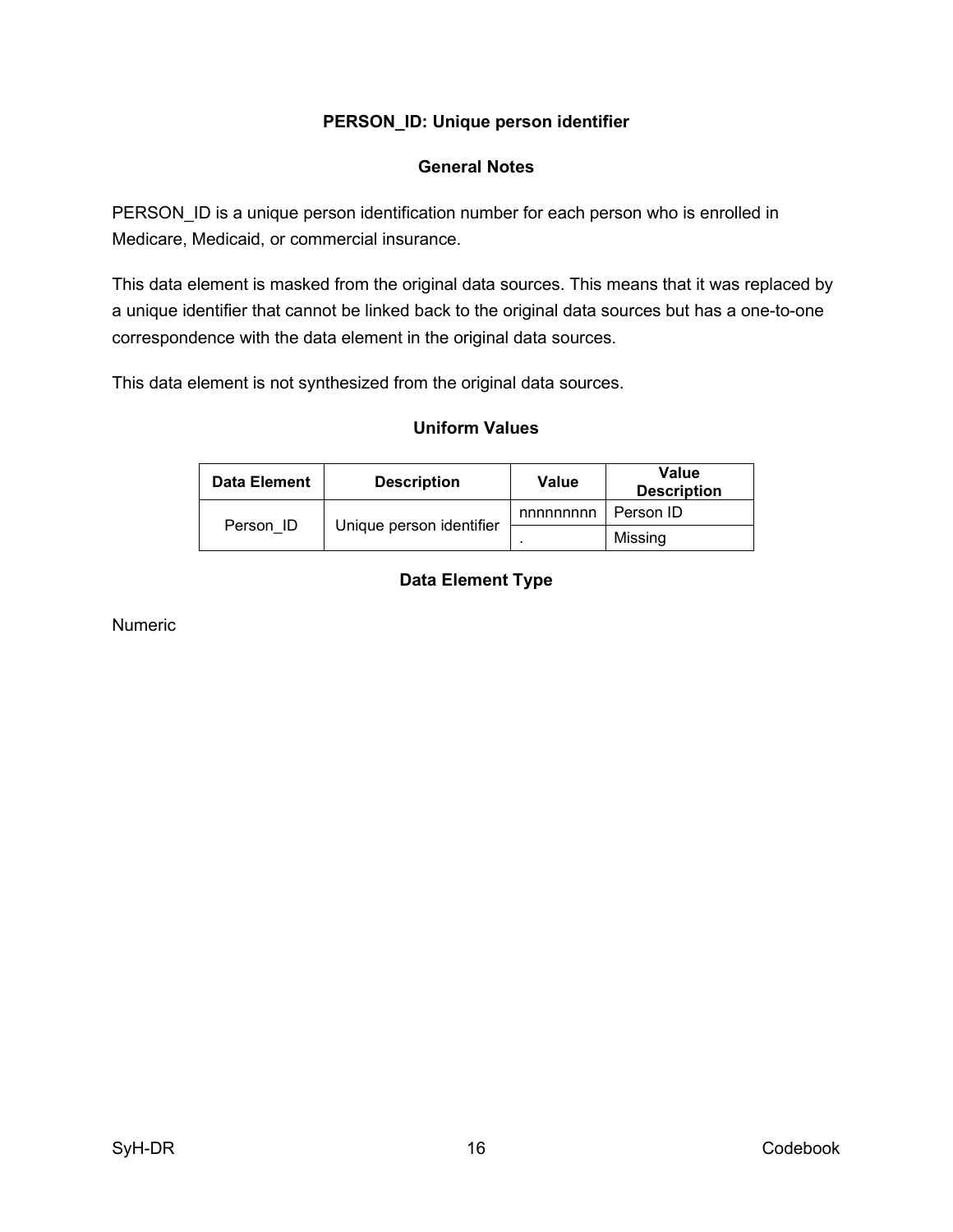## PERSON_ID: Unique person identifier

### General Notes

PERSON_ID is a unique person identification number for each person who is enrolled in Medicare, Medicaid, or commercial insurance.

This data element is masked from the original data sources. This means that it was replaced by a unique identifier that cannot be linked back to the original data sources but has a one-to-one correspondence with the data element in the original data sources.

This data element is not synthesized from the original data sources.

### Uniform Values

| Data Element | Description | Value | Value Description |
|---|---|---|---|
| Person_ID | Unique person identifier | nnnnnnnnn | Person ID |
| | | . | Missing |

### Data Element Type

Numeric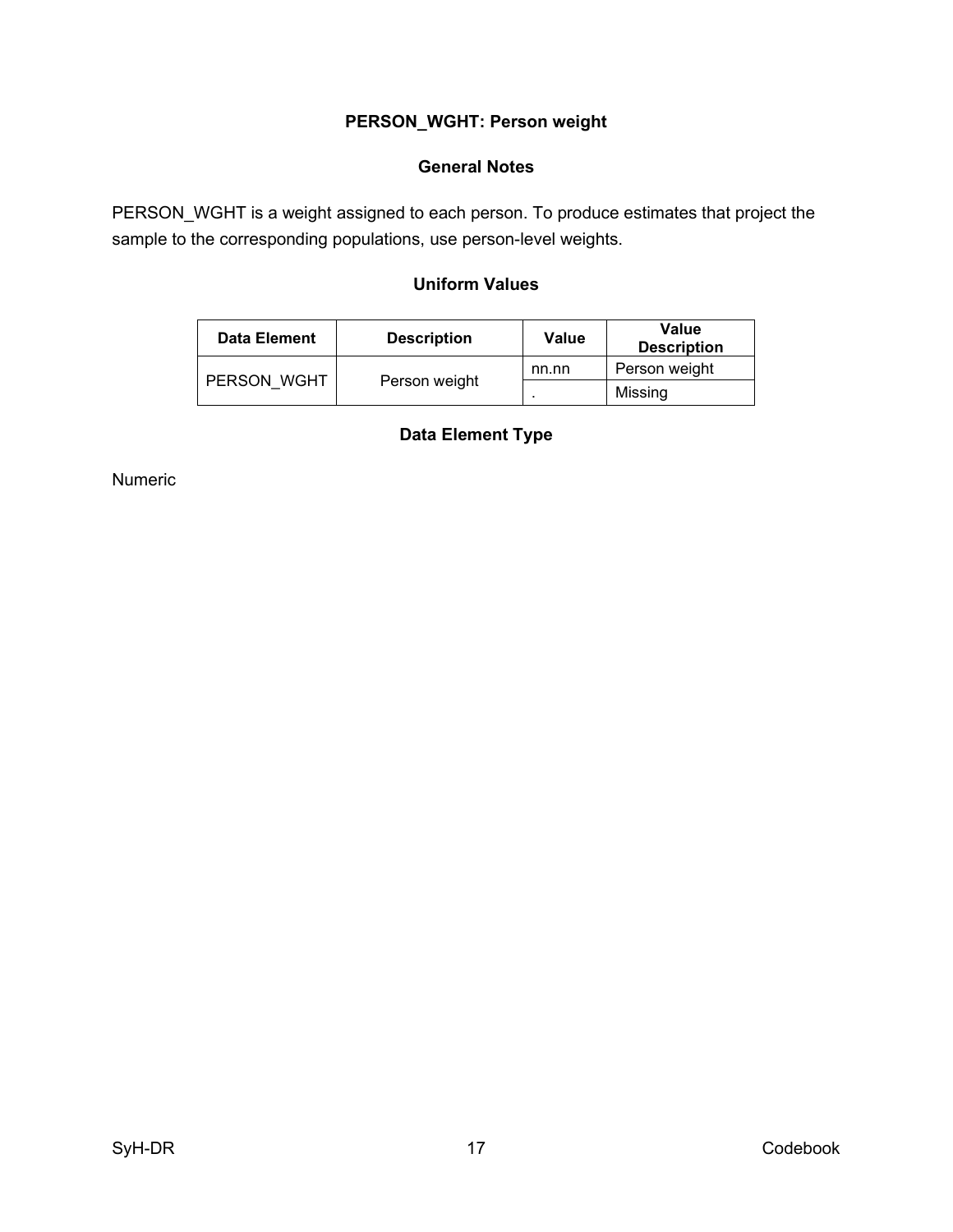## PERSON_WGHT: Person weight

### General Notes

PERSON_WGHT is a weight assigned to each person. To produce estimates that project the sample to the corresponding populations, use person-level weights.

### Uniform Values

| Data Element | Description | Value | Value Description |
|---|---|---|---|
| PERSON_WGHT | Person weight | nn.nn | Person weight |
| | | . | Missing |

### Data Element Type

Numeric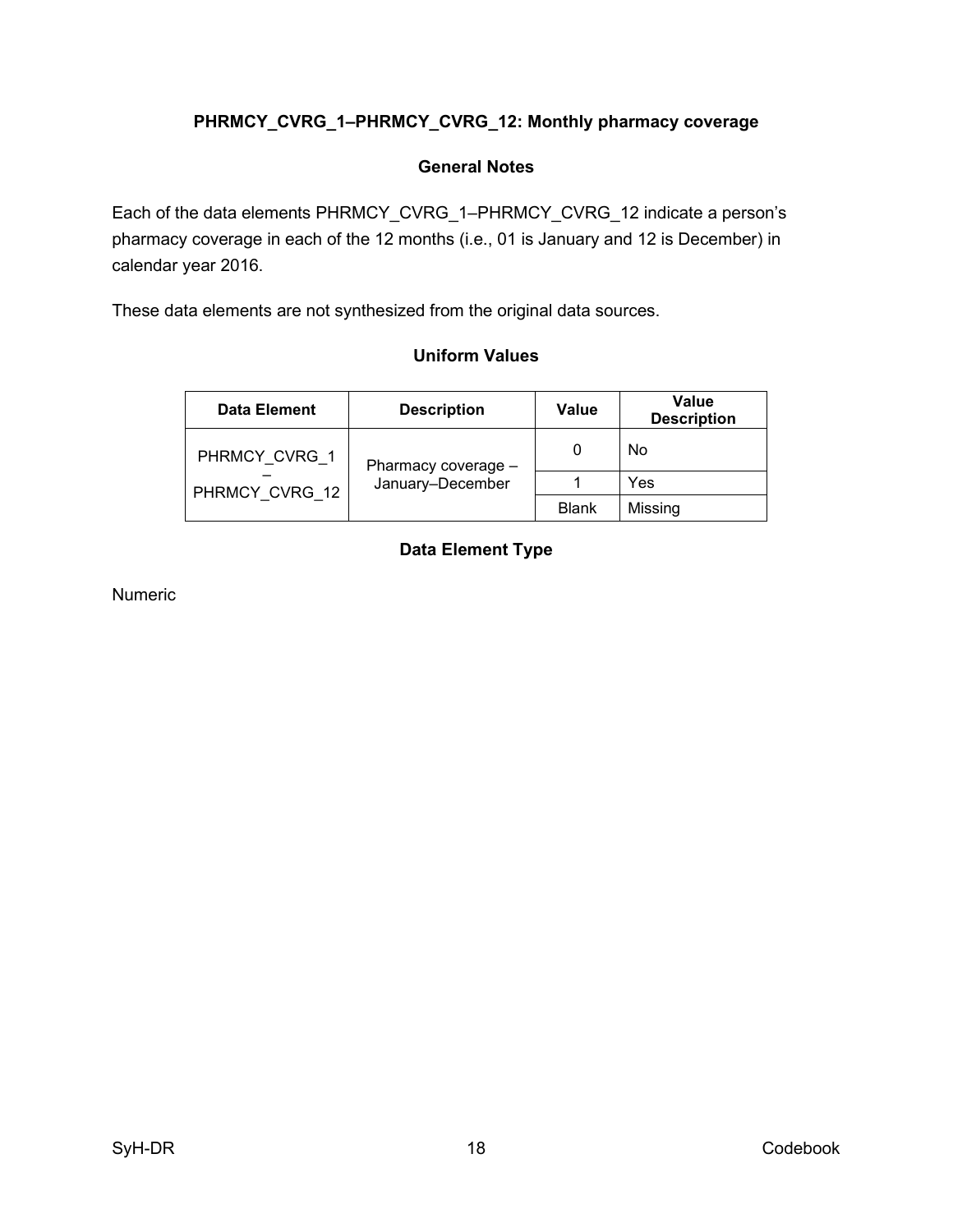### PHRMCY_CVRG_1–PHRMCY_CVRG_12: Monthly pharmacy coverage

#### General Notes

Each of the data elements PHRMCY_CVRG_1–PHRMCY_CVRG_12 indicate a person's pharmacy coverage in each of the 12 months (i.e., 01 is January and 12 is December) in calendar year 2016.

These data elements are not synthesized from the original data sources.

#### Uniform Values

| Data Element | Description | Value | Value Description |
|---|---|---|---|
| PHRMCY_CVRG_1 – PHRMCY_CVRG_12 | Pharmacy coverage – January–December | 0 | No |
| | | 1 | Yes |
| | | Blank | Missing |

#### Data Element Type

Numeric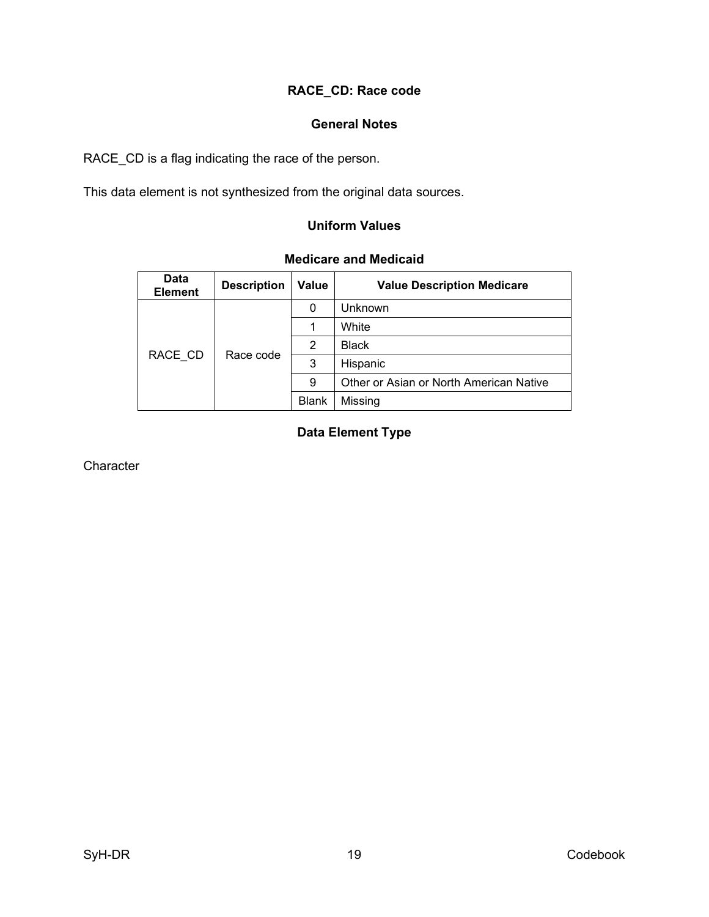### RACE_CD: Race code

#### General Notes

RACE_CD is a flag indicating the race of the person.

This data element is not synthesized from the original data sources.

#### Uniform Values

**Medicare and Medicaid**

| Data Element | Description | Value | Value Description Medicare |
|---|---|---|---|
| RACE_CD | Race code | 0 | Unknown |
| | | 1 | White |
| | | 2 | Black |
| | | 3 | Hispanic |
| | | 9 | Other or Asian or North American Native |
| | | Blank | Missing |

#### Data Element Type

Character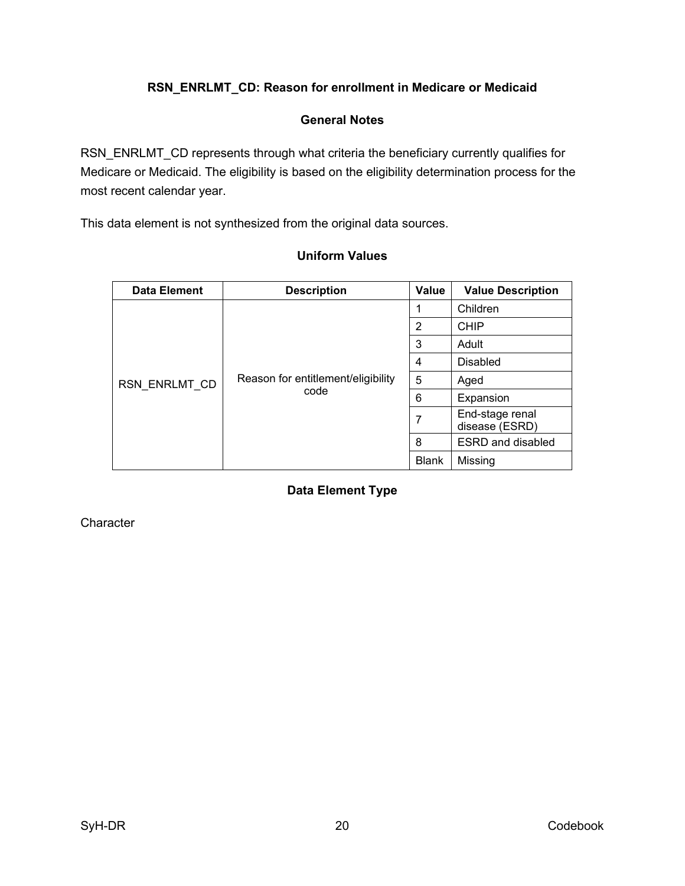## RSN_ENRLMT_CD: Reason for enrollment in Medicare or Medicaid

### General Notes

RSN_ENRLMT_CD represents through what criteria the beneficiary currently qualifies for Medicare or Medicaid. The eligibility is based on the eligibility determination process for the most recent calendar year.

This data element is not synthesized from the original data sources.

### Uniform Values

| Data Element | Description | Value | Value Description |
|---|---|---|---|
| RSN_ENRLMT_CD | Reason for entitlement/eligibility code | 1 | Children |
| | | 2 | CHIP |
| | | 3 | Adult |
| | | 4 | Disabled |
| | | 5 | Aged |
| | | 6 | Expansion |
| | | 7 | End-stage renal disease (ESRD) |
| | | 8 | ESRD and disabled |
| | | Blank | Missing |

### Data Element Type

Character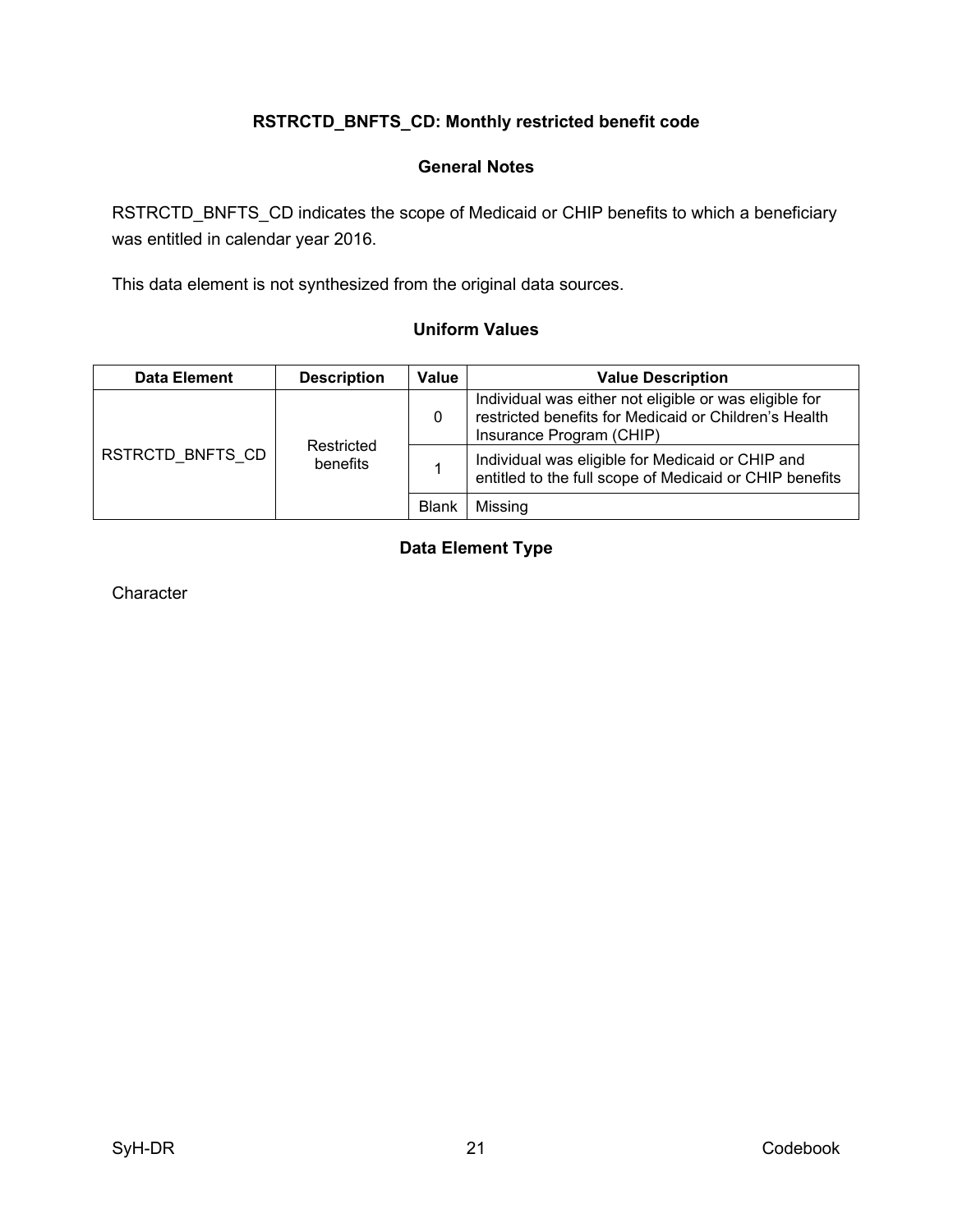## RSTRCTD_BNFTS_CD: Monthly restricted benefit code

### General Notes

RSTRCTD_BNFTS_CD indicates the scope of Medicaid or CHIP benefits to which a beneficiary was entitled in calendar year 2016.

This data element is not synthesized from the original data sources.

### Uniform Values

| Data Element | Description | Value | Value Description |
|---|---|---|---|
| RSTRCTD_BNFTS_CD | Restricted benefits | 0 | Individual was either not eligible or was eligible for restricted benefits for Medicaid or Children's Health Insurance Program (CHIP) |
| | | 1 | Individual was eligible for Medicaid or CHIP and entitled to the full scope of Medicaid or CHIP benefits |
| | | Blank | Missing |

### Data Element Type

Character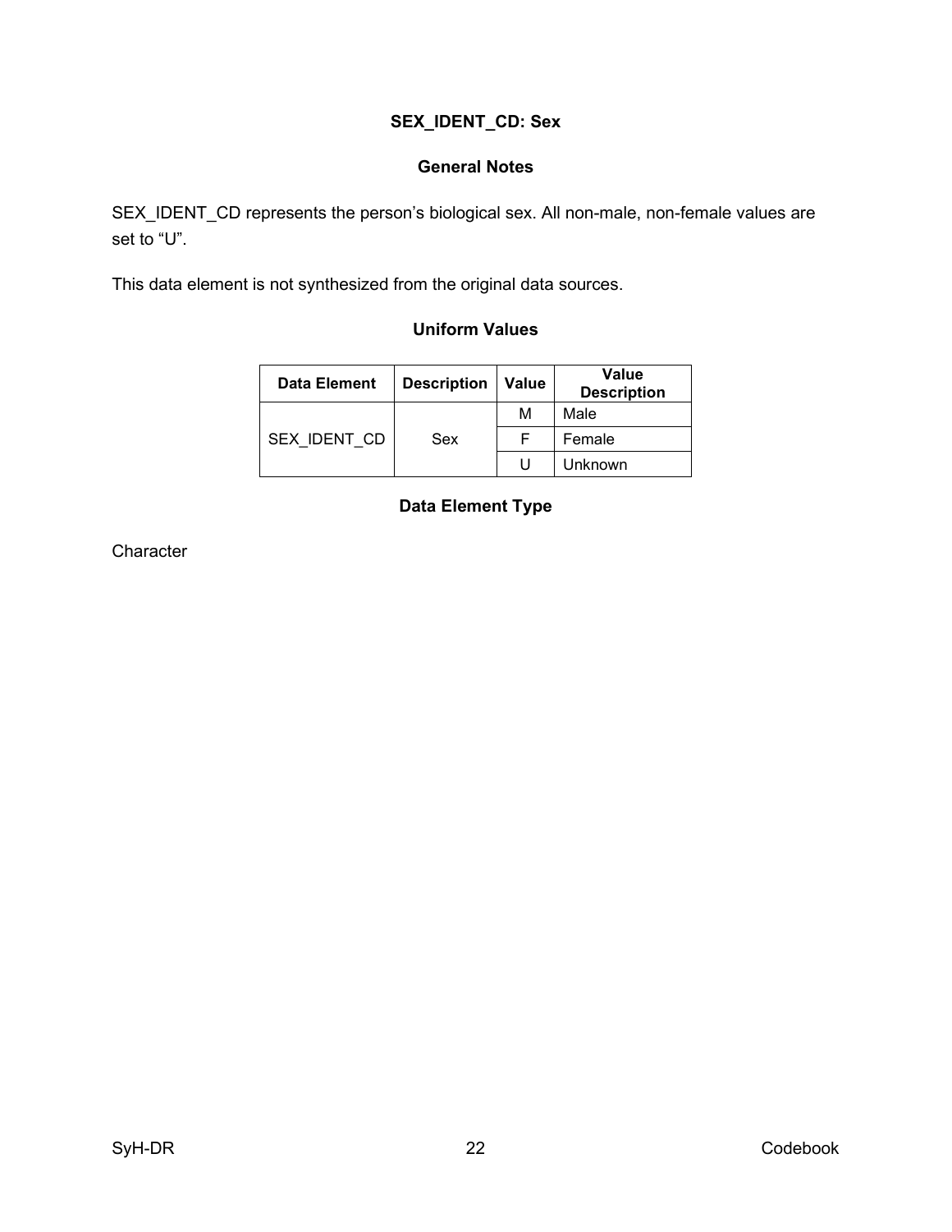## SEX_IDENT_CD: Sex

### General Notes

SEX_IDENT_CD represents the person's biological sex. All non-male, non-female values are set to "U".

This data element is not synthesized from the original data sources.

### Uniform Values

| Data Element | Description | Value | Value Description |
|---|---|---|---|
| SEX_IDENT_CD | Sex | M | Male |
| | | F | Female |
| | | U | Unknown |

### Data Element Type

Character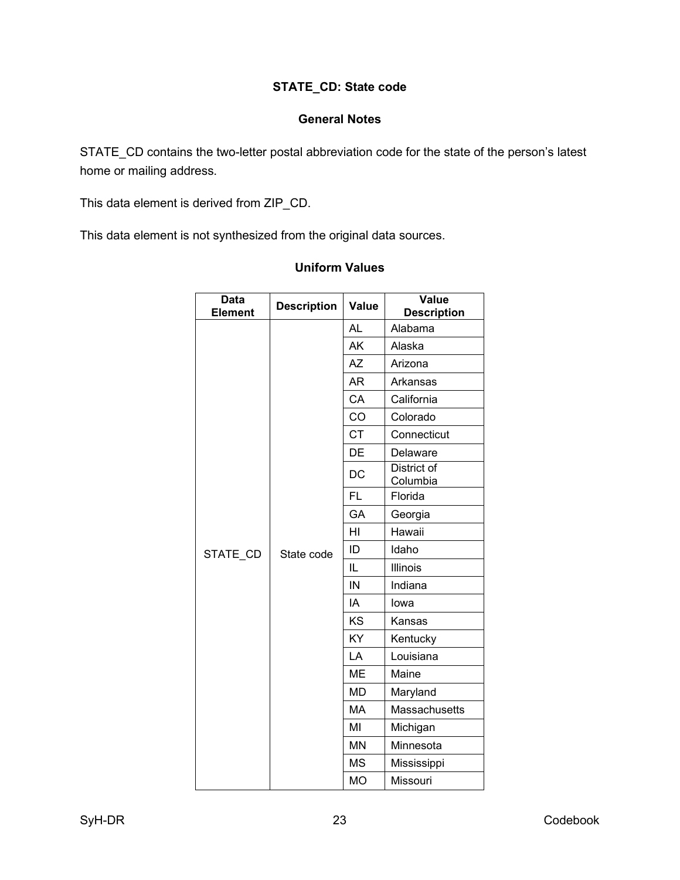# STATE_CD: State code

## General Notes

STATE_CD contains the two-letter postal abbreviation code for the state of the person's latest home or mailing address.

This data element is derived from ZIP_CD.

This data element is not synthesized from the original data sources.

## Uniform Values

| Data Element | Description | Value | Value Description |
|---|---|---|---|
| STATE_CD | State code | AL | Alabama |
| | | AK | Alaska |
| | | AZ | Arizona |
| | | AR | Arkansas |
| | | CA | California |
| | | CO | Colorado |
| | | CT | Connecticut |
| | | DE | Delaware |
| | | DC | District of Columbia |
| | | FL | Florida |
| | | GA | Georgia |
| | | HI | Hawaii |
| | | ID | Idaho |
| | | IL | Illinois |
| | | IN | Indiana |
| | | IA | Iowa |
| | | KS | Kansas |
| | | KY | Kentucky |
| | | LA | Louisiana |
| | | ME | Maine |
| | | MD | Maryland |
| | | MA | Massachusetts |
| | | MI | Michigan |
| | | MN | Minnesota |
| | | MS | Mississippi |
| | | MO | Missouri |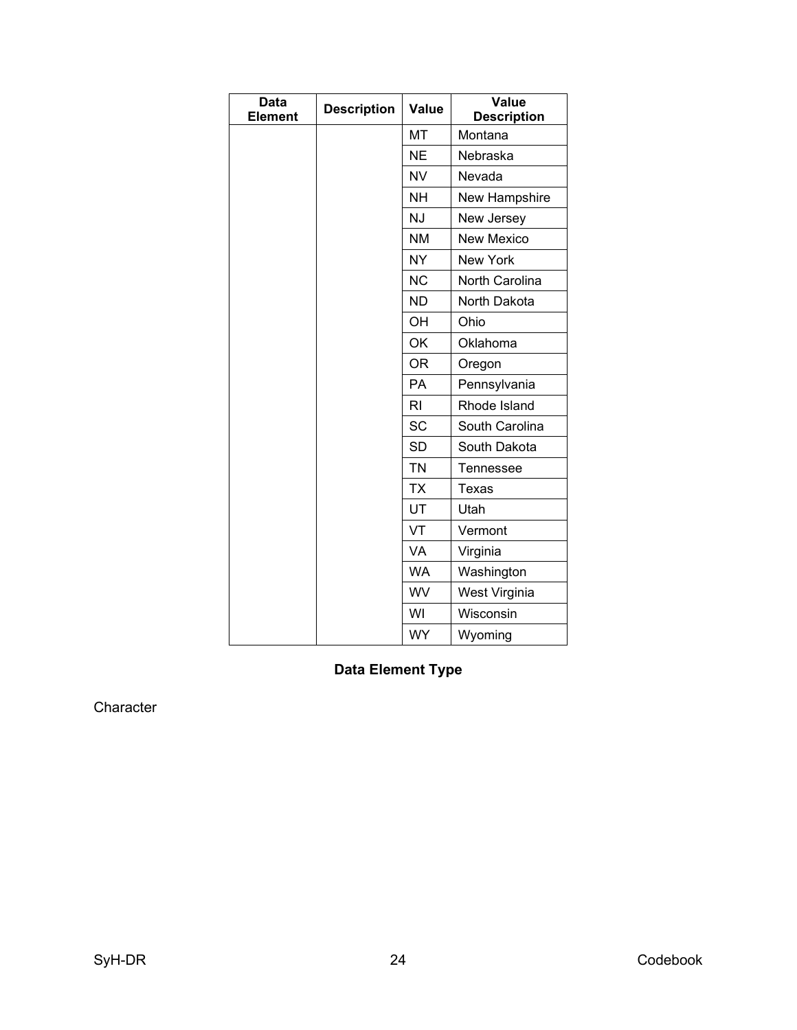| Data Element | Description | Value | Value Description |
| --- | --- | --- | --- |
| | | MT | Montana |
| | | NE | Nebraska |
| | | NV | Nevada |
| | | NH | New Hampshire |
| | | NJ | New Jersey |
| | | NM | New Mexico |
| | | NY | New York |
| | | NC | North Carolina |
| | | ND | North Dakota |
| | | OH | Ohio |
| | | OK | Oklahoma |
| | | OR | Oregon |
| | | PA | Pennsylvania |
| | | RI | Rhode Island |
| | | SC | South Carolina |
| | | SD | South Dakota |
| | | TN | Tennessee |
| | | TX | Texas |
| | | UT | Utah |
| | | VT | Vermont |
| | | VA | Virginia |
| | | WA | Washington |
| | | WV | West Virginia |
| | | WI | Wisconsin |
| | | WY | Wyoming |

**Data Element Type**

Character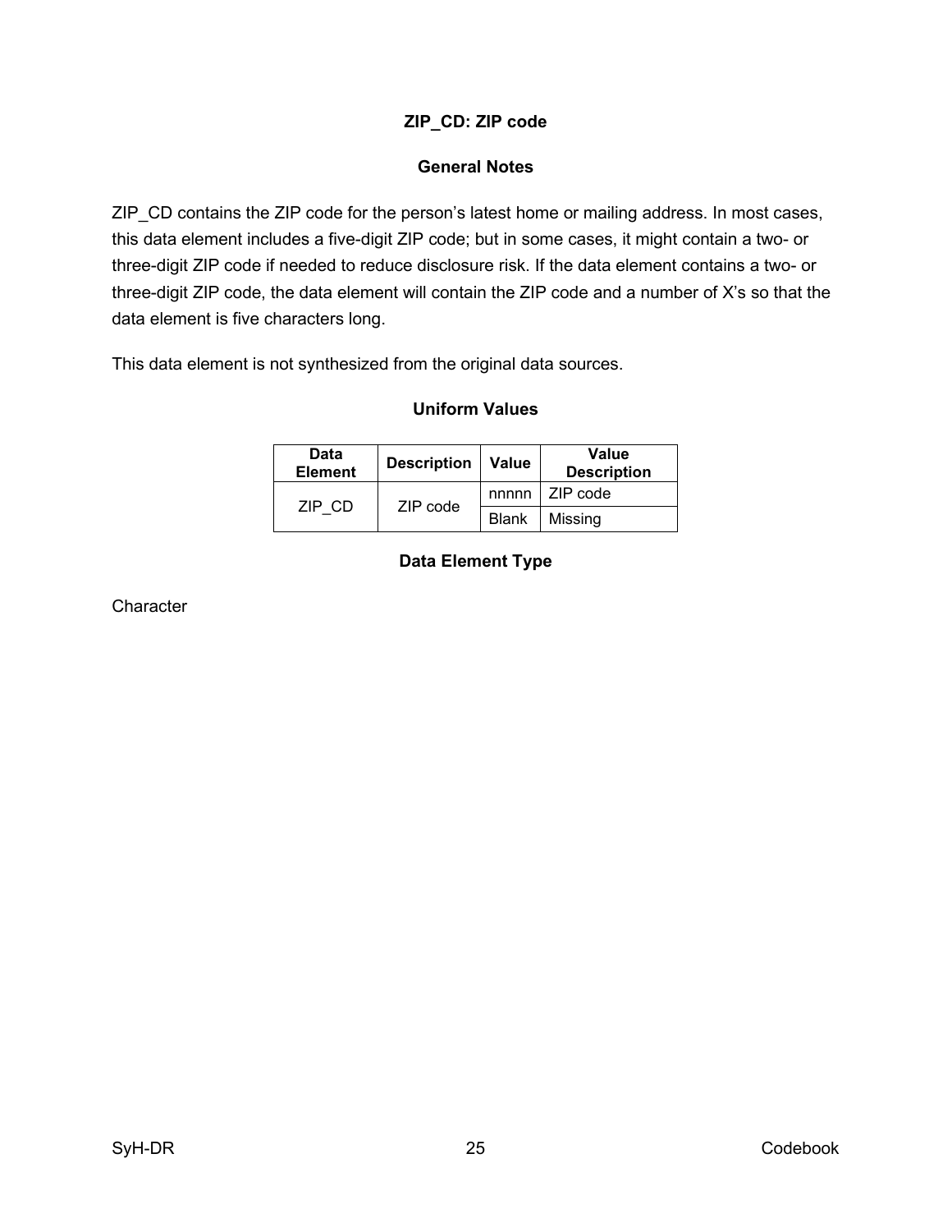## ZIP_CD: ZIP code

### General Notes

ZIP_CD contains the ZIP code for the person's latest home or mailing address. In most cases, this data element includes a five-digit ZIP code; but in some cases, it might contain a two- or three-digit ZIP code if needed to reduce disclosure risk. If the data element contains a two- or three-digit ZIP code, the data element will contain the ZIP code and a number of X's so that the data element is five characters long.

This data element is not synthesized from the original data sources.

### Uniform Values

| Data Element | Description | Value | Value Description |
|---|---|---|---|
| ZIP_CD | ZIP code | nnnnn | ZIP code |
| | | Blank | Missing |

### Data Element Type

Character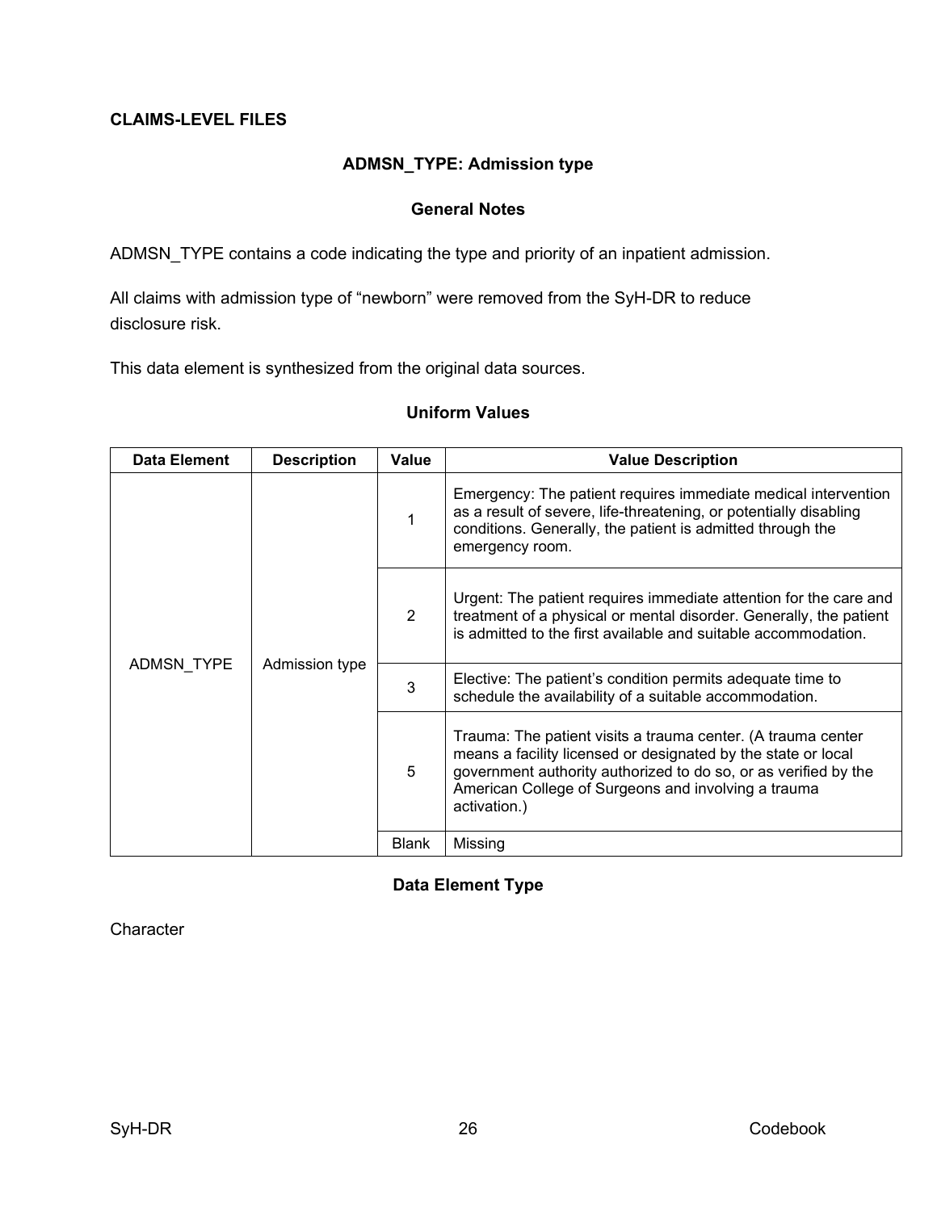**CLAIMS-LEVEL FILES**

## ADMSN_TYPE: Admission type

### General Notes

ADMSN_TYPE contains a code indicating the type and priority of an inpatient admission.

All claims with admission type of "newborn" were removed from the SyH-DR to reduce disclosure risk.

This data element is synthesized from the original data sources.

### Uniform Values

| Data Element | Description | Value | Value Description |
|---|---|---|---|
| ADMSN_TYPE | Admission type | 1 | Emergency: The patient requires immediate medical intervention as a result of severe, life-threatening, or potentially disabling conditions. Generally, the patient is admitted through the emergency room. |
| | | 2 | Urgent: The patient requires immediate attention for the care and treatment of a physical or mental disorder. Generally, the patient is admitted to the first available and suitable accommodation. |
| | | 3 | Elective: The patient's condition permits adequate time to schedule the availability of a suitable accommodation. |
| | | 5 | Trauma: The patient visits a trauma center. (A trauma center means a facility licensed or designated by the state or local government authority authorized to do so, or as verified by the American College of Surgeons and involving a trauma activation.) |
| | | Blank | Missing |

### Data Element Type

Character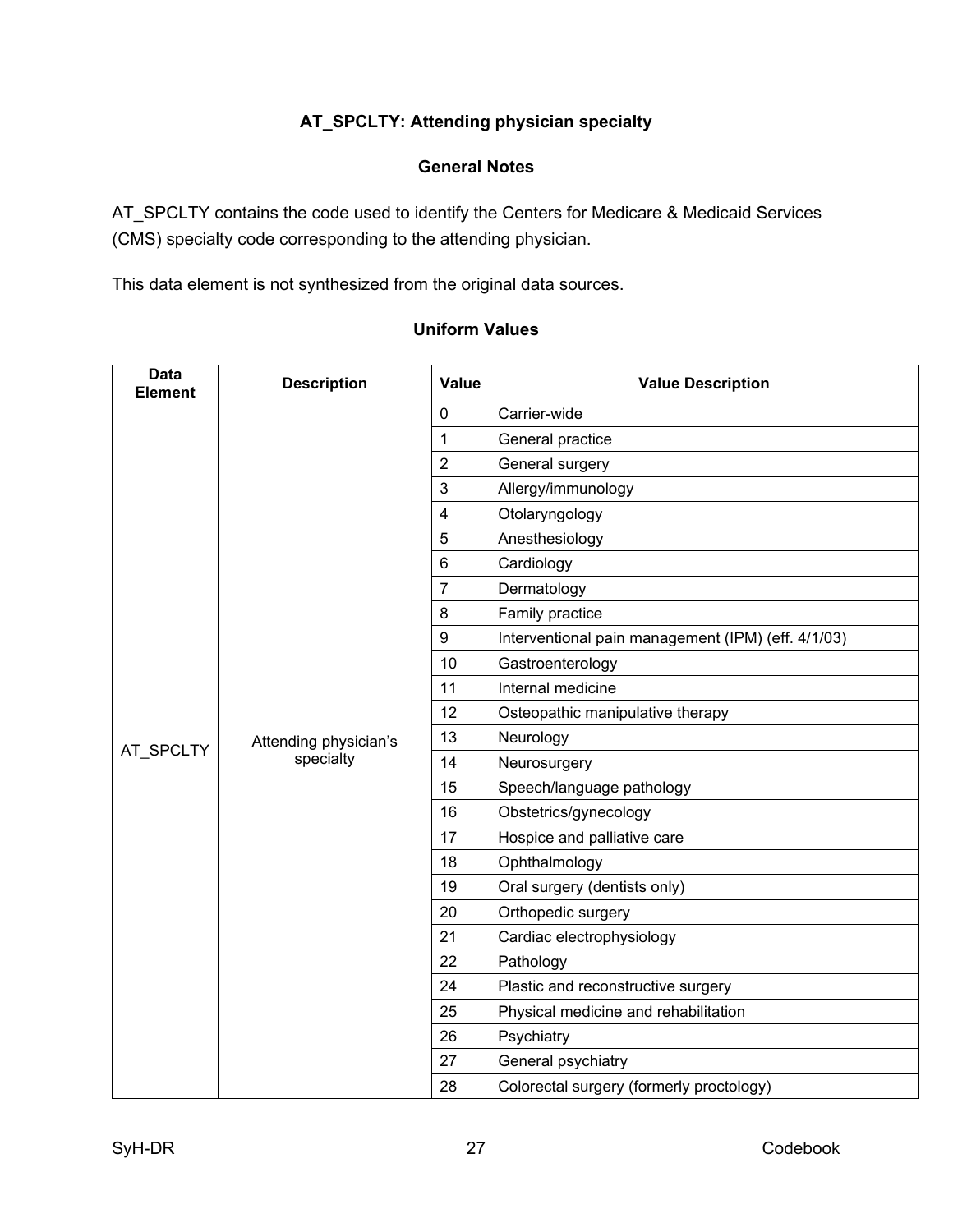### AT_SPCLTY: Attending physician specialty

#### General Notes

AT_SPCLTY contains the code used to identify the Centers for Medicare & Medicaid Services (CMS) specialty code corresponding to the attending physician.

This data element is not synthesized from the original data sources.

#### Uniform Values

| Data Element | Description | Value | Value Description |
|---|---|---|---|
| AT_SPCLTY | Attending physician's specialty | 0 | Carrier-wide |
| | | 1 | General practice |
| | | 2 | General surgery |
| | | 3 | Allergy/immunology |
| | | 4 | Otolaryngology |
| | | 5 | Anesthesiology |
| | | 6 | Cardiology |
| | | 7 | Dermatology |
| | | 8 | Family practice |
| | | 9 | Interventional pain management (IPM) (eff. 4/1/03) |
| | | 10 | Gastroenterology |
| | | 11 | Internal medicine |
| | | 12 | Osteopathic manipulative therapy |
| | | 13 | Neurology |
| | | 14 | Neurosurgery |
| | | 15 | Speech/language pathology |
| | | 16 | Obstetrics/gynecology |
| | | 17 | Hospice and palliative care |
| | | 18 | Ophthalmology |
| | | 19 | Oral surgery (dentists only) |
| | | 20 | Orthopedic surgery |
| | | 21 | Cardiac electrophysiology |
| | | 22 | Pathology |
| | | 24 | Plastic and reconstructive surgery |
| | | 25 | Physical medicine and rehabilitation |
| | | 26 | Psychiatry |
| | | 27 | General psychiatry |
| | | 28 | Colorectal surgery (formerly proctology) |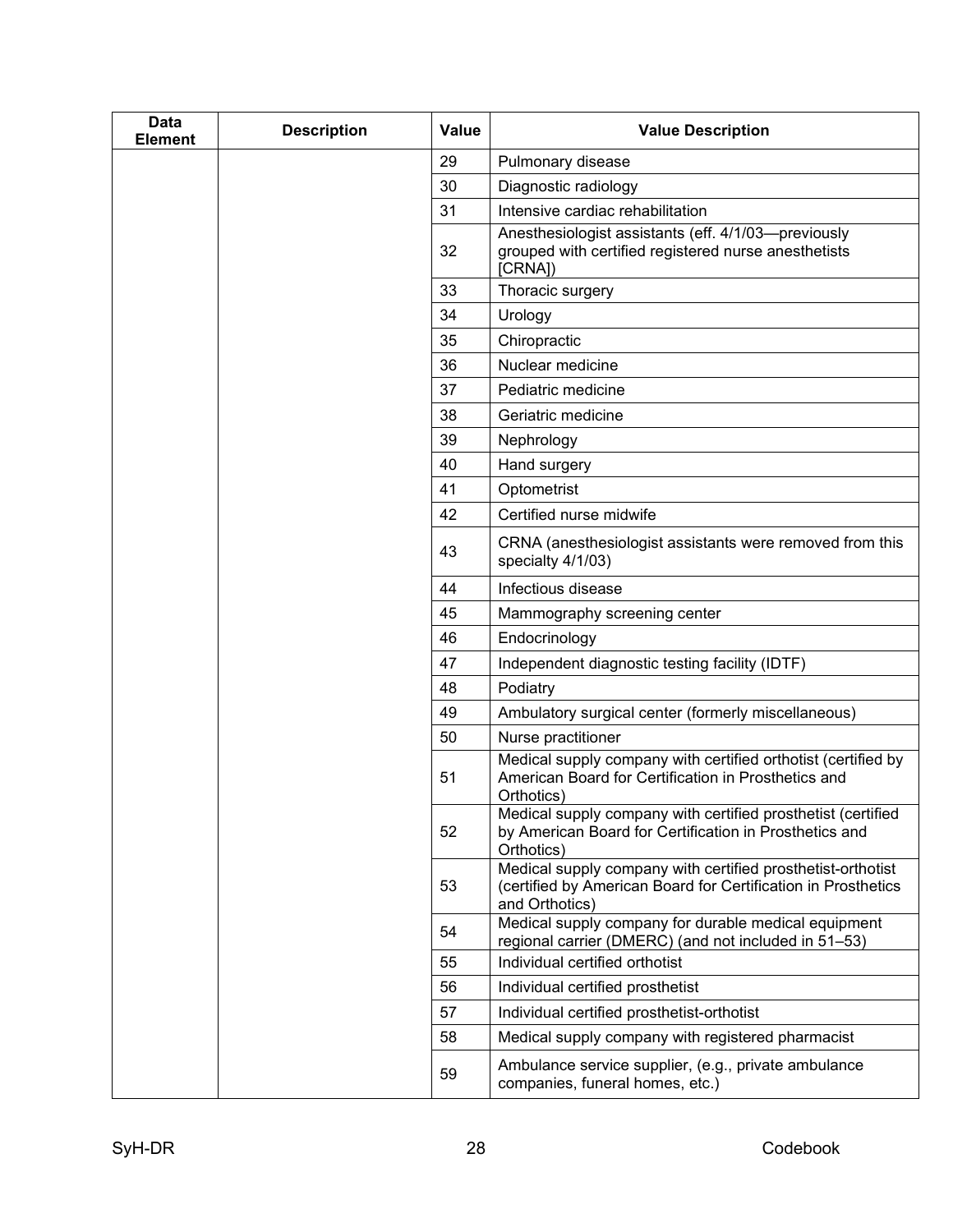| Data Element | Description | Value | Value Description |
|---|---|---|---|
| | | 29 | Pulmonary disease |
| | | 30 | Diagnostic radiology |
| | | 31 | Intensive cardiac rehabilitation |
| | | 32 | Anesthesiologist assistants (eff. 4/1/03—previously grouped with certified registered nurse anesthetists [CRNA]) |
| | | 33 | Thoracic surgery |
| | | 34 | Urology |
| | | 35 | Chiropractic |
| | | 36 | Nuclear medicine |
| | | 37 | Pediatric medicine |
| | | 38 | Geriatric medicine |
| | | 39 | Nephrology |
| | | 40 | Hand surgery |
| | | 41 | Optometrist |
| | | 42 | Certified nurse midwife |
| | | 43 | CRNA (anesthesiologist assistants were removed from this specialty 4/1/03) |
| | | 44 | Infectious disease |
| | | 45 | Mammography screening center |
| | | 46 | Endocrinology |
| | | 47 | Independent diagnostic testing facility (IDTF) |
| | | 48 | Podiatry |
| | | 49 | Ambulatory surgical center (formerly miscellaneous) |
| | | 50 | Nurse practitioner |
| | | 51 | Medical supply company with certified orthotist (certified by American Board for Certification in Prosthetics and Orthotics) |
| | | 52 | Medical supply company with certified prosthetist (certified by American Board for Certification in Prosthetics and Orthotics) |
| | | 53 | Medical supply company with certified prosthetist-orthotist (certified by American Board for Certification in Prosthetics and Orthotics) |
| | | 54 | Medical supply company for durable medical equipment regional carrier (DMERC) (and not included in 51–53) |
| | | 55 | Individual certified orthotist |
| | | 56 | Individual certified prosthetist |
| | | 57 | Individual certified prosthetist-orthotist |
| | | 58 | Medical supply company with registered pharmacist |
| | | 59 | Ambulance service supplier, (e.g., private ambulance companies, funeral homes, etc.) |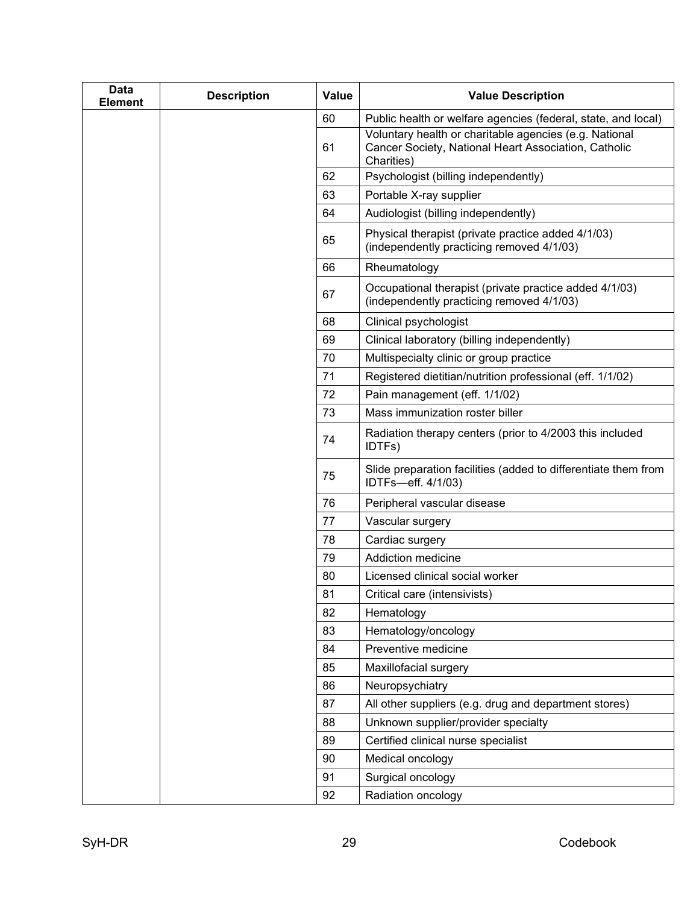| Data Element | Description | Value | Value Description |
|---|---|---|---|
| | | 60 | Public health or welfare agencies (federal, state, and local) |
| | | 61 | Voluntary health or charitable agencies (e.g. National Cancer Society, National Heart Association, Catholic Charities) |
| | | 62 | Psychologist (billing independently) |
| | | 63 | Portable X-ray supplier |
| | | 64 | Audiologist (billing independently) |
| | | 65 | Physical therapist (private practice added 4/1/03) (independently practicing removed 4/1/03) |
| | | 66 | Rheumatology |
| | | 67 | Occupational therapist (private practice added 4/1/03) (independently practicing removed 4/1/03) |
| | | 68 | Clinical psychologist |
| | | 69 | Clinical laboratory (billing independently) |
| | | 70 | Multispecialty clinic or group practice |
| | | 71 | Registered dietitian/nutrition professional (eff. 1/1/02) |
| | | 72 | Pain management (eff. 1/1/02) |
| | | 73 | Mass immunization roster biller |
| | | 74 | Radiation therapy centers (prior to 4/2003 this included IDTFs) |
| | | 75 | Slide preparation facilities (added to differentiate them from IDTFs—eff. 4/1/03) |
| | | 76 | Peripheral vascular disease |
| | | 77 | Vascular surgery |
| | | 78 | Cardiac surgery |
| | | 79 | Addiction medicine |
| | | 80 | Licensed clinical social worker |
| | | 81 | Critical care (intensivists) |
| | | 82 | Hematology |
| | | 83 | Hematology/oncology |
| | | 84 | Preventive medicine |
| | | 85 | Maxillofacial surgery |
| | | 86 | Neuropsychiatry |
| | | 87 | All other suppliers (e.g. drug and department stores) |
| | | 88 | Unknown supplier/provider specialty |
| | | 89 | Certified clinical nurse specialist |
| | | 90 | Medical oncology |
| | | 91 | Surgical oncology |
| | | 92 | Radiation oncology |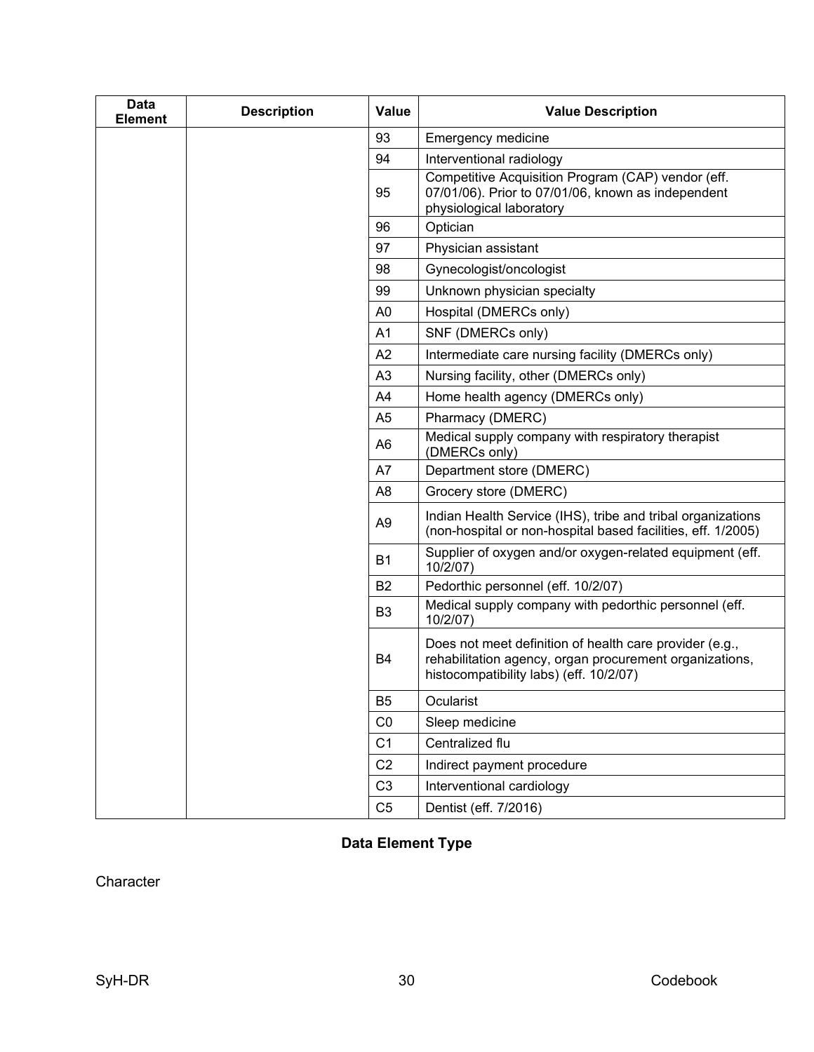| Data Element | Description | Value | Value Description |
|---|---|---|---|
| | | 93 | Emergency medicine |
| | | 94 | Interventional radiology |
| | | 95 | Competitive Acquisition Program (CAP) vendor (eff. 07/01/06). Prior to 07/01/06, known as independent physiological laboratory |
| | | 96 | Optician |
| | | 97 | Physician assistant |
| | | 98 | Gynecologist/oncologist |
| | | 99 | Unknown physician specialty |
| | | A0 | Hospital (DMERCs only) |
| | | A1 | SNF (DMERCs only) |
| | | A2 | Intermediate care nursing facility (DMERCs only) |
| | | A3 | Nursing facility, other (DMERCs only) |
| | | A4 | Home health agency (DMERCs only) |
| | | A5 | Pharmacy (DMERC) |
| | | A6 | Medical supply company with respiratory therapist (DMERCs only) |
| | | A7 | Department store (DMERC) |
| | | A8 | Grocery store (DMERC) |
| | | A9 | Indian Health Service (IHS), tribe and tribal organizations (non-hospital or non-hospital based facilities, eff. 1/2005) |
| | | B1 | Supplier of oxygen and/or oxygen-related equipment (eff. 10/2/07) |
| | | B2 | Pedorthic personnel (eff. 10/2/07) |
| | | B3 | Medical supply company with pedorthic personnel (eff. 10/2/07) |
| | | B4 | Does not meet definition of health care provider (e.g., rehabilitation agency, organ procurement organizations, histocompatibility labs) (eff. 10/2/07) |
| | | B5 | Ocularist |
| | | C0 | Sleep medicine |
| | | C1 | Centralized flu |
| | | C2 | Indirect payment procedure |
| | | C3 | Interventional cardiology |
| | | C5 | Dentist (eff. 7/2016) |

**Data Element Type**

Character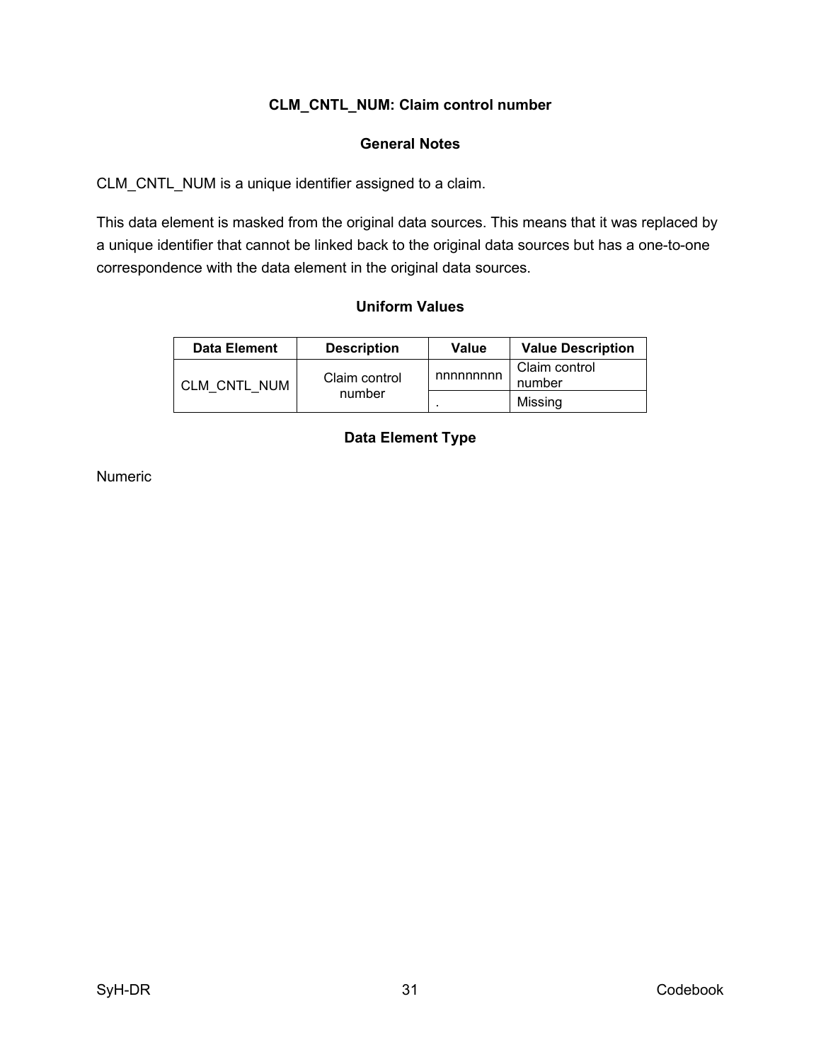## CLM_CNTL_NUM: Claim control number

### General Notes

CLM_CNTL_NUM is a unique identifier assigned to a claim.

This data element is masked from the original data sources. This means that it was replaced by a unique identifier that cannot be linked back to the original data sources but has a one-to-one correspondence with the data element in the original data sources.

### Uniform Values

| Data Element | Description | Value | Value Description |
| --- | --- | --- | --- |
| CLM_CNTL_NUM | Claim control number | nnnnnnnnn | Claim control number |
| | | . | Missing |

### Data Element Type

Numeric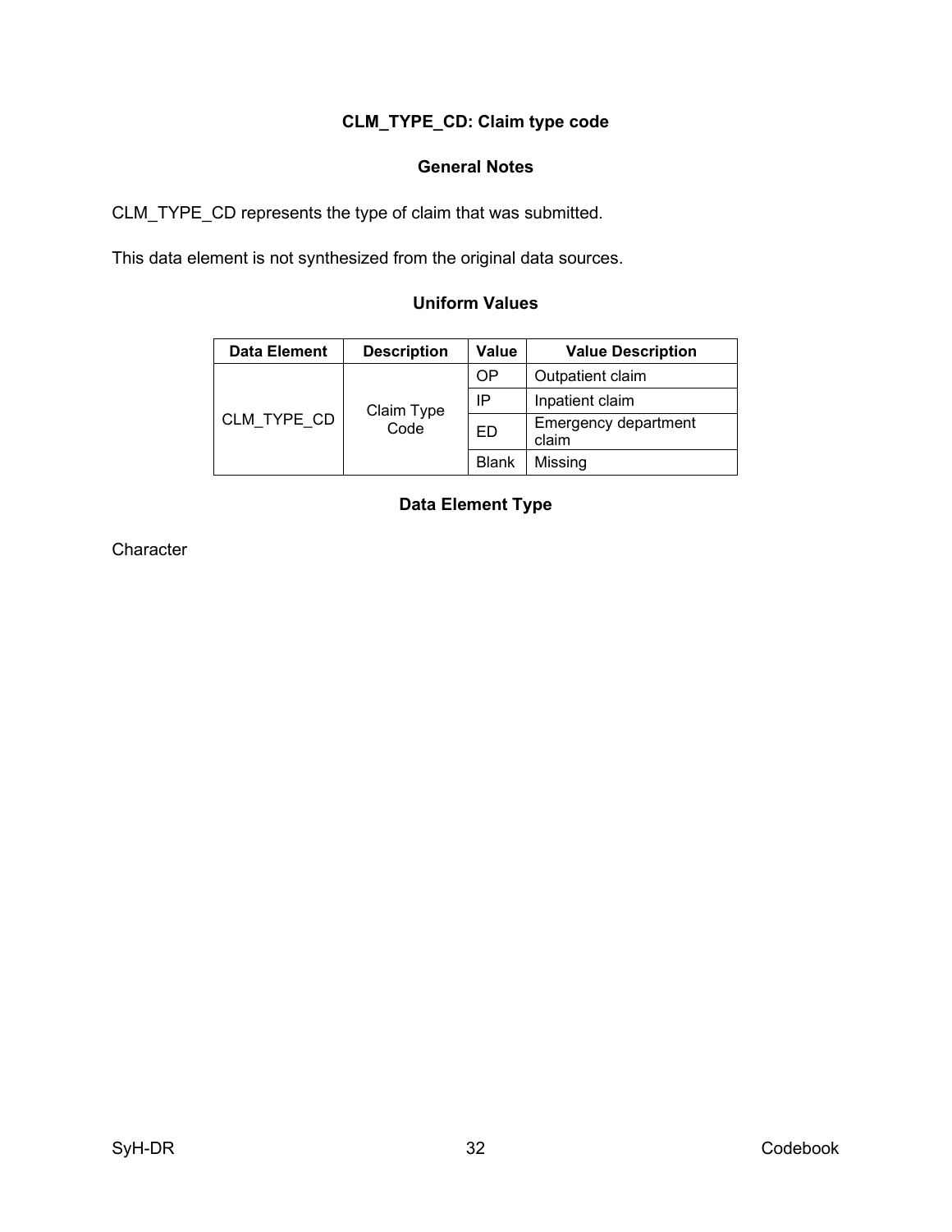## CLM_TYPE_CD: Claim type code

### General Notes

CLM_TYPE_CD represents the type of claim that was submitted.

This data element is not synthesized from the original data sources.

### Uniform Values

| Data Element | Description | Value | Value Description |
|---|---|---|---|
| CLM_TYPE_CD | Claim Type Code | OP | Outpatient claim |
| | | IP | Inpatient claim |
| | | ED | Emergency department claim |
| | | Blank | Missing |

### Data Element Type

Character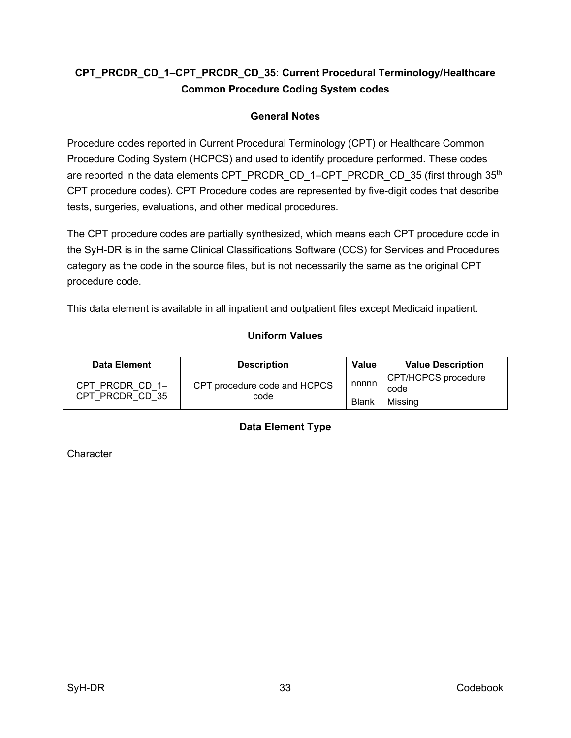## CPT_PRCDR_CD_1–CPT_PRCDR_CD_35: Current Procedural Terminology/Healthcare Common Procedure Coding System codes

### General Notes

Procedure codes reported in Current Procedural Terminology (CPT) or Healthcare Common Procedure Coding System (HCPCS) and used to identify procedure performed. These codes are reported in the data elements CPT_PRCDR_CD_1–CPT_PRCDR_CD_35 (first through 35th CPT procedure codes). CPT Procedure codes are represented by five-digit codes that describe tests, surgeries, evaluations, and other medical procedures.

The CPT procedure codes are partially synthesized, which means each CPT procedure code in the SyH-DR is in the same Clinical Classifications Software (CCS) for Services and Procedures category as the code in the source files, but is not necessarily the same as the original CPT procedure code.

This data element is available in all inpatient and outpatient files except Medicaid inpatient.

### Uniform Values

| Data Element | Description | Value | Value Description |
|---|---|---|---|
| CPT_PRCDR_CD_1–CPT_PRCDR_CD_35 | CPT procedure code and HCPCS code | nnnnn | CPT/HCPCS procedure code |
| | | Blank | Missing |

### Data Element Type

Character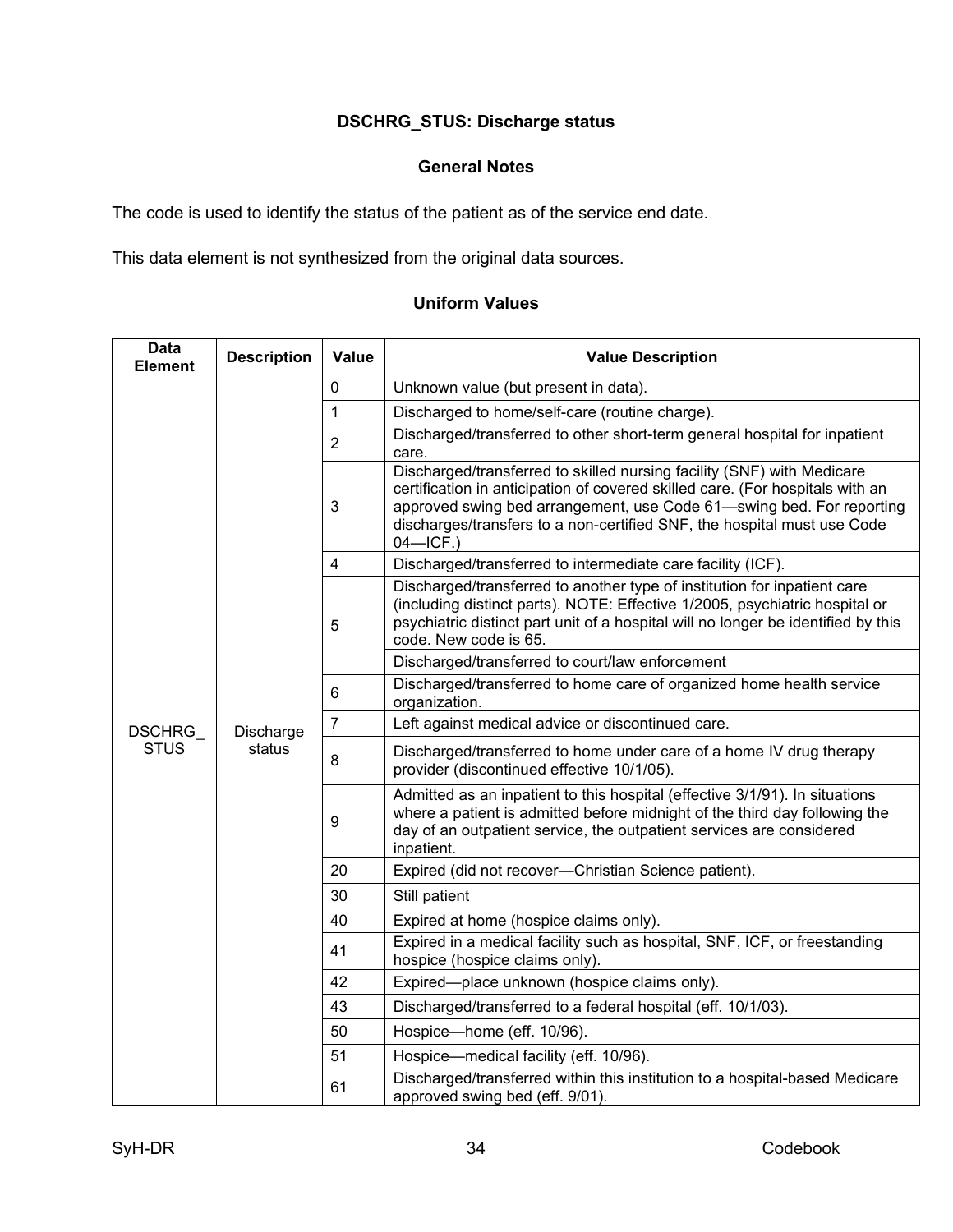### DSCHRG_STUS: Discharge status

#### General Notes

The code is used to identify the status of the patient as of the service end date.

This data element is not synthesized from the original data sources.

#### Uniform Values

| Data Element | Description | Value | Value Description |
|---|---|---|---|
| DSCHRG_STUS | Discharge status | 0 | Unknown value (but present in data). |
| | | 1 | Discharged to home/self-care (routine charge). |
| | | 2 | Discharged/transferred to other short-term general hospital for inpatient care. |
| | | 3 | Discharged/transferred to skilled nursing facility (SNF) with Medicare certification in anticipation of covered skilled care. (For hospitals with an approved swing bed arrangement, use Code 61—swing bed. For reporting discharges/transfers to a non-certified SNF, the hospital must use Code 04—ICF.) |
| | | 4 | Discharged/transferred to intermediate care facility (ICF). |
| | | 5 | Discharged/transferred to another type of institution for inpatient care (including distinct parts). NOTE: Effective 1/2005, psychiatric hospital or psychiatric distinct part unit of a hospital will no longer be identified by this code. New code is 65. |
| | | | Discharged/transferred to court/law enforcement |
| | | 6 | Discharged/transferred to home care of organized home health service organization. |
| | | 7 | Left against medical advice or discontinued care. |
| | | 8 | Discharged/transferred to home under care of a home IV drug therapy provider (discontinued effective 10/1/05). |
| | | 9 | Admitted as an inpatient to this hospital (effective 3/1/91). In situations where a patient is admitted before midnight of the third day following the day of an outpatient service, the outpatient services are considered inpatient. |
| | | 20 | Expired (did not recover—Christian Science patient). |
| | | 30 | Still patient |
| | | 40 | Expired at home (hospice claims only). |
| | | 41 | Expired in a medical facility such as hospital, SNF, ICF, or freestanding hospice (hospice claims only). |
| | | 42 | Expired—place unknown (hospice claims only). |
| | | 43 | Discharged/transferred to a federal hospital (eff. 10/1/03). |
| | | 50 | Hospice—home (eff. 10/96). |
| | | 51 | Hospice—medical facility (eff. 10/96). |
| | | 61 | Discharged/transferred within this institution to a hospital-based Medicare approved swing bed (eff. 9/01). |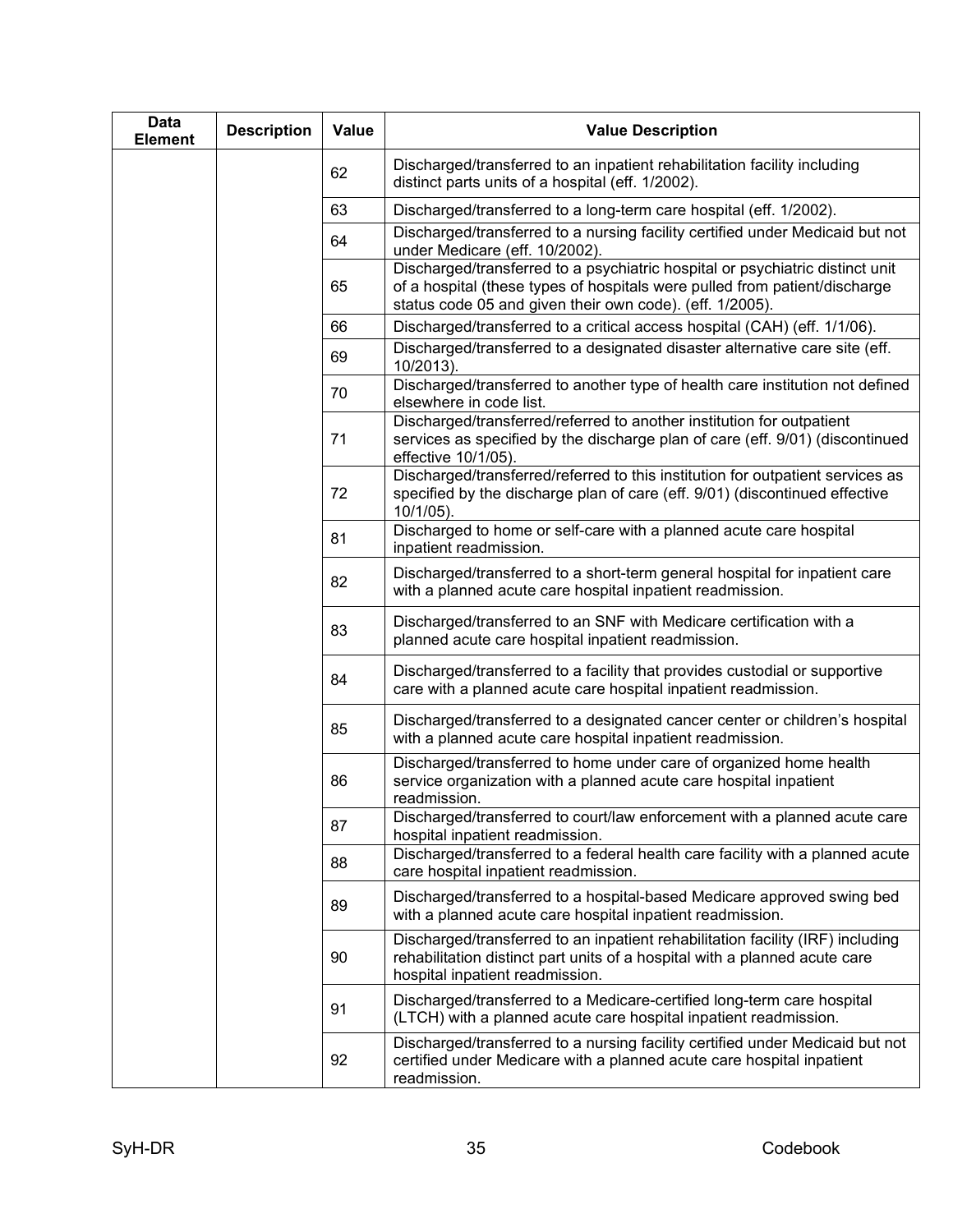| Data Element | Description | Value | Value Description |
|---|---|---|---|
| | | 62 | Discharged/transferred to an inpatient rehabilitation facility including distinct parts units of a hospital (eff. 1/2002). |
| | | 63 | Discharged/transferred to a long-term care hospital (eff. 1/2002). |
| | | 64 | Discharged/transferred to a nursing facility certified under Medicaid but not under Medicare (eff. 10/2002). |
| | | 65 | Discharged/transferred to a psychiatric hospital or psychiatric distinct unit of a hospital (these types of hospitals were pulled from patient/discharge status code 05 and given their own code). (eff. 1/2005). |
| | | 66 | Discharged/transferred to a critical access hospital (CAH) (eff. 1/1/06). |
| | | 69 | Discharged/transferred to a designated disaster alternative care site (eff. 10/2013). |
| | | 70 | Discharged/transferred to another type of health care institution not defined elsewhere in code list. |
| | | 71 | Discharged/transferred/referred to another institution for outpatient services as specified by the discharge plan of care (eff. 9/01) (discontinued effective 10/1/05). |
| | | 72 | Discharged/transferred/referred to this institution for outpatient services as specified by the discharge plan of care (eff. 9/01) (discontinued effective 10/1/05). |
| | | 81 | Discharged to home or self-care with a planned acute care hospital inpatient readmission. |
| | | 82 | Discharged/transferred to a short-term general hospital for inpatient care with a planned acute care hospital inpatient readmission. |
| | | 83 | Discharged/transferred to an SNF with Medicare certification with a planned acute care hospital inpatient readmission. |
| | | 84 | Discharged/transferred to a facility that provides custodial or supportive care with a planned acute care hospital inpatient readmission. |
| | | 85 | Discharged/transferred to a designated cancer center or children's hospital with a planned acute care hospital inpatient readmission. |
| | | 86 | Discharged/transferred to home under care of organized home health service organization with a planned acute care hospital inpatient readmission. |
| | | 87 | Discharged/transferred to court/law enforcement with a planned acute care hospital inpatient readmission. |
| | | 88 | Discharged/transferred to a federal health care facility with a planned acute care hospital inpatient readmission. |
| | | 89 | Discharged/transferred to a hospital-based Medicare approved swing bed with a planned acute care hospital inpatient readmission. |
| | | 90 | Discharged/transferred to an inpatient rehabilitation facility (IRF) including rehabilitation distinct part units of a hospital with a planned acute care hospital inpatient readmission. |
| | | 91 | Discharged/transferred to a Medicare-certified long-term care hospital (LTCH) with a planned acute care hospital inpatient readmission. |
| | | 92 | Discharged/transferred to a nursing facility certified under Medicaid but not certified under Medicare with a planned acute care hospital inpatient readmission. |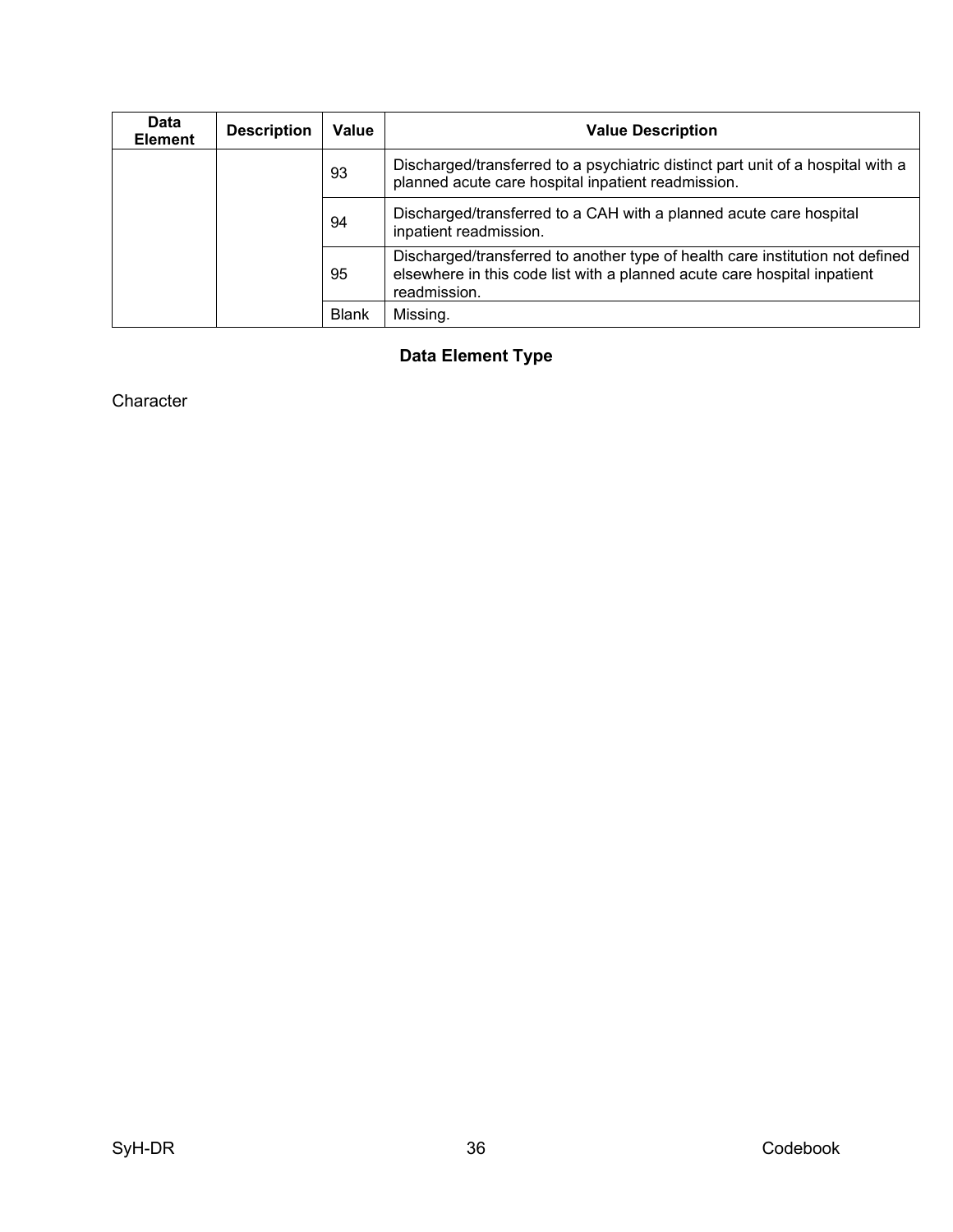| Data Element | Description | Value | Value Description |
|---|---|---|---|
| | | 93 | Discharged/transferred to a psychiatric distinct part unit of a hospital with a planned acute care hospital inpatient readmission. |
| | | 94 | Discharged/transferred to a CAH with a planned acute care hospital inpatient readmission. |
| | | 95 | Discharged/transferred to another type of health care institution not defined elsewhere in this code list with a planned acute care hospital inpatient readmission. |
| | | Blank | Missing. |

**Data Element Type**

Character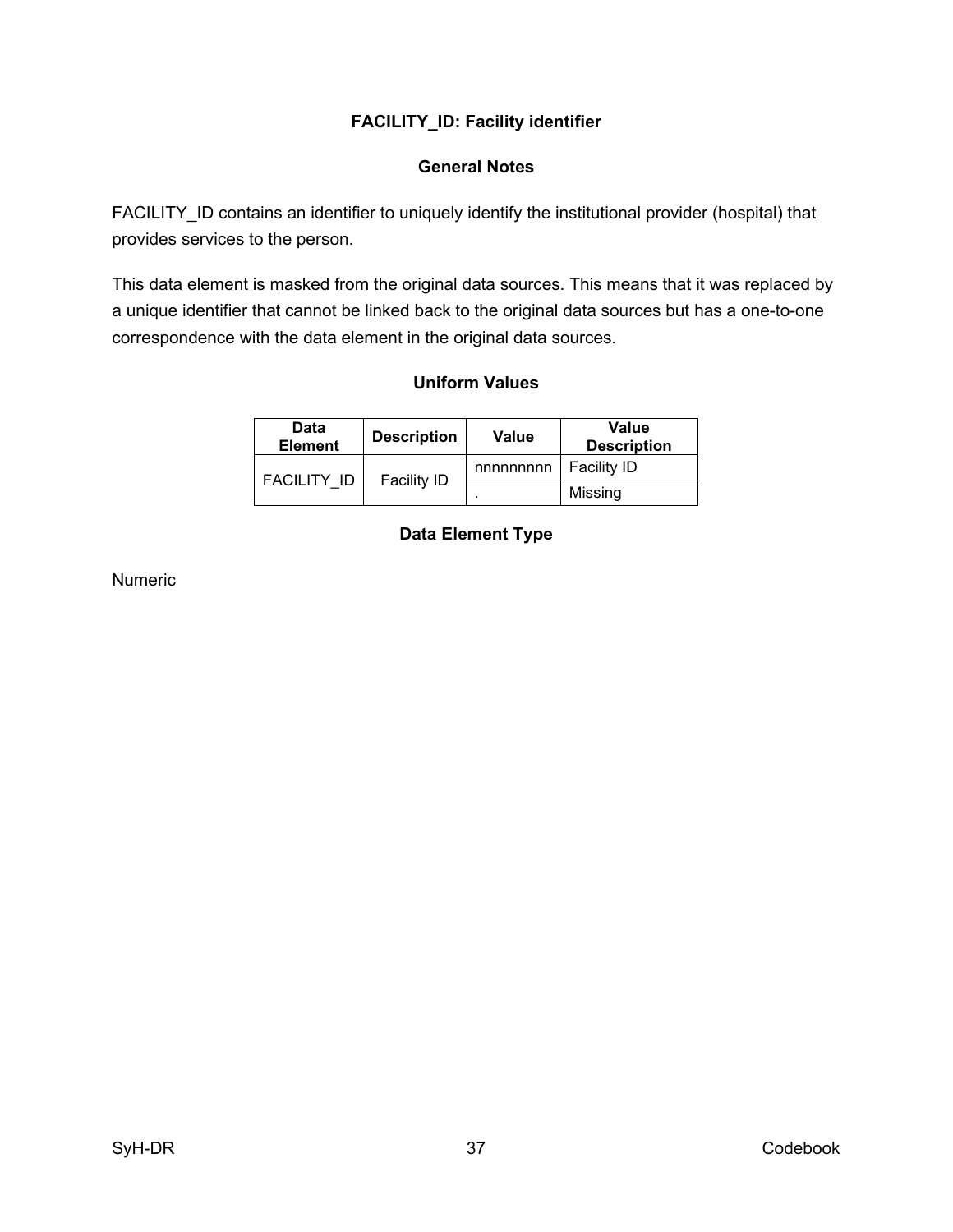## FACILITY_ID: Facility identifier

### General Notes

FACILITY_ID contains an identifier to uniquely identify the institutional provider (hospital) that provides services to the person.

This data element is masked from the original data sources. This means that it was replaced by a unique identifier that cannot be linked back to the original data sources but has a one-to-one correspondence with the data element in the original data sources.

### Uniform Values

| Data Element | Description | Value | Value Description |
|---|---|---|---|
| FACILITY_ID | Facility ID | nnnnnnnnn | Facility ID |
| | | . | Missing |

### Data Element Type

Numeric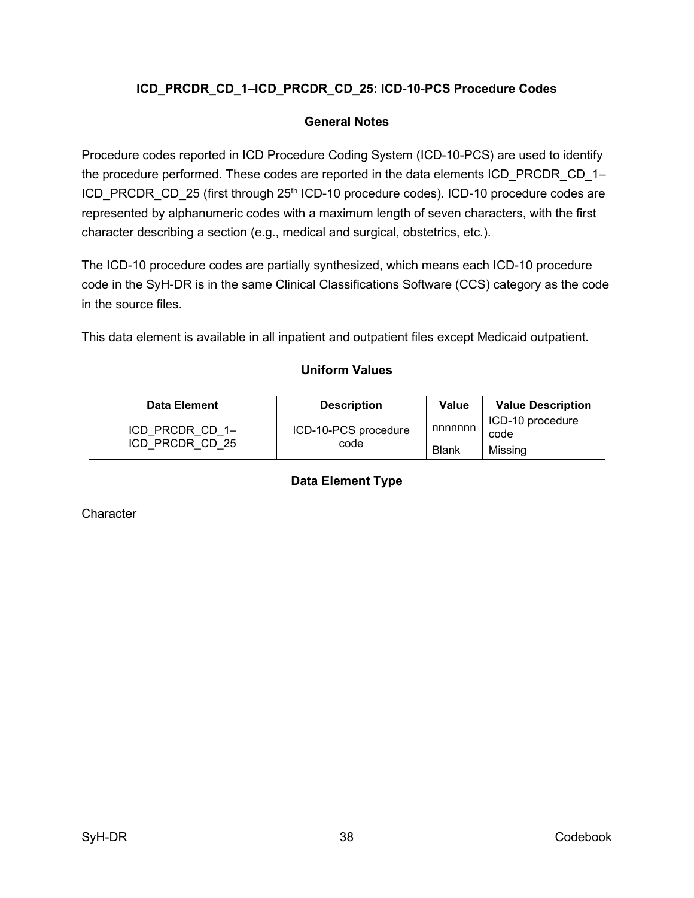### ICD_PRCDR_CD_1–ICD_PRCDR_CD_25: ICD-10-PCS Procedure Codes

#### General Notes

Procedure codes reported in ICD Procedure Coding System (ICD-10-PCS) are used to identify the procedure performed. These codes are reported in the data elements ICD_PRCDR_CD_1–ICD_PRCDR_CD_25 (first through 25th ICD-10 procedure codes). ICD-10 procedure codes are represented by alphanumeric codes with a maximum length of seven characters, with the first character describing a section (e.g., medical and surgical, obstetrics, etc.).

The ICD-10 procedure codes are partially synthesized, which means each ICD-10 procedure code in the SyH-DR is in the same Clinical Classifications Software (CCS) category as the code in the source files.

This data element is available in all inpatient and outpatient files except Medicaid outpatient.

#### Uniform Values

| Data Element | Description | Value | Value Description |
|---|---|---|---|
| ICD_PRCDR_CD_1–ICD_PRCDR_CD_25 | ICD-10-PCS procedure code | nnnnnnn | ICD-10 procedure code |
| | | Blank | Missing |

#### Data Element Type

Character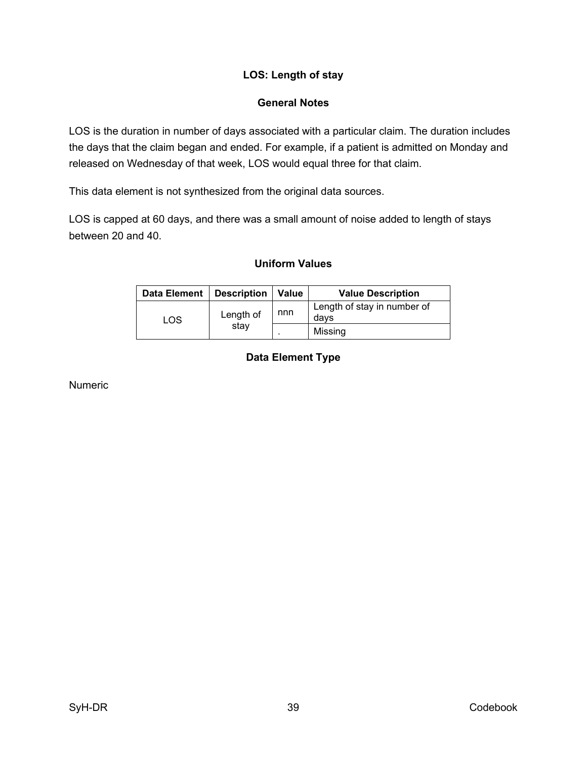## LOS: Length of stay

### General Notes

LOS is the duration in number of days associated with a particular claim. The duration includes the days that the claim began and ended. For example, if a patient is admitted on Monday and released on Wednesday of that week, LOS would equal three for that claim.

This data element is not synthesized from the original data sources.

LOS is capped at 60 days, and there was a small amount of noise added to length of stays between 20 and 40.

### Uniform Values

| Data Element | Description | Value | Value Description |
|---|---|---|---|
| LOS | Length of stay | nnn | Length of stay in number of days |
| | | . | Missing |

### Data Element Type

Numeric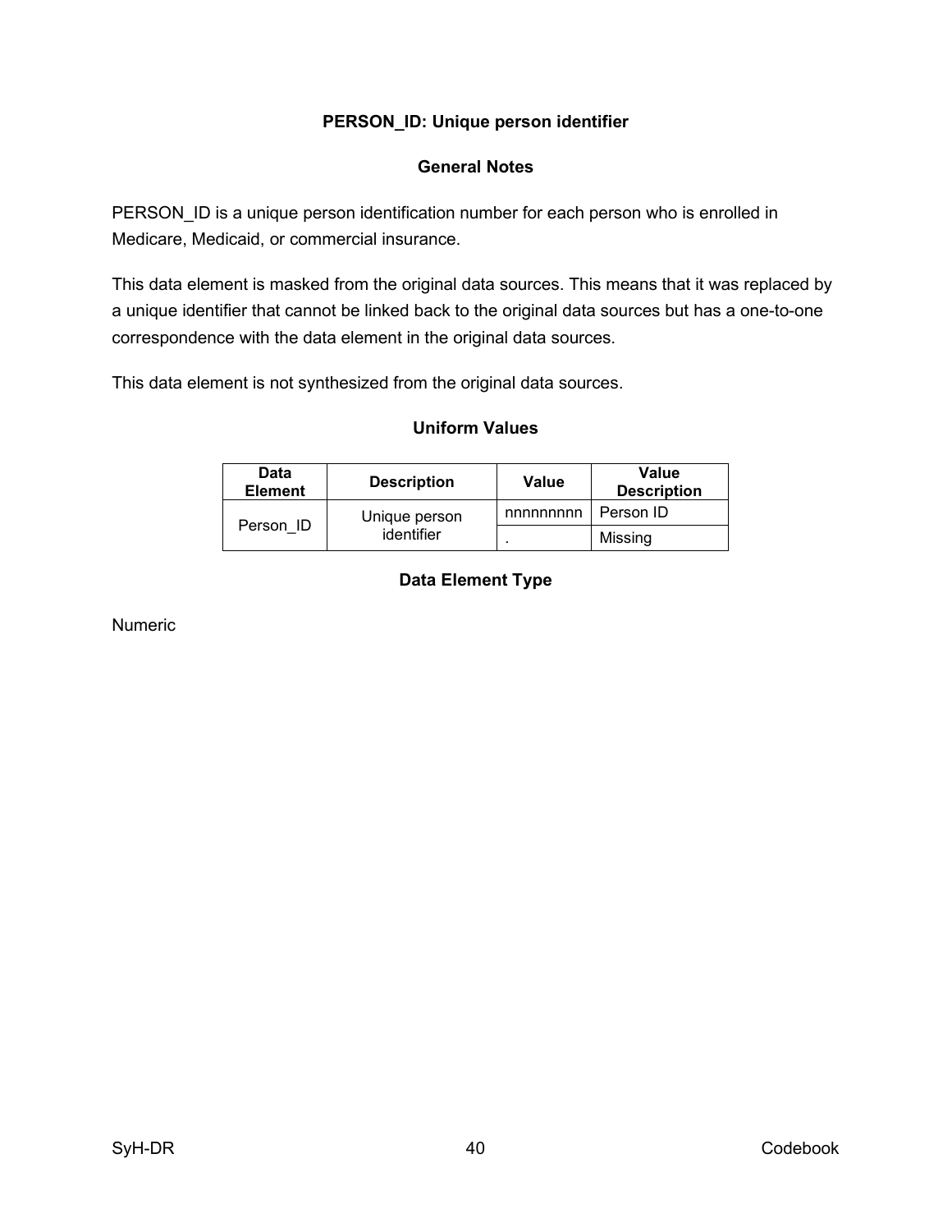### PERSON_ID: Unique person identifier

#### General Notes

PERSON_ID is a unique person identification number for each person who is enrolled in Medicare, Medicaid, or commercial insurance.

This data element is masked from the original data sources. This means that it was replaced by a unique identifier that cannot be linked back to the original data sources but has a one-to-one correspondence with the data element in the original data sources.

This data element is not synthesized from the original data sources.

#### Uniform Values

| Data Element | Description | Value | Value Description |
|---|---|---|---|
| Person_ID | Unique person identifier | nnnnnnnnn | Person ID |
| | | . | Missing |

#### Data Element Type

Numeric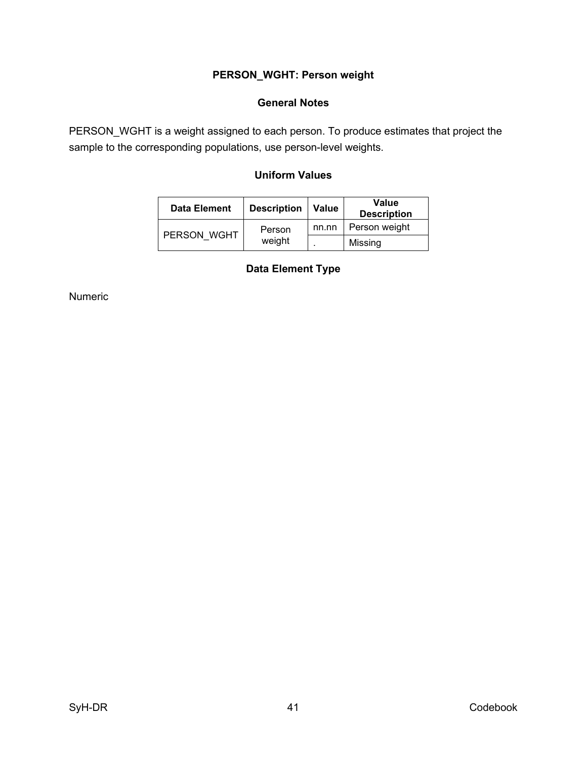## PERSON_WGHT: Person weight

### General Notes

PERSON_WGHT is a weight assigned to each person. To produce estimates that project the sample to the corresponding populations, use person-level weights.

### Uniform Values

| Data Element | Description | Value | Value Description |
|---|---|---|---|
| PERSON_WGHT | Person weight | nn.nn | Person weight |
| | | . | Missing |

### Data Element Type

Numeric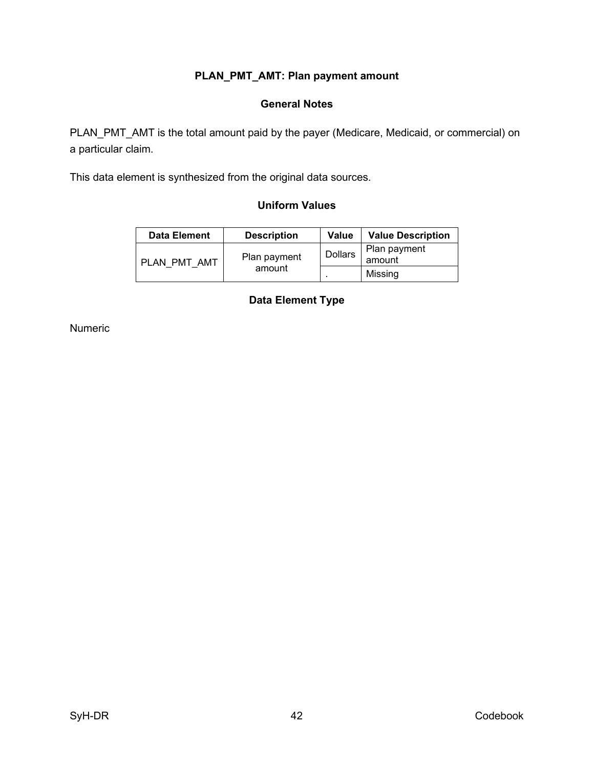## PLAN_PMT_AMT: Plan payment amount

### General Notes

PLAN_PMT_AMT is the total amount paid by the payer (Medicare, Medicaid, or commercial) on a particular claim.

This data element is synthesized from the original data sources.

### Uniform Values

| Data Element | Description | Value | Value Description |
|---|---|---|---|
| PLAN_PMT_AMT | Plan payment amount | Dollars | Plan payment amount |
| | | . | Missing |

### Data Element Type

Numeric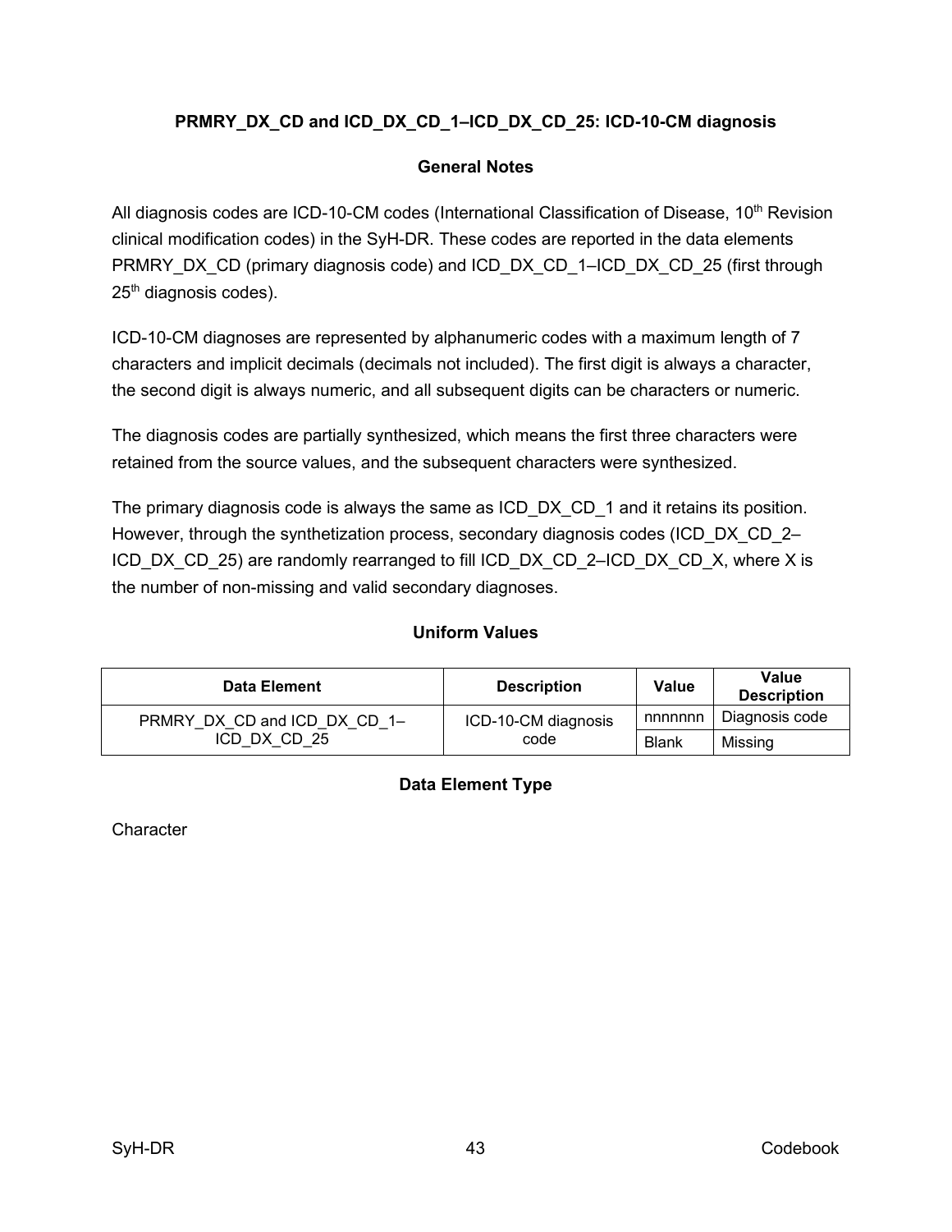### PRMRY_DX_CD and ICD_DX_CD_1–ICD_DX_CD_25: ICD-10-CM diagnosis

#### General Notes

All diagnosis codes are ICD-10-CM codes (International Classification of Disease, 10th Revision clinical modification codes) in the SyH-DR. These codes are reported in the data elements PRMRY_DX_CD (primary diagnosis code) and ICD_DX_CD_1–ICD_DX_CD_25 (first through 25th diagnosis codes).

ICD-10-CM diagnoses are represented by alphanumeric codes with a maximum length of 7 characters and implicit decimals (decimals not included). The first digit is always a character, the second digit is always numeric, and all subsequent digits can be characters or numeric.

The diagnosis codes are partially synthesized, which means the first three characters were retained from the source values, and the subsequent characters were synthesized.

The primary diagnosis code is always the same as ICD_DX_CD_1 and it retains its position. However, through the synthetization process, secondary diagnosis codes (ICD_DX_CD_2–ICD_DX_CD_25) are randomly rearranged to fill ICD_DX_CD_2–ICD_DX_CD_X, where X is the number of non-missing and valid secondary diagnoses.

#### Uniform Values

| Data Element | Description | Value | Value Description |
|---|---|---|---|
| PRMRY_DX_CD and ICD_DX_CD_1–ICD_DX_CD_25 | ICD-10-CM diagnosis code | nnnnnnn | Diagnosis code |
| | | Blank | Missing |

#### Data Element Type

Character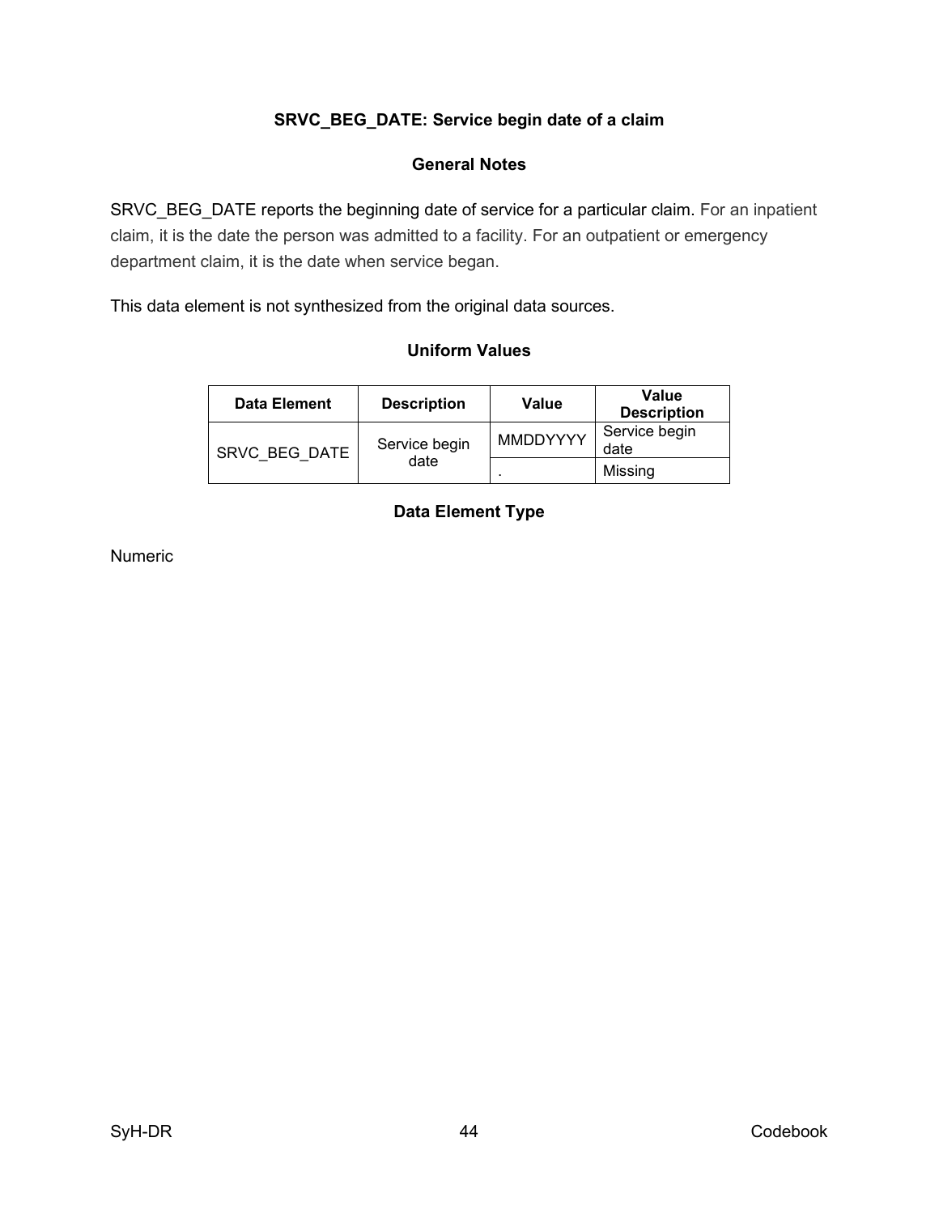### SRVC_BEG_DATE: Service begin date of a claim

#### General Notes

SRVC_BEG_DATE reports the beginning date of service for a particular claim. For an inpatient claim, it is the date the person was admitted to a facility. For an outpatient or emergency department claim, it is the date when service began.

This data element is not synthesized from the original data sources.

#### Uniform Values

| Data Element | Description | Value | Value Description |
|---|---|---|---|
| SRVC_BEG_DATE | Service begin date | MMDDYYYY | Service begin date |
| | | . | Missing |

#### Data Element Type

Numeric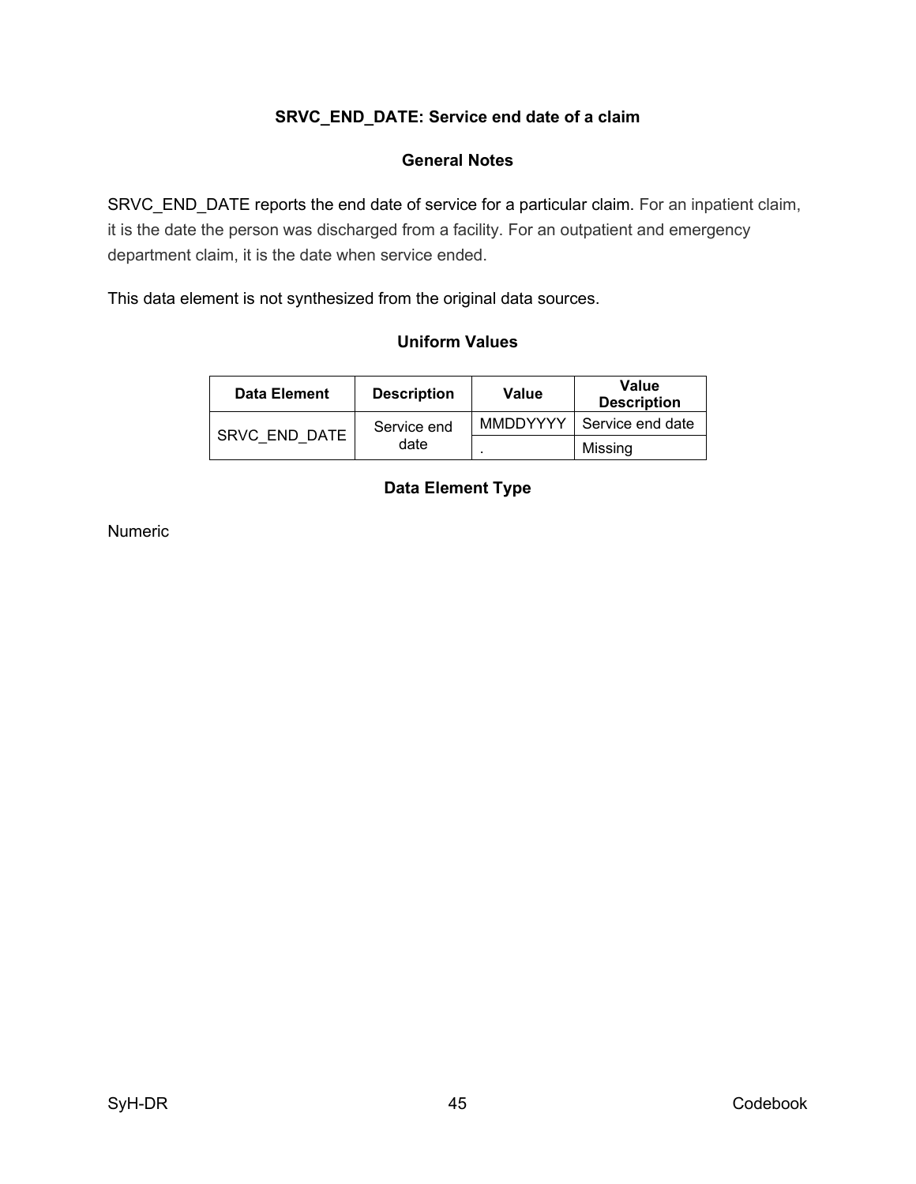### SRVC_END_DATE: Service end date of a claim

#### General Notes

SRVC_END_DATE reports the end date of service for a particular claim. For an inpatient claim, it is the date the person was discharged from a facility. For an outpatient and emergency department claim, it is the date when service ended.

This data element is not synthesized from the original data sources.

#### Uniform Values

| Data Element | Description | Value | Value Description |
|---|---|---|---|
| SRVC_END_DATE | Service end date | MMDDYYYY | Service end date |
| | | . | Missing |

#### Data Element Type

Numeric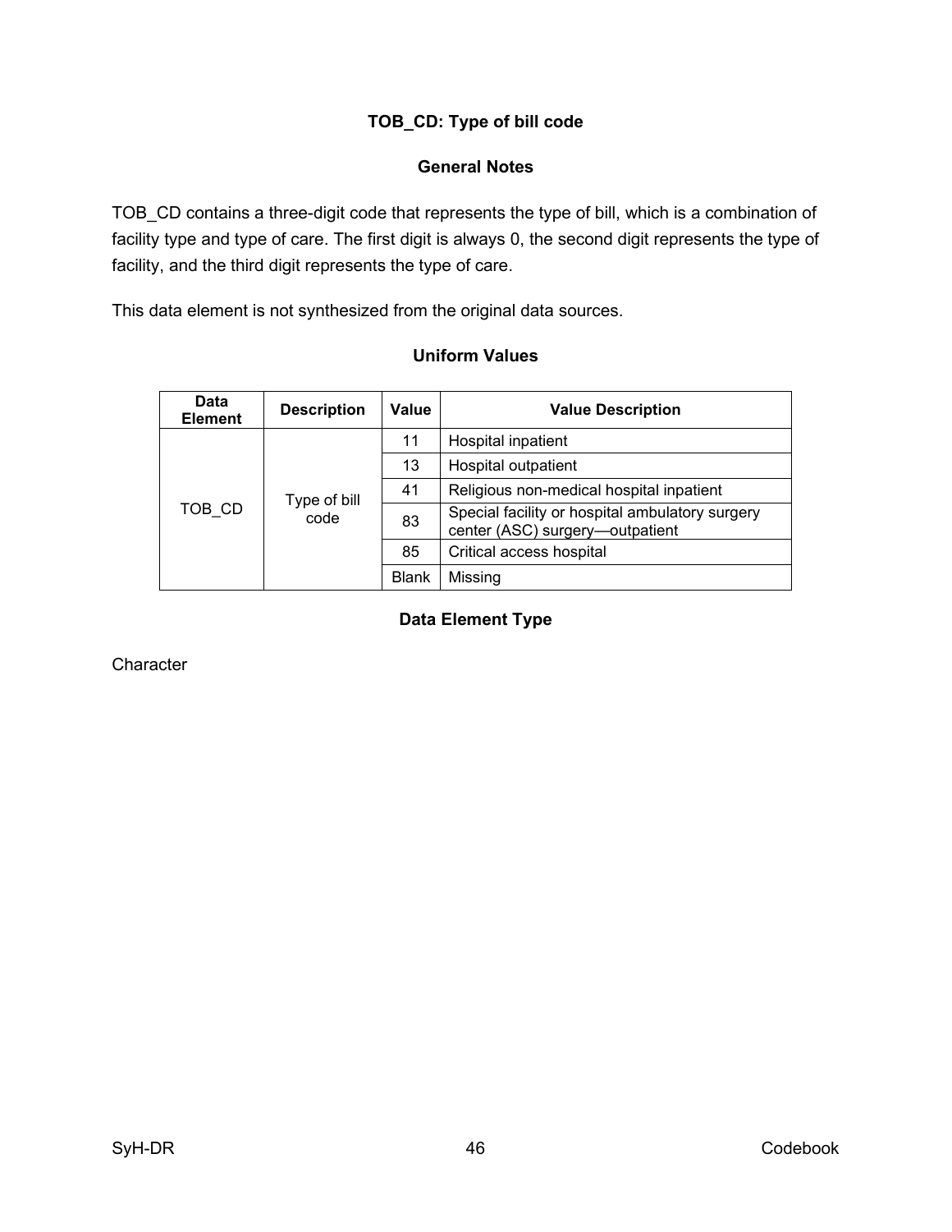## TOB_CD: Type of bill code

### General Notes

TOB_CD contains a three-digit code that represents the type of bill, which is a combination of facility type and type of care. The first digit is always 0, the second digit represents the type of facility, and the third digit represents the type of care.

This data element is not synthesized from the original data sources.

### Uniform Values

| Data Element | Description | Value | Value Description |
|---|---|---|---|
| TOB_CD | Type of bill code | 11 | Hospital inpatient |
| | | 13 | Hospital outpatient |
| | | 41 | Religious non-medical hospital inpatient |
| | | 83 | Special facility or hospital ambulatory surgery center (ASC) surgery—outpatient |
| | | 85 | Critical access hospital |
| | | Blank | Missing |

### Data Element Type

Character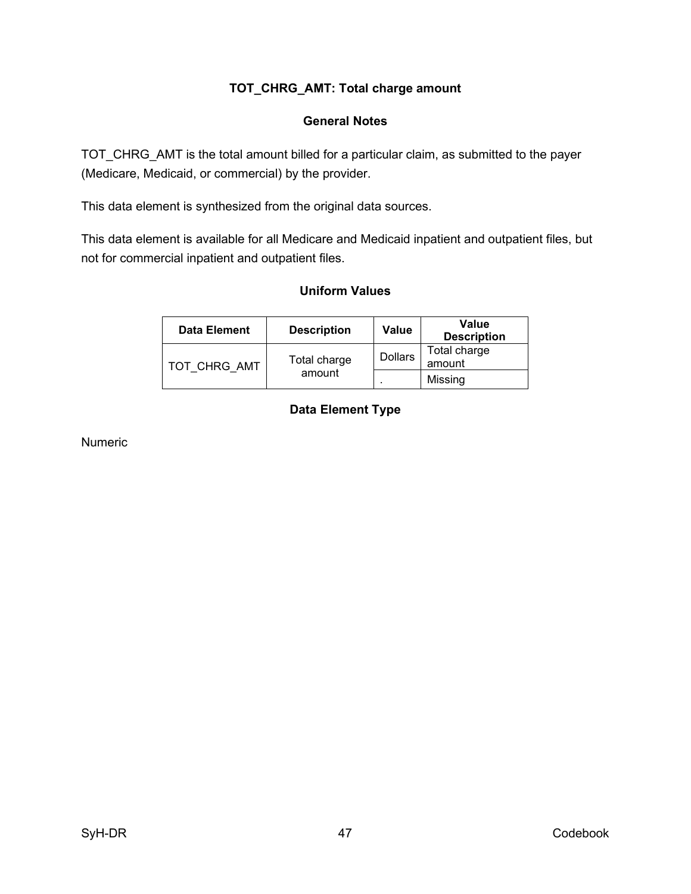### TOT_CHRG_AMT: Total charge amount

#### General Notes

TOT_CHRG_AMT is the total amount billed for a particular claim, as submitted to the payer (Medicare, Medicaid, or commercial) by the provider.

This data element is synthesized from the original data sources.

This data element is available for all Medicare and Medicaid inpatient and outpatient files, but not for commercial inpatient and outpatient files.

#### Uniform Values

| Data Element | Description | Value | Value Description |
|---|---|---|---|
| TOT_CHRG_AMT | Total charge amount | Dollars | Total charge amount |
| | | . | Missing |

#### Data Element Type

Numeric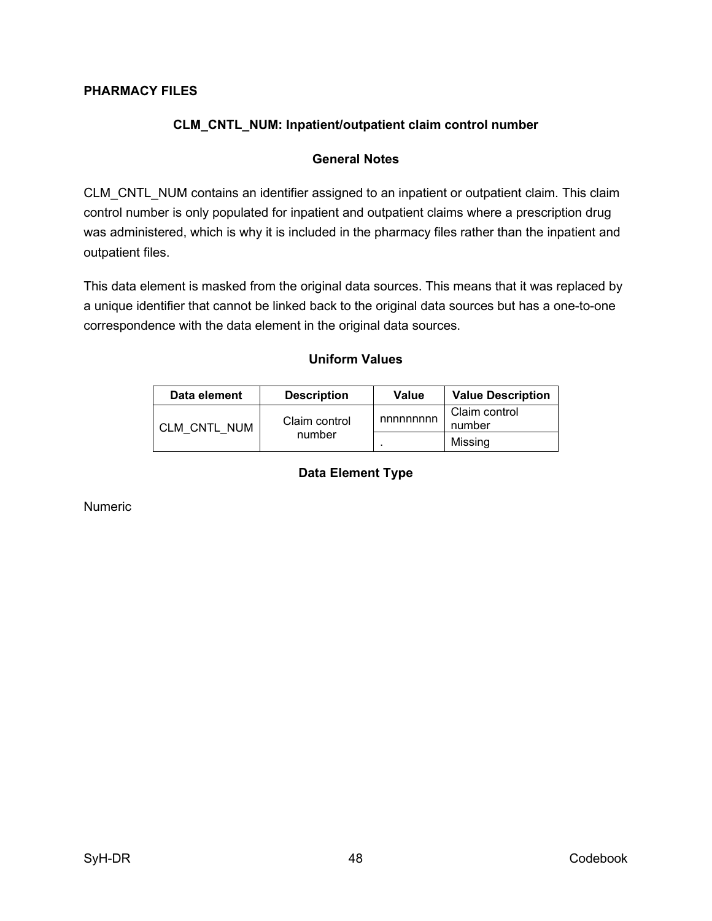## PHARMACY FILES

### CLM_CNTL_NUM: Inpatient/outpatient claim control number

#### General Notes

CLM_CNTL_NUM contains an identifier assigned to an inpatient or outpatient claim. This claim control number is only populated for inpatient and outpatient claims where a prescription drug was administered, which is why it is included in the pharmacy files rather than the inpatient and outpatient files.

This data element is masked from the original data sources. This means that it was replaced by a unique identifier that cannot be linked back to the original data sources but has a one-to-one correspondence with the data element in the original data sources.

#### Uniform Values

| Data element | Description | Value | Value Description |
|---|---|---|---|
| CLM_CNTL_NUM | Claim control number | nnnnnnnnn | Claim control number |
| | | . | Missing |

#### Data Element Type

Numeric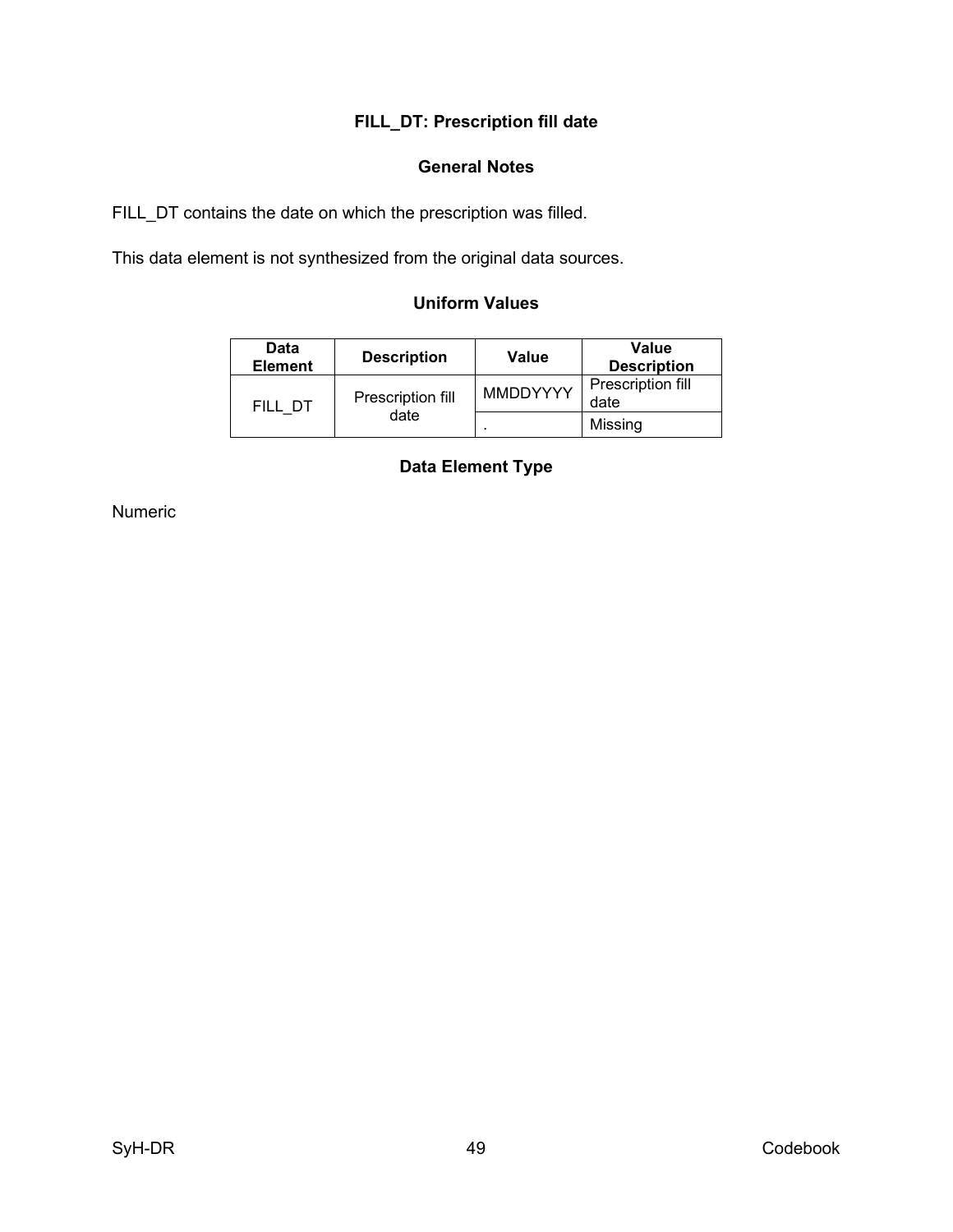# FILL_DT: Prescription fill date

## General Notes

FILL_DT contains the date on which the prescription was filled.

This data element is not synthesized from the original data sources.

## Uniform Values

| Data Element | Description | Value | Value Description |
|---|---|---|---|
| FILL_DT | Prescription fill date | MMDDYYYY | Prescription fill date |
| | | . | Missing |

## Data Element Type

Numeric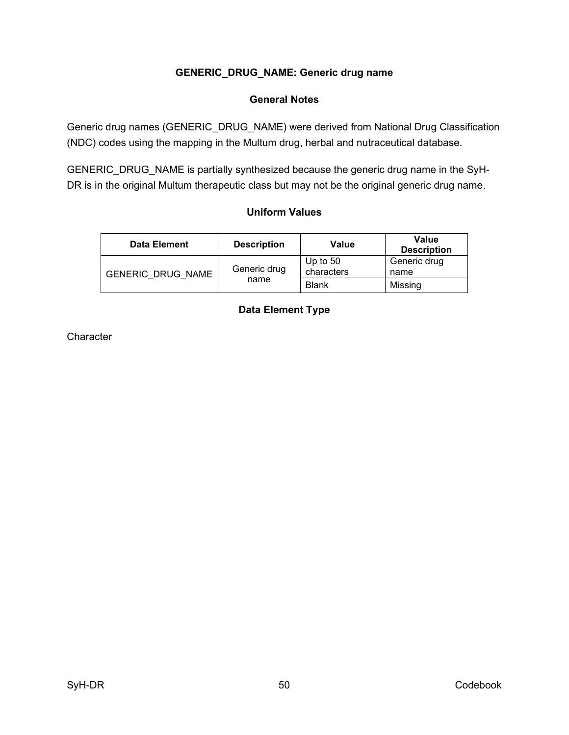## GENERIC_DRUG_NAME: Generic drug name

### General Notes

Generic drug names (GENERIC_DRUG_NAME) were derived from National Drug Classification (NDC) codes using the mapping in the Multum drug, herbal and nutraceutical database.

GENERIC_DRUG_NAME is partially synthesized because the generic drug name in the SyH-DR is in the original Multum therapeutic class but may not be the original generic drug name.

### Uniform Values

| Data Element | Description | Value | Value Description |
|---|---|---|---|
| GENERIC_DRUG_NAME | Generic drug name | Up to 50 characters | Generic drug name |
| | | Blank | Missing |

### Data Element Type

Character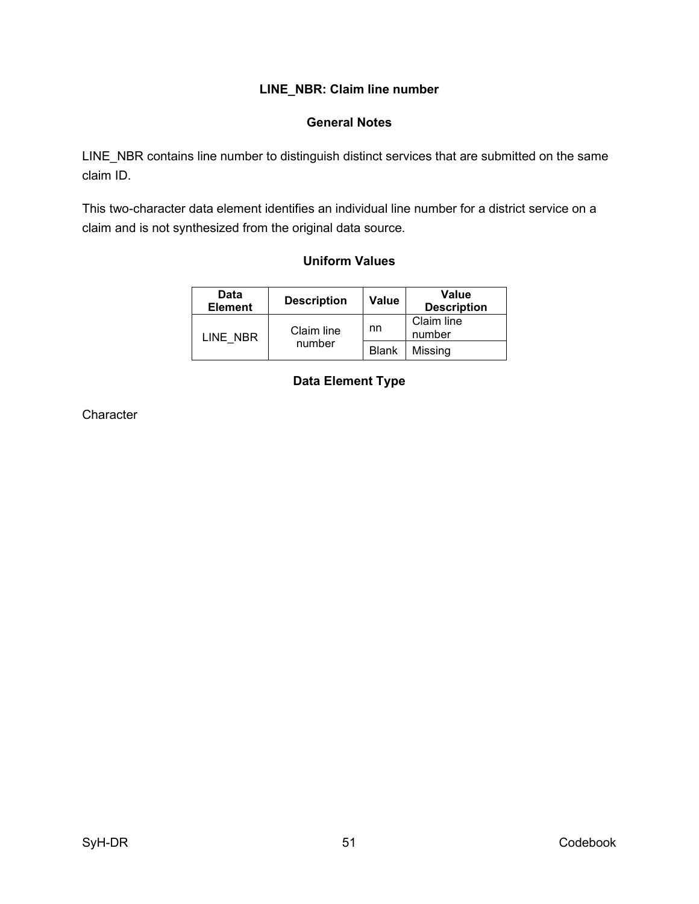## LINE_NBR: Claim line number

### General Notes

LINE_NBR contains line number to distinguish distinct services that are submitted on the same claim ID.

This two-character data element identifies an individual line number for a district service on a claim and is not synthesized from the original data source.

### Uniform Values

| Data Element | Description | Value | Value Description |
|---|---|---|---|
| LINE_NBR | Claim line number | nn | Claim line number |
| | | Blank | Missing |

### Data Element Type

Character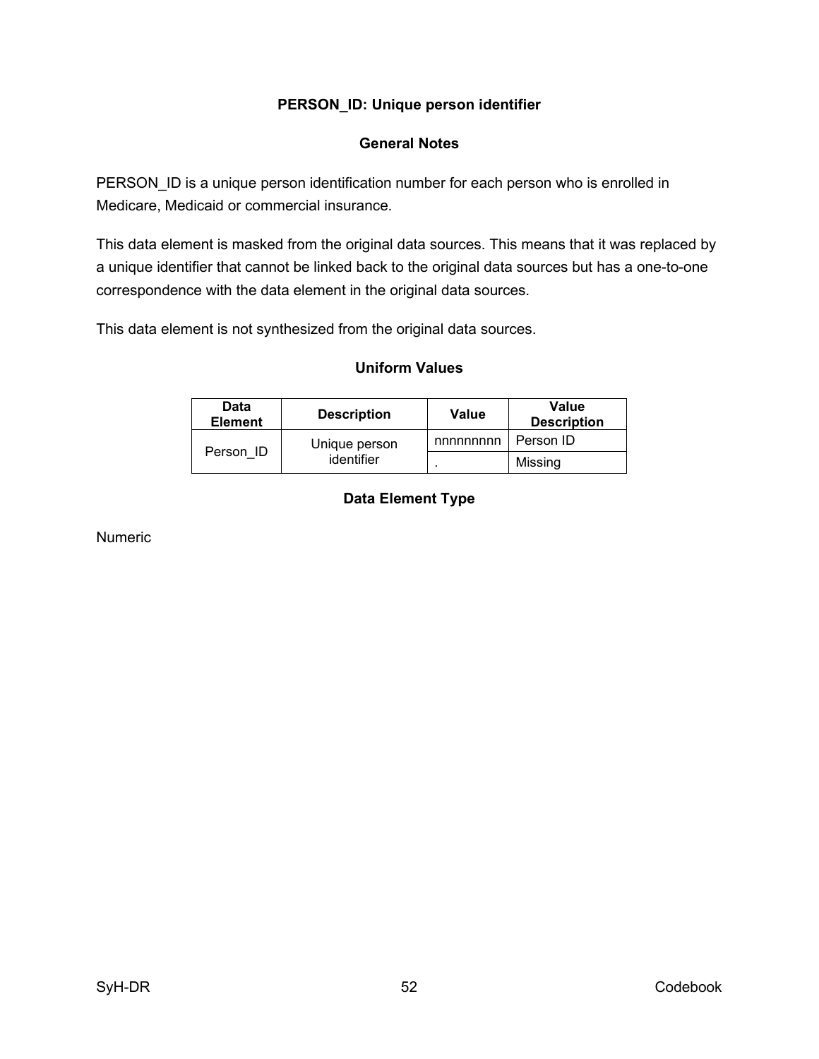### PERSON_ID: Unique person identifier

#### General Notes

PERSON_ID is a unique person identification number for each person who is enrolled in Medicare, Medicaid or commercial insurance.

This data element is masked from the original data sources. This means that it was replaced by a unique identifier that cannot be linked back to the original data sources but has a one-to-one correspondence with the data element in the original data sources.

This data element is not synthesized from the original data sources.

#### Uniform Values

| Data Element | Description | Value | Value Description |
|---|---|---|---|
| Person_ID | Unique person identifier | nnnnnnnnn | Person ID |
| | | . | Missing |

#### Data Element Type

Numeric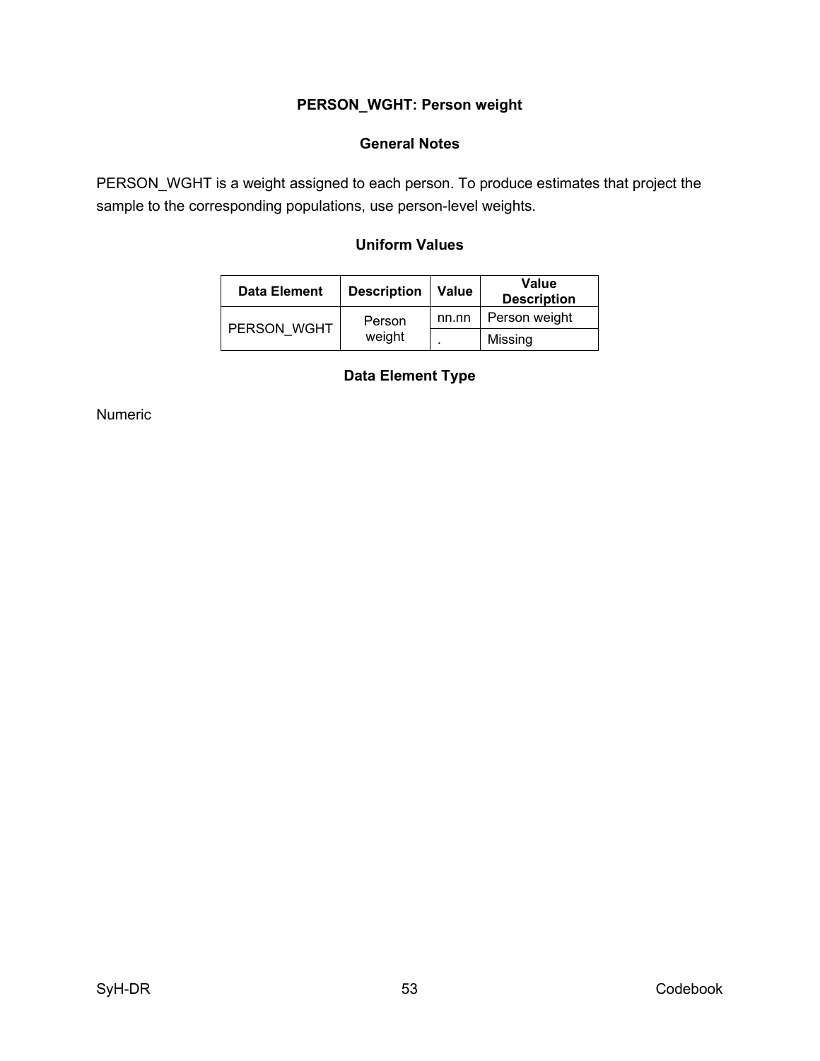## PERSON_WGHT: Person weight

### General Notes

PERSON_WGHT is a weight assigned to each person. To produce estimates that project the sample to the corresponding populations, use person-level weights.

### Uniform Values

| Data Element | Description | Value | Value Description |
|---|---|---|---|
| PERSON_WGHT | Person weight | nn.nn | Person weight |
| | | . | Missing |

### Data Element Type

Numeric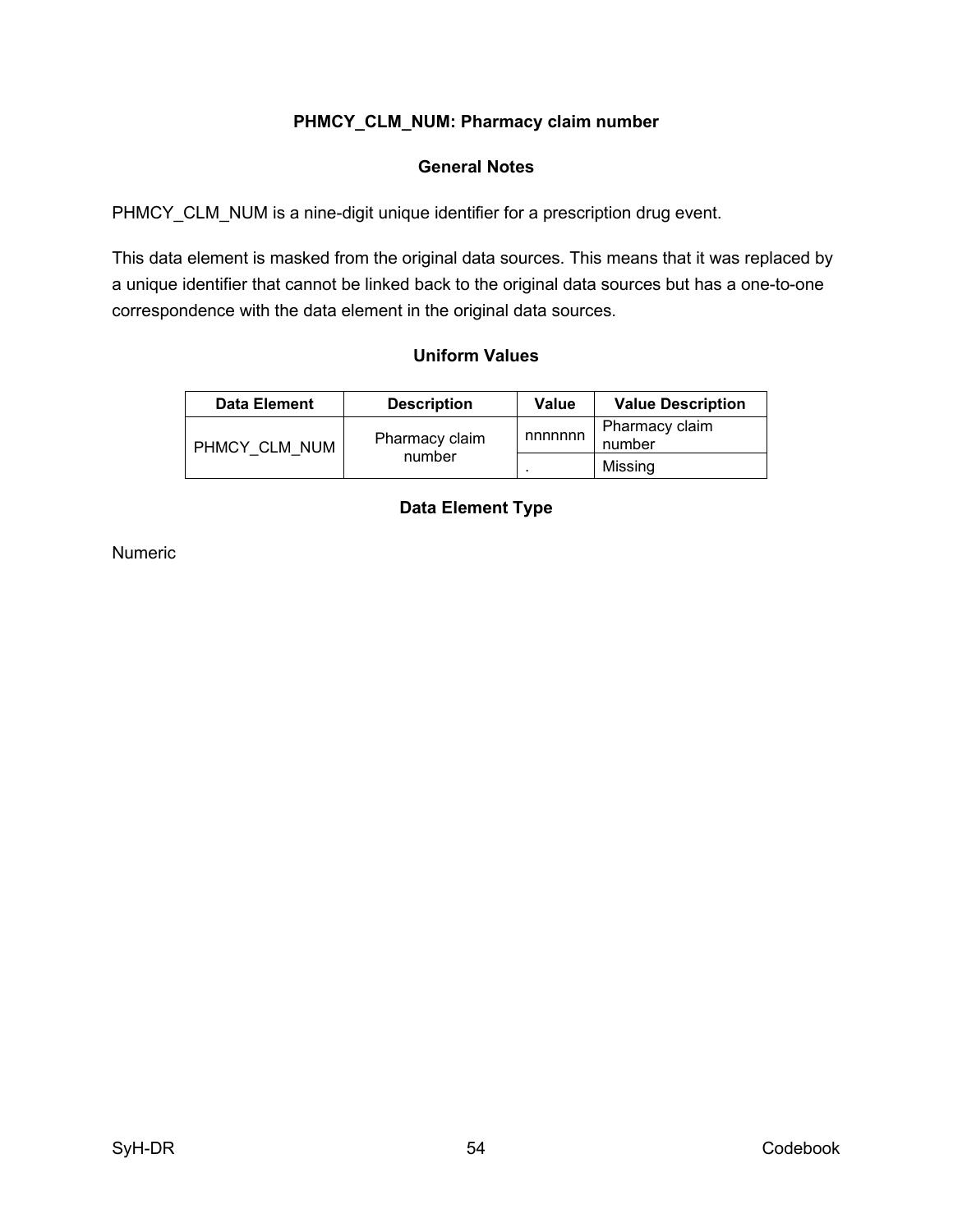## PHMCY_CLM_NUM: Pharmacy claim number

### General Notes

PHMCY_CLM_NUM is a nine-digit unique identifier for a prescription drug event.

This data element is masked from the original data sources. This means that it was replaced by a unique identifier that cannot be linked back to the original data sources but has a one-to-one correspondence with the data element in the original data sources.

### Uniform Values

| Data Element | Description | Value | Value Description |
|---|---|---|---|
| PHMCY_CLM_NUM | Pharmacy claim number | nnnnnnn | Pharmacy claim number |
| | | . | Missing |

### Data Element Type

Numeric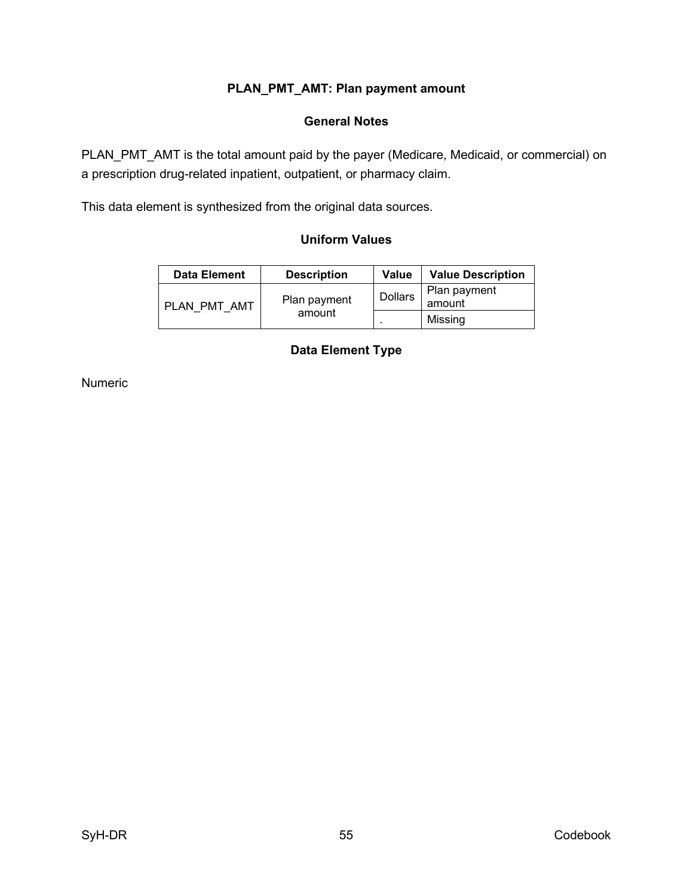## PLAN_PMT_AMT: Plan payment amount

### General Notes

PLAN_PMT_AMT is the total amount paid by the payer (Medicare, Medicaid, or commercial) on a prescription drug-related inpatient, outpatient, or pharmacy claim.

This data element is synthesized from the original data sources.

### Uniform Values

| Data Element | Description | Value | Value Description |
|---|---|---|---|
| PLAN_PMT_AMT | Plan payment amount | Dollars | Plan payment amount |
| | | . | Missing |

### Data Element Type

Numeric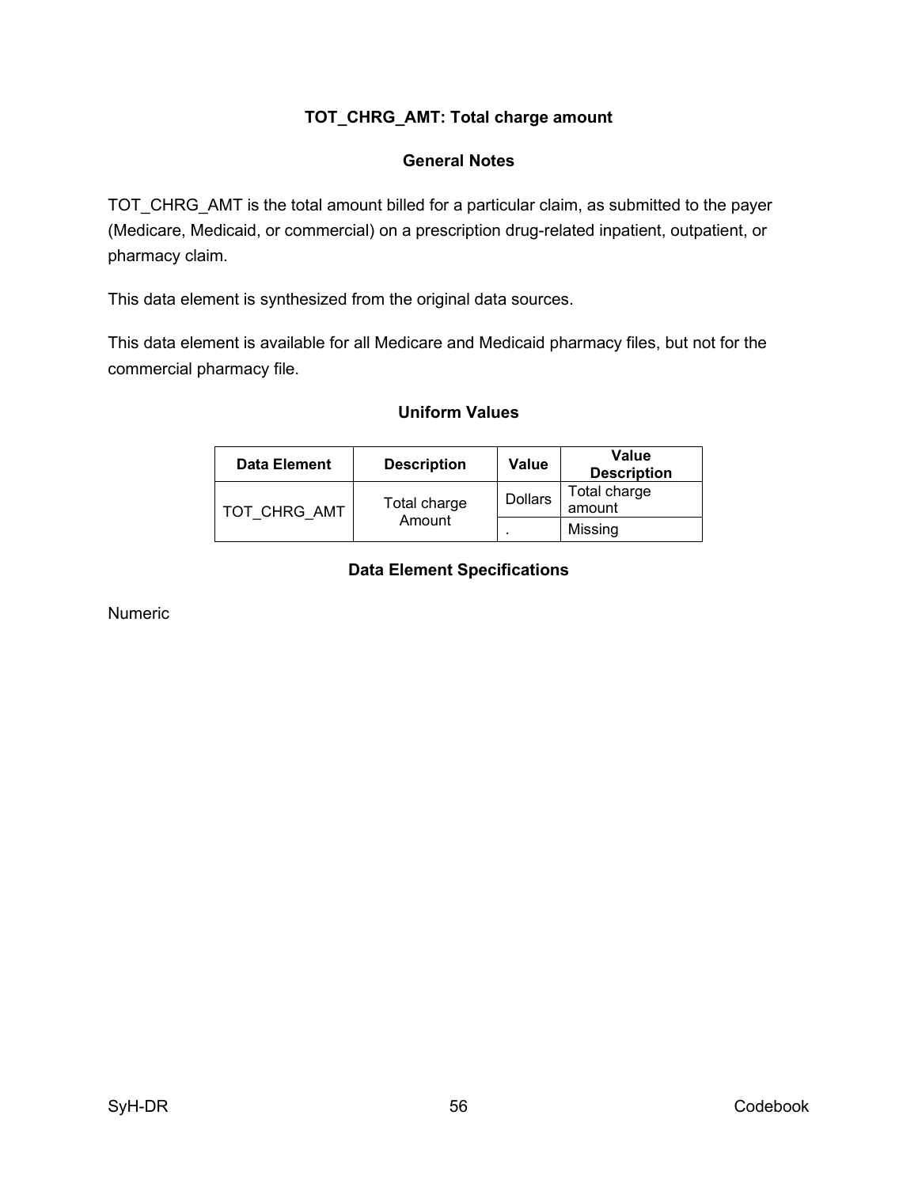### TOT_CHRG_AMT: Total charge amount

#### General Notes

TOT_CHRG_AMT is the total amount billed for a particular claim, as submitted to the payer (Medicare, Medicaid, or commercial) on a prescription drug-related inpatient, outpatient, or pharmacy claim.

This data element is synthesized from the original data sources.

This data element is available for all Medicare and Medicaid pharmacy files, but not for the commercial pharmacy file.

#### Uniform Values

| Data Element | Description | Value | Value Description |
|---|---|---|---|
| TOT_CHRG_AMT | Total charge Amount | Dollars | Total charge amount |
| | | . | Missing |

#### Data Element Specifications

Numeric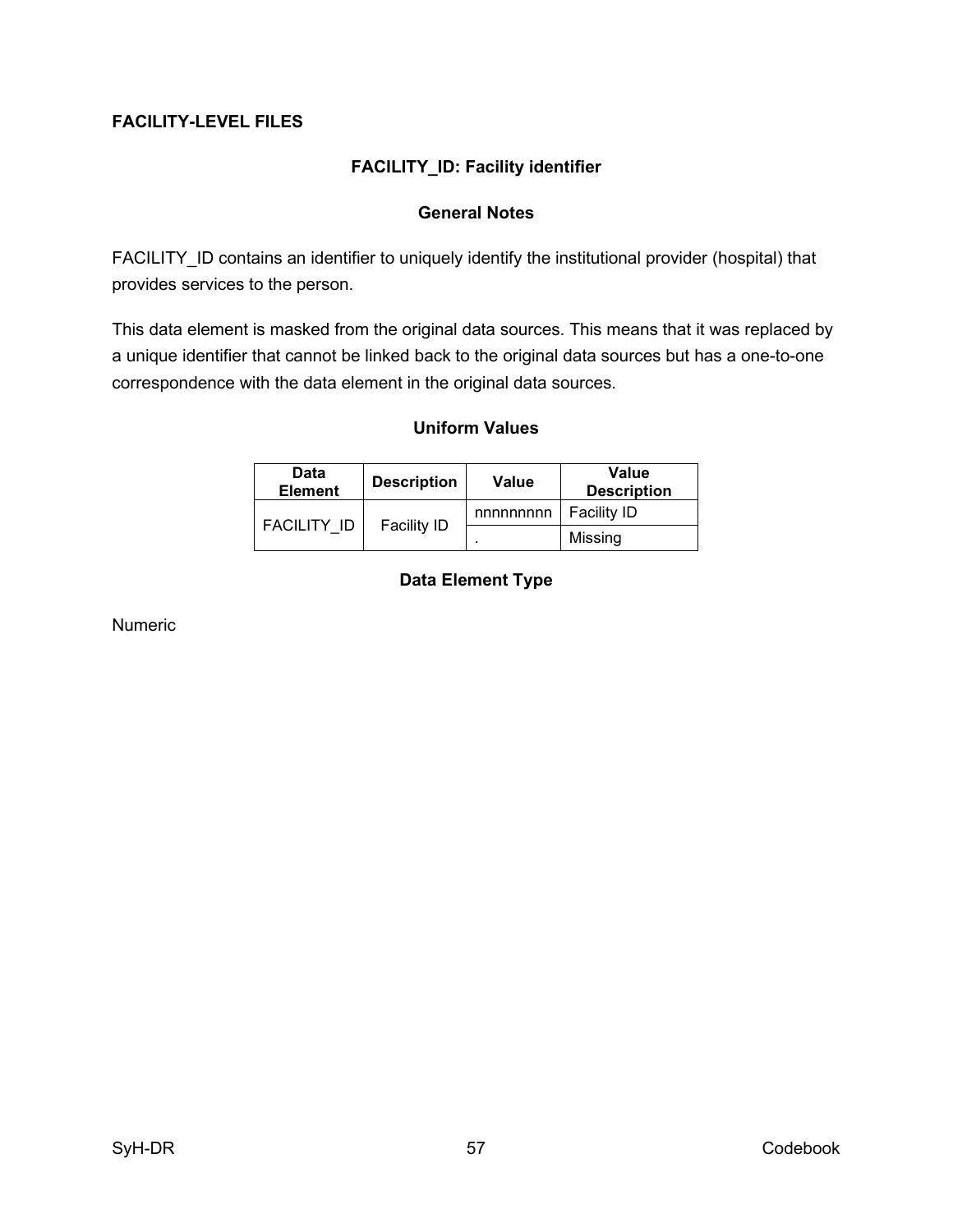**FACILITY-LEVEL FILES**

## FACILITY_ID: Facility identifier

### General Notes

FACILITY_ID contains an identifier to uniquely identify the institutional provider (hospital) that provides services to the person.

This data element is masked from the original data sources. This means that it was replaced by a unique identifier that cannot be linked back to the original data sources but has a one-to-one correspondence with the data element in the original data sources.

### Uniform Values

| Data Element | Description | Value | Value Description |
|---|---|---|---|
| FACILITY_ID | Facility ID | nnnnnnnnn | Facility ID |
| | | . | Missing |

### Data Element Type

Numeric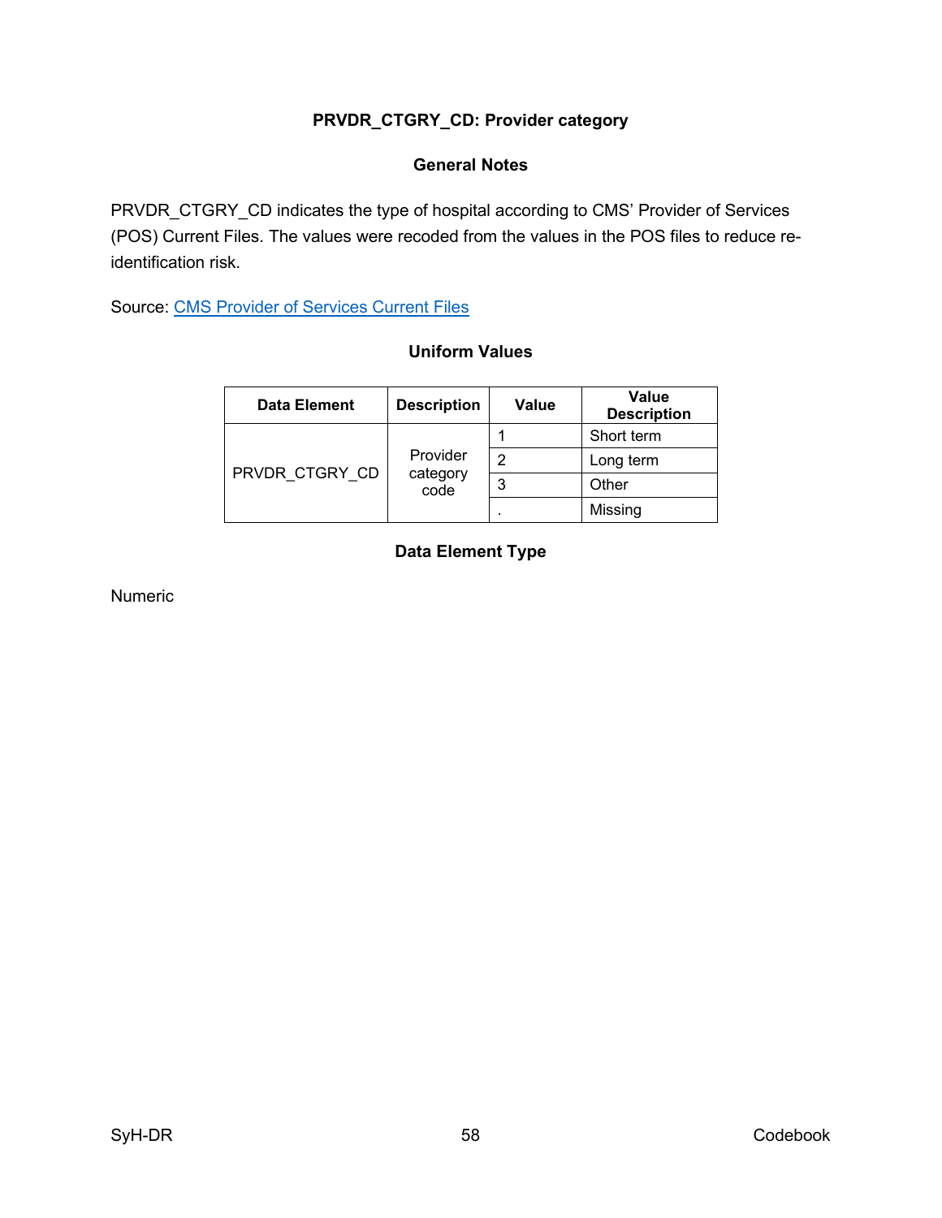## PRVDR_CTGRY_CD: Provider category

### General Notes

PRVDR_CTGRY_CD indicates the type of hospital according to CMS' Provider of Services (POS) Current Files. The values were recoded from the values in the POS files to reduce re-identification risk.

Source: CMS Provider of Services Current Files

### Uniform Values

| Data Element | Description | Value | Value Description |
|---|---|---|---|
| PRVDR_CTGRY_CD | Provider category code | 1 | Short term |
| | | 2 | Long term |
| | | 3 | Other |
| | | . | Missing |

### Data Element Type

Numeric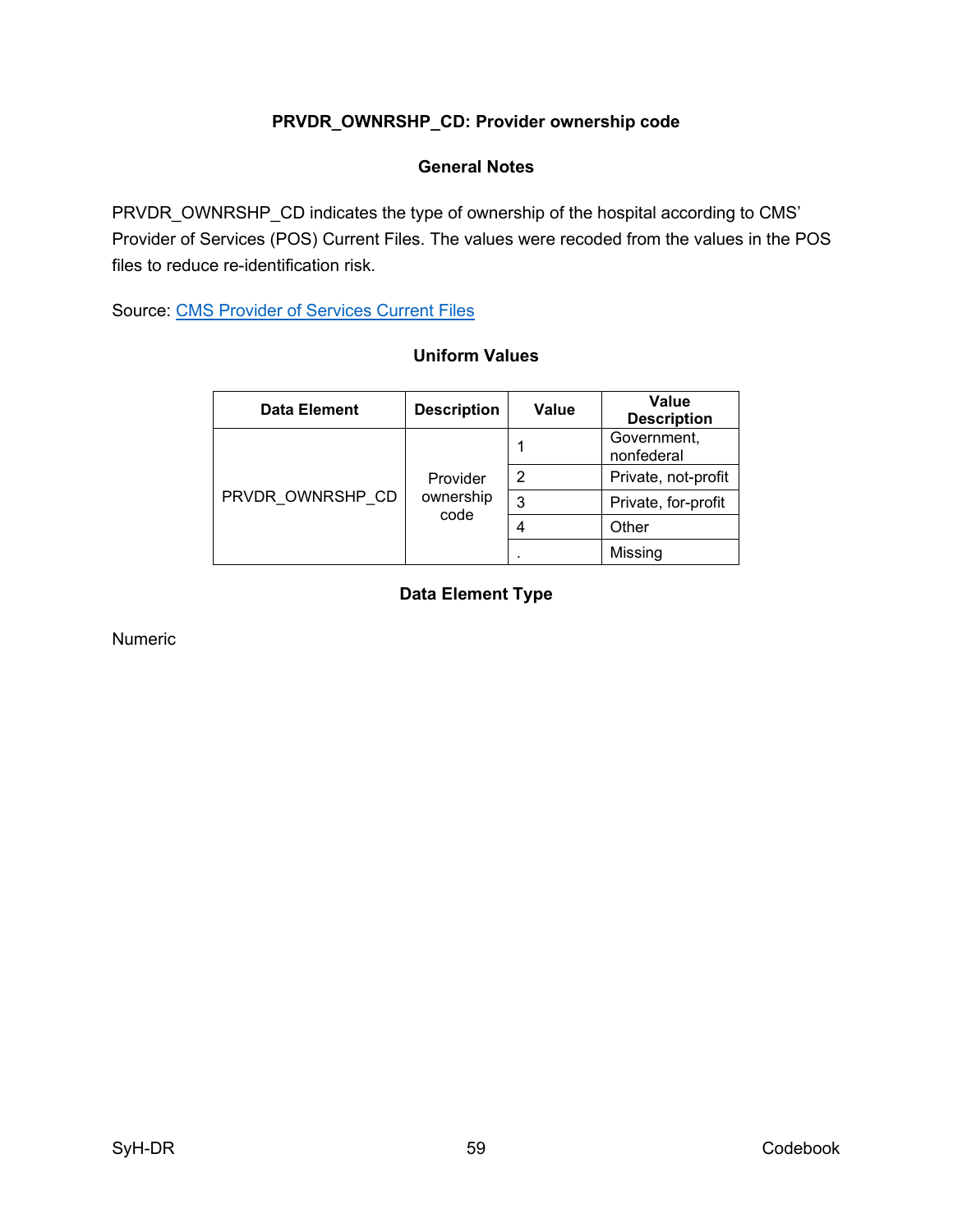### PRVDR_OWNRSHP_CD: Provider ownership code

#### General Notes

PRVDR_OWNRSHP_CD indicates the type of ownership of the hospital according to CMS' Provider of Services (POS) Current Files. The values were recoded from the values in the POS files to reduce re-identification risk.

Source: CMS Provider of Services Current Files

#### Uniform Values

| Data Element | Description | Value | Value Description |
|---|---|---|---|
| PRVDR_OWNRSHP_CD | Provider ownership code | 1 | Government, nonfederal |
| | | 2 | Private, not-profit |
| | | 3 | Private, for-profit |
| | | 4 | Other |
| | | . | Missing |

#### Data Element Type

Numeric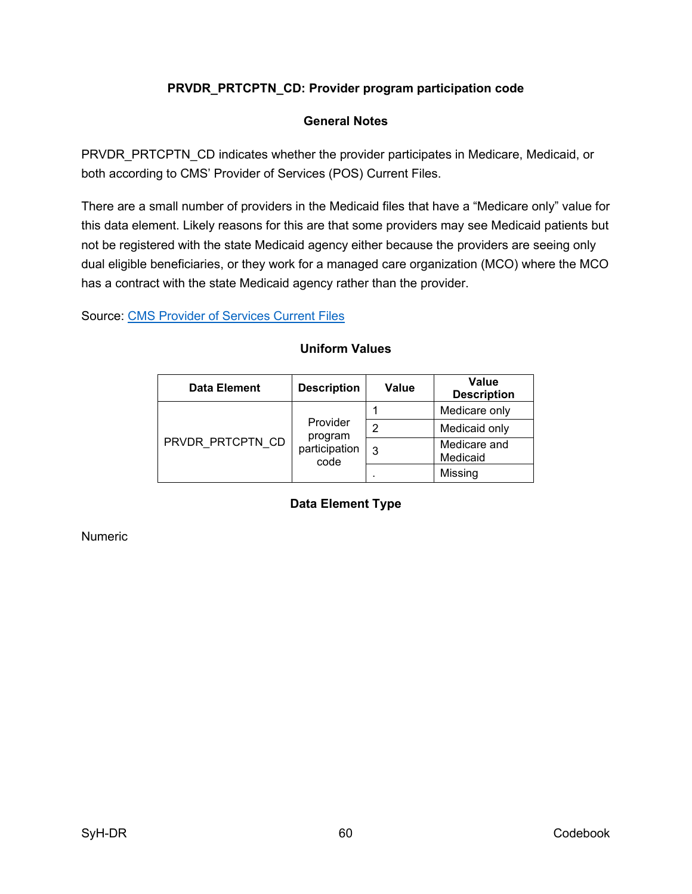## PRVDR_PRTCPTN_CD: Provider program participation code

### General Notes

PRVDR_PRTCPTN_CD indicates whether the provider participates in Medicare, Medicaid, or both according to CMS' Provider of Services (POS) Current Files.

There are a small number of providers in the Medicaid files that have a "Medicare only" value for this data element. Likely reasons for this are that some providers may see Medicaid patients but not be registered with the state Medicaid agency either because the providers are seeing only dual eligible beneficiaries, or they work for a managed care organization (MCO) where the MCO has a contract with the state Medicaid agency rather than the provider.

Source: [CMS Provider of Services Current Files]

### Uniform Values

| Data Element | Description | Value | Value Description |
|---|---|---|---|
| PRVDR_PRTCPTN_CD | Provider program participation code | 1 | Medicare only |
| | | 2 | Medicaid only |
| | | 3 | Medicare and Medicaid |
| | | . | Missing |

### Data Element Type

Numeric